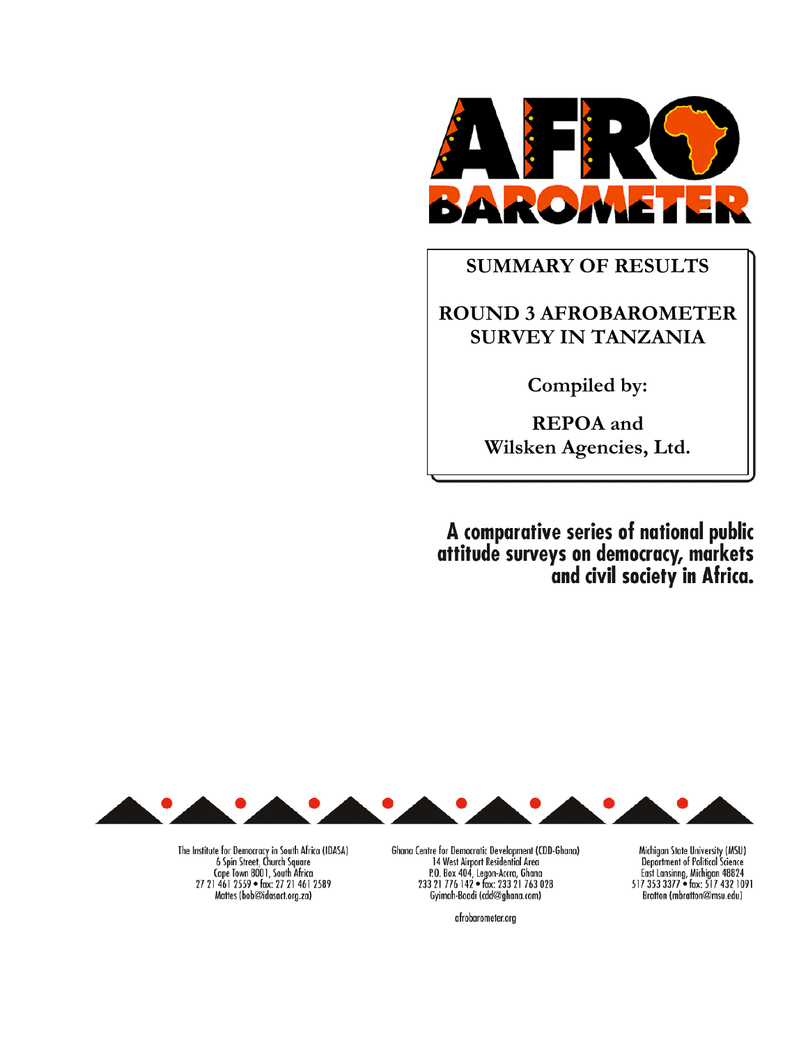AFRO BAROMETER

# SUMMARY OF RESULTS

# ROUND 3 AFROBAROMETER SURVEY IN TANZANIA

**Compiled by:**

**REPOA and Wilsken Agencies, Ltd.**

**A comparative series of national public attitude surveys on democracy, markets and civil society in Africa.**

The Institute for Democracy in South Africa (IDASA)
6 Spin Street, Church Square
Cape Town 8001, South Africa
27 21 461 2559 • fax: 27 21 461 2589
Mattes (bob@idasact.org.za)

Ghana Centre for Democratic Development (CDD-Ghana)
14 West Airport Residential Area
P.O. Box 404, Legon-Accra, Ghana
233 21 776 142 • fax: 233 21 763 028
Gyimah-Boadi (cdd@ghana.com)

Michigan State University (MSU)
Department of Political Science
East Lansinng, Michigan 48824
517 353 3377 • fax: 517 432 1091
Bratton (mbratton@msu.edu)

afrobarometer.org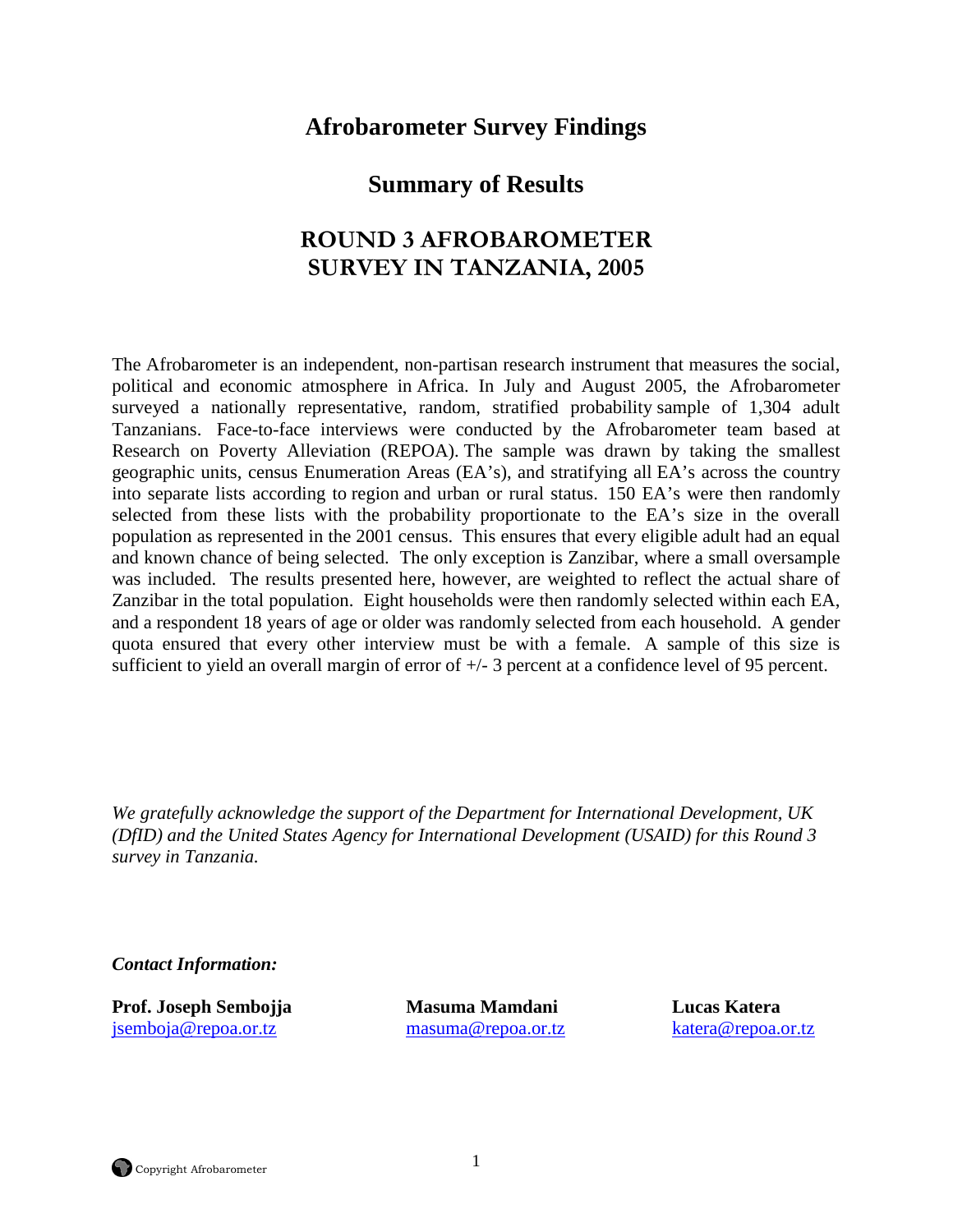# Afrobarometer Survey Findings

## Summary of Results

## ROUND 3 AFROBAROMETER SURVEY IN TANZANIA, 2005

The Afrobarometer is an independent, non-partisan research instrument that measures the social, political and economic atmosphere in Africa. In July and August 2005, the Afrobarometer surveyed a nationally representative, random, stratified probability sample of 1,304 adult Tanzanians. Face-to-face interviews were conducted by the Afrobarometer team based at Research on Poverty Alleviation (REPOA). The sample was drawn by taking the smallest geographic units, census Enumeration Areas (EA's), and stratifying all EA's across the country into separate lists according to region and urban or rural status. 150 EA's were then randomly selected from these lists with the probability proportionate to the EA's size in the overall population as represented in the 2001 census. This ensures that every eligible adult had an equal and known chance of being selected. The only exception is Zanzibar, where a small oversample was included. The results presented here, however, are weighted to reflect the actual share of Zanzibar in the total population. Eight households were then randomly selected within each EA, and a respondent 18 years of age or older was randomly selected from each household. A gender quota ensured that every other interview must be with a female. A sample of this size is sufficient to yield an overall margin of error of +/- 3 percent at a confidence level of 95 percent.

*We gratefully acknowledge the support of the Department for International Development, UK (DfID) and the United States Agency for International Development (USAID) for this Round 3 survey in Tanzania.*

***Contact Information:***

| **Prof. Joseph Sembojja** | **Masuma Mamdani** | **Lucas Katera** |
|---|---|---|
| jsemboja@repoa.or.tz | masuma@repoa.or.tz | katera@repoa.or.tz |

Copyright Afrobarometer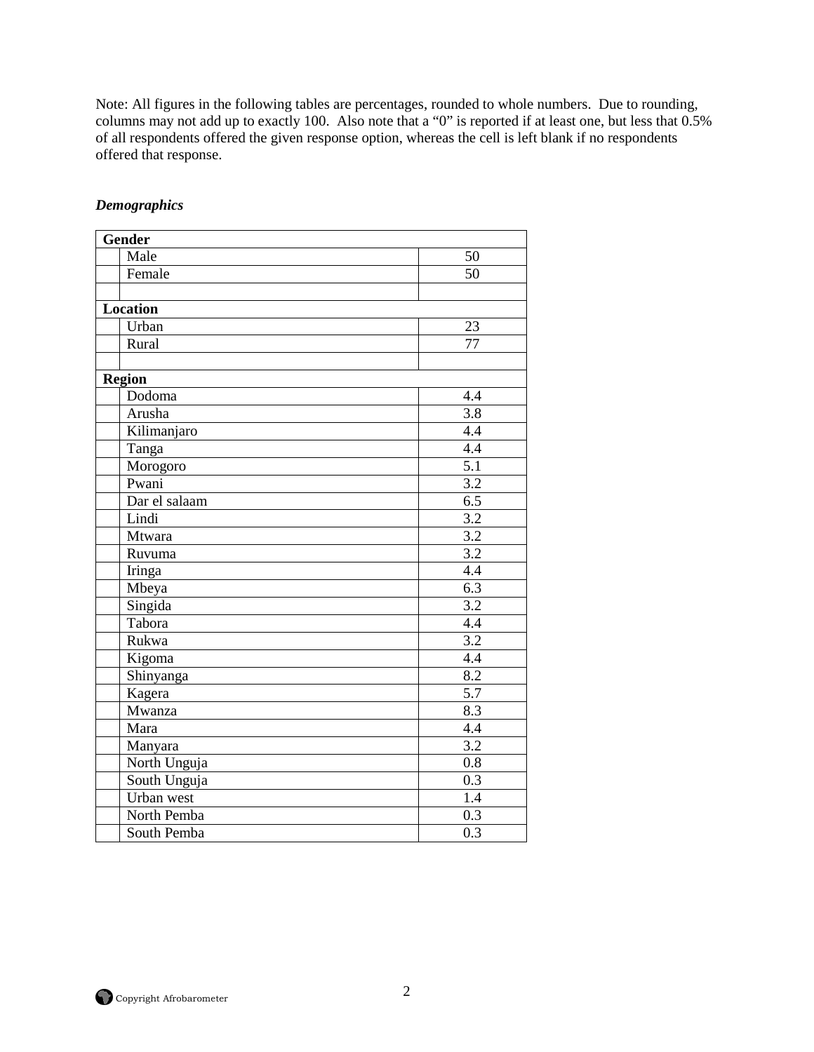Note: All figures in the following tables are percentages, rounded to whole numbers. Due to rounding, columns may not add up to exactly 100. Also note that a "0" is reported if at least one, but less that 0.5% of all respondents offered the given response option, whereas the cell is left blank if no respondents offered that response.

***Demographics***

| **Gender** | |
|---|---|
| Male | 50 |
| Female | 50 |
| | |
| **Location** | |
| Urban | 23 |
| Rural | 77 |
| | |
| **Region** | |
| Dodoma | 4.4 |
| Arusha | 3.8 |
| Kilimanjaro | 4.4 |
| Tanga | 4.4 |
| Morogoro | 5.1 |
| Pwani | 3.2 |
| Dar el salaam | 6.5 |
| Lindi | 3.2 |
| Mtwara | 3.2 |
| Ruvuma | 3.2 |
| Iringa | 4.4 |
| Mbeya | 6.3 |
| Singida | 3.2 |
| Tabora | 4.4 |
| Rukwa | 3.2 |
| Kigoma | 4.4 |
| Shinyanga | 8.2 |
| Kagera | 5.7 |
| Mwanza | 8.3 |
| Mara | 4.4 |
| Manyara | 3.2 |
| North Unguja | 0.8 |
| South Unguja | 0.3 |
| Urban west | 1.4 |
| North Pemba | 0.3 |
| South Pemba | 0.3 |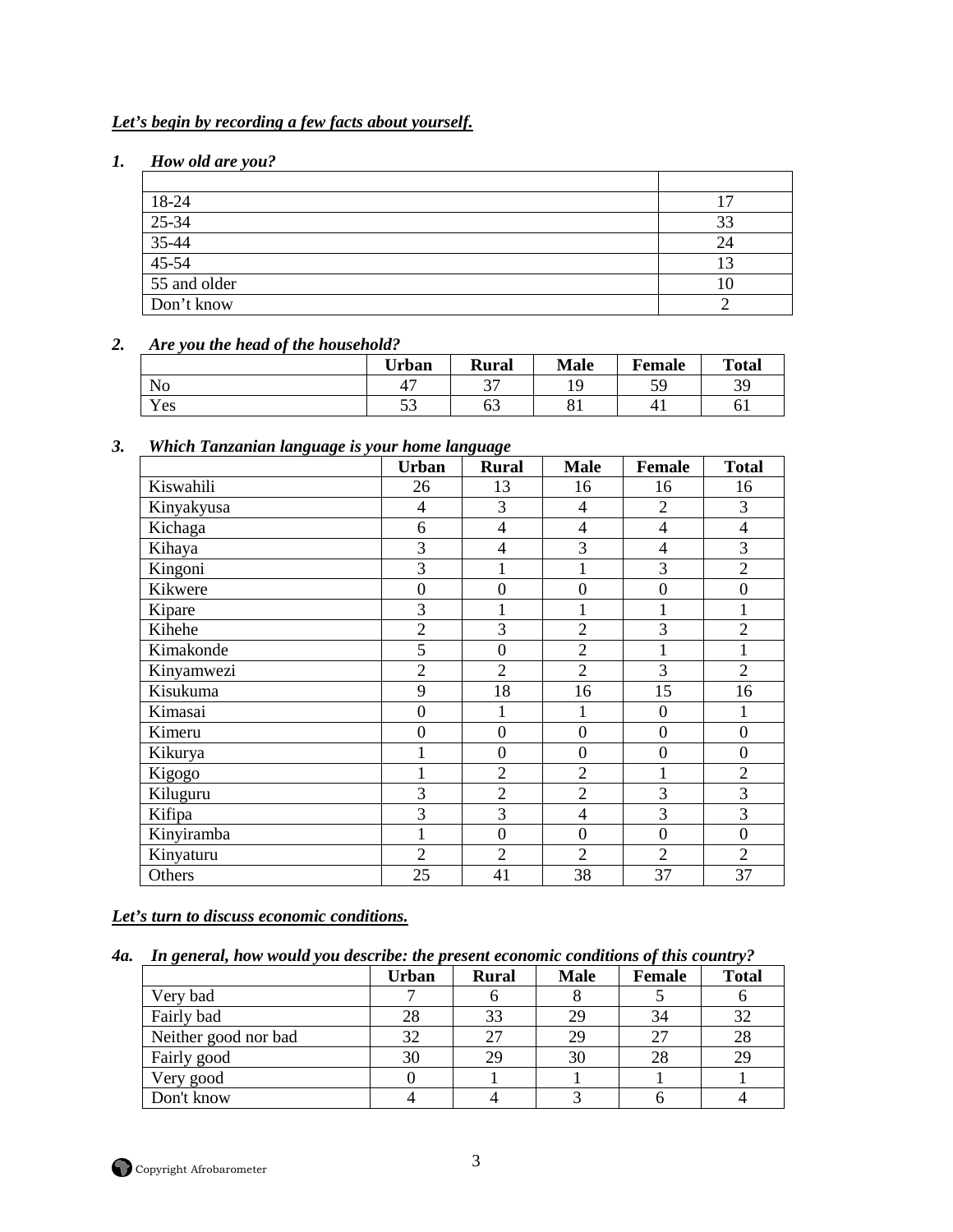***Let's begin by recording a few facts about yourself.***

***1. How old are you?***

| | |
|---|---|
| 18-24 | 17 |
| 25-34 | 33 |
| 35-44 | 24 |
| 45-54 | 13 |
| 55 and older | 10 |
| Don't know | 2 |

***2. Are you the head of the household?***

| | Urban | Rural | Male | Female | Total |
|---|---|---|---|---|---|
| No | 47 | 37 | 19 | 59 | 39 |
| Yes | 53 | 63 | 81 | 41 | 61 |

***3. Which Tanzanian language is your home language***

| | Urban | Rural | Male | Female | Total |
|---|---|---|---|---|---|
| Kiswahili | 26 | 13 | 16 | 16 | 16 |
| Kinyakyusa | 4 | 3 | 4 | 2 | 3 |
| Kichaga | 6 | 4 | 4 | 4 | 4 |
| Kihaya | 3 | 4 | 3 | 4 | 3 |
| Kingoni | 3 | 1 | 1 | 3 | 2 |
| Kikwere | 0 | 0 | 0 | 0 | 0 |
| Kipare | 3 | 1 | 1 | 1 | 1 |
| Kihehe | 2 | 3 | 2 | 3 | 2 |
| Kimakonde | 5 | 0 | 2 | 1 | 1 |
| Kinyamwezi | 2 | 2 | 2 | 3 | 2 |
| Kisukuma | 9 | 18 | 16 | 15 | 16 |
| Kimasai | 0 | 1 | 1 | 0 | 1 |
| Kimeru | 0 | 0 | 0 | 0 | 0 |
| Kikurya | 1 | 0 | 0 | 0 | 0 |
| Kigogo | 1 | 2 | 2 | 1 | 2 |
| Kiluguru | 3 | 2 | 2 | 3 | 3 |
| Kifipa | 3 | 3 | 4 | 3 | 3 |
| Kinyiramba | 1 | 0 | 0 | 0 | 0 |
| Kinyaturu | 2 | 2 | 2 | 2 | 2 |
| Others | 25 | 41 | 38 | 37 | 37 |

***Let's turn to discuss economic conditions.***

***4a. In general, how would you describe: the present economic conditions of this country?***

| | Urban | Rural | Male | Female | Total |
|---|---|---|---|---|---|
| Very bad | 7 | 6 | 8 | 5 | 6 |
| Fairly bad | 28 | 33 | 29 | 34 | 32 |
| Neither good nor bad | 32 | 27 | 29 | 27 | 28 |
| Fairly good | 30 | 29 | 30 | 28 | 29 |
| Very good | 0 | 1 | 1 | 1 | 1 |
| Don't know | 4 | 4 | 3 | 6 | 4 |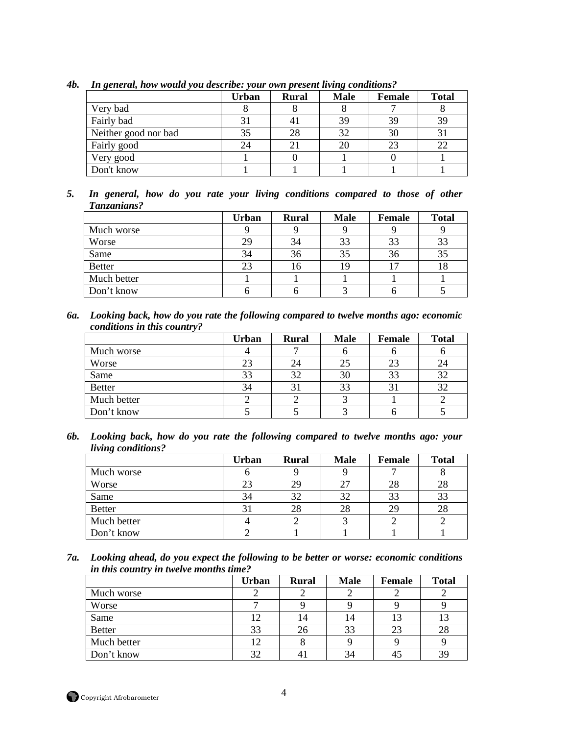***4b. In general, how would you describe: your own present living conditions?***

| | Urban | Rural | Male | Female | Total |
|---|---|---|---|---|---|
| Very bad | 8 | 8 | 8 | 7 | 8 |
| Fairly bad | 31 | 41 | 39 | 39 | 39 |
| Neither good nor bad | 35 | 28 | 32 | 30 | 31 |
| Fairly good | 24 | 21 | 20 | 23 | 22 |
| Very good | 1 | 0 | 1 | 0 | 1 |
| Don't know | 1 | 1 | 1 | 1 | 1 |

***5. In general, how do you rate your living conditions compared to those of other Tanzanians?***

| | Urban | Rural | Male | Female | Total |
|---|---|---|---|---|---|
| Much worse | 9 | 9 | 9 | 9 | 9 |
| Worse | 29 | 34 | 33 | 33 | 33 |
| Same | 34 | 36 | 35 | 36 | 35 |
| Better | 23 | 16 | 19 | 17 | 18 |
| Much better | 1 | 1 | 1 | 1 | 1 |
| Don't know | 6 | 6 | 3 | 6 | 5 |

***6a. Looking back, how do you rate the following compared to twelve months ago: economic conditions in this country?***

| | Urban | Rural | Male | Female | Total |
|---|---|---|---|---|---|
| Much worse | 4 | 7 | 6 | 6 | 6 |
| Worse | 23 | 24 | 25 | 23 | 24 |
| Same | 33 | 32 | 30 | 33 | 32 |
| Better | 34 | 31 | 33 | 31 | 32 |
| Much better | 2 | 2 | 3 | 1 | 2 |
| Don't know | 5 | 5 | 3 | 6 | 5 |

***6b. Looking back, how do you rate the following compared to twelve months ago: your living conditions?***

| | Urban | Rural | Male | Female | Total |
|---|---|---|---|---|---|
| Much worse | 6 | 9 | 9 | 7 | 8 |
| Worse | 23 | 29 | 27 | 28 | 28 |
| Same | 34 | 32 | 32 | 33 | 33 |
| Better | 31 | 28 | 28 | 29 | 28 |
| Much better | 4 | 2 | 3 | 2 | 2 |
| Don't know | 2 | 1 | 1 | 1 | 1 |

***7a. Looking ahead, do you expect the following to be better or worse: economic conditions in this country in twelve months time?***

| | Urban | Rural | Male | Female | Total |
|---|---|---|---|---|---|
| Much worse | 2 | 2 | 2 | 2 | 2 |
| Worse | 7 | 9 | 9 | 9 | 9 |
| Same | 12 | 14 | 14 | 13 | 13 |
| Better | 33 | 26 | 33 | 23 | 28 |
| Much better | 12 | 8 | 9 | 9 | 9 |
| Don't know | 32 | 41 | 34 | 45 | 39 |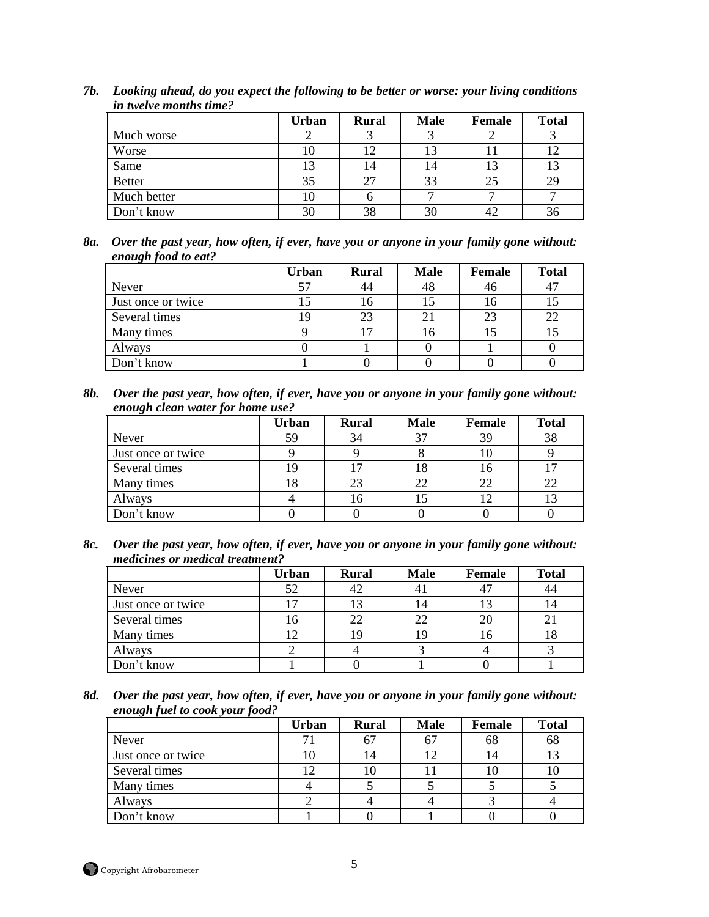***7b. Looking ahead, do you expect the following to be better or worse: your living conditions in twelve months time?***

| | Urban | Rural | Male | Female | Total |
|---|---|---|---|---|---|
| Much worse | 2 | 3 | 3 | 2 | 3 |
| Worse | 10 | 12 | 13 | 11 | 12 |
| Same | 13 | 14 | 14 | 13 | 13 |
| Better | 35 | 27 | 33 | 25 | 29 |
| Much better | 10 | 6 | 7 | 7 | 7 |
| Don't know | 30 | 38 | 30 | 42 | 36 |

***8a. Over the past year, how often, if ever, have you or anyone in your family gone without: enough food to eat?***

| | Urban | Rural | Male | Female | Total |
|---|---|---|---|---|---|
| Never | 57 | 44 | 48 | 46 | 47 |
| Just once or twice | 15 | 16 | 15 | 16 | 15 |
| Several times | 19 | 23 | 21 | 23 | 22 |
| Many times | 9 | 17 | 16 | 15 | 15 |
| Always | 0 | 1 | 0 | 1 | 0 |
| Don't know | 1 | 0 | 0 | 0 | 0 |

***8b. Over the past year, how often, if ever, have you or anyone in your family gone without: enough clean water for home use?***

| | Urban | Rural | Male | Female | Total |
|---|---|---|---|---|---|
| Never | 59 | 34 | 37 | 39 | 38 |
| Just once or twice | 9 | 9 | 8 | 10 | 9 |
| Several times | 19 | 17 | 18 | 16 | 17 |
| Many times | 18 | 23 | 22 | 22 | 22 |
| Always | 4 | 16 | 15 | 12 | 13 |
| Don't know | 0 | 0 | 0 | 0 | 0 |

***8c. Over the past year, how often, if ever, have you or anyone in your family gone without: medicines or medical treatment?***

| | Urban | Rural | Male | Female | Total |
|---|---|---|---|---|---|
| Never | 52 | 42 | 41 | 47 | 44 |
| Just once or twice | 17 | 13 | 14 | 13 | 14 |
| Several times | 16 | 22 | 22 | 20 | 21 |
| Many times | 12 | 19 | 19 | 16 | 18 |
| Always | 2 | 4 | 3 | 4 | 3 |
| Don't know | 1 | 0 | 1 | 0 | 1 |

***8d. Over the past year, how often, if ever, have you or anyone in your family gone without: enough fuel to cook your food?***

| | Urban | Rural | Male | Female | Total |
|---|---|---|---|---|---|
| Never | 71 | 67 | 67 | 68 | 68 |
| Just once or twice | 10 | 14 | 12 | 14 | 13 |
| Several times | 12 | 10 | 11 | 10 | 10 |
| Many times | 4 | 5 | 5 | 5 | 5 |
| Always | 2 | 4 | 4 | 3 | 4 |
| Don't know | 1 | 0 | 1 | 0 | 0 |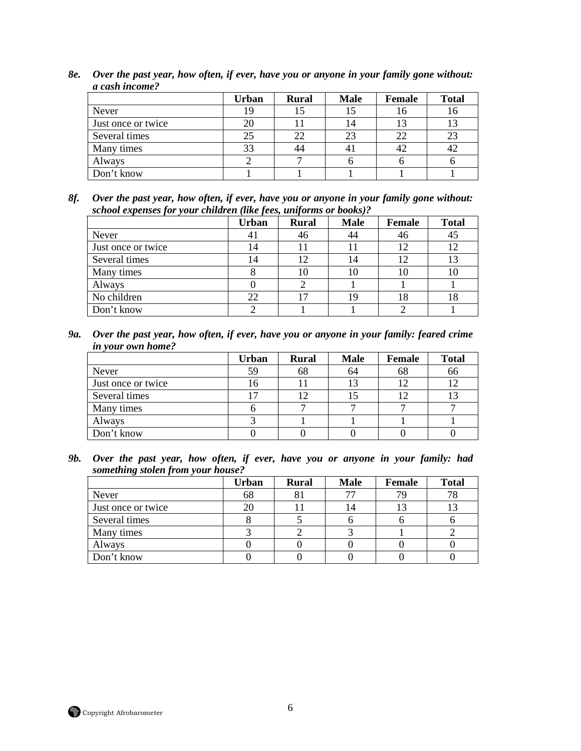***8e. Over the past year, how often, if ever, have you or anyone in your family gone without: a cash income?***

| | Urban | Rural | Male | Female | Total |
|---|---|---|---|---|---|
| Never | 19 | 15 | 15 | 16 | 16 |
| Just once or twice | 20 | 11 | 14 | 13 | 13 |
| Several times | 25 | 22 | 23 | 22 | 23 |
| Many times | 33 | 44 | 41 | 42 | 42 |
| Always | 2 | 7 | 6 | 6 | 6 |
| Don’t know | 1 | 1 | 1 | 1 | 1 |

***8f. Over the past year, how often, if ever, have you or anyone in your family gone without: school expenses for your children (like fees, uniforms or books)?***

| | Urban | Rural | Male | Female | Total |
|---|---|---|---|---|---|
| Never | 41 | 46 | 44 | 46 | 45 |
| Just once or twice | 14 | 11 | 11 | 12 | 12 |
| Several times | 14 | 12 | 14 | 12 | 13 |
| Many times | 8 | 10 | 10 | 10 | 10 |
| Always | 0 | 2 | 1 | 1 | 1 |
| No children | 22 | 17 | 19 | 18 | 18 |
| Don’t know | 2 | 1 | 1 | 2 | 1 |

***9a. Over the past year, how often, if ever, have you or anyone in your family: feared crime in your own home?***

| | Urban | Rural | Male | Female | Total |
|---|---|---|---|---|---|
| Never | 59 | 68 | 64 | 68 | 66 |
| Just once or twice | 16 | 11 | 13 | 12 | 12 |
| Several times | 17 | 12 | 15 | 12 | 13 |
| Many times | 6 | 7 | 7 | 7 | 7 |
| Always | 3 | 1 | 1 | 1 | 1 |
| Don’t know | 0 | 0 | 0 | 0 | 0 |

***9b. Over the past year, how often, if ever, have you or anyone in your family: had something stolen from your house?***

| | Urban | Rural | Male | Female | Total |
|---|---|---|---|---|---|
| Never | 68 | 81 | 77 | 79 | 78 |
| Just once or twice | 20 | 11 | 14 | 13 | 13 |
| Several times | 8 | 5 | 6 | 6 | 6 |
| Many times | 3 | 2 | 3 | 1 | 2 |
| Always | 0 | 0 | 0 | 0 | 0 |
| Don’t know | 0 | 0 | 0 | 0 | 0 |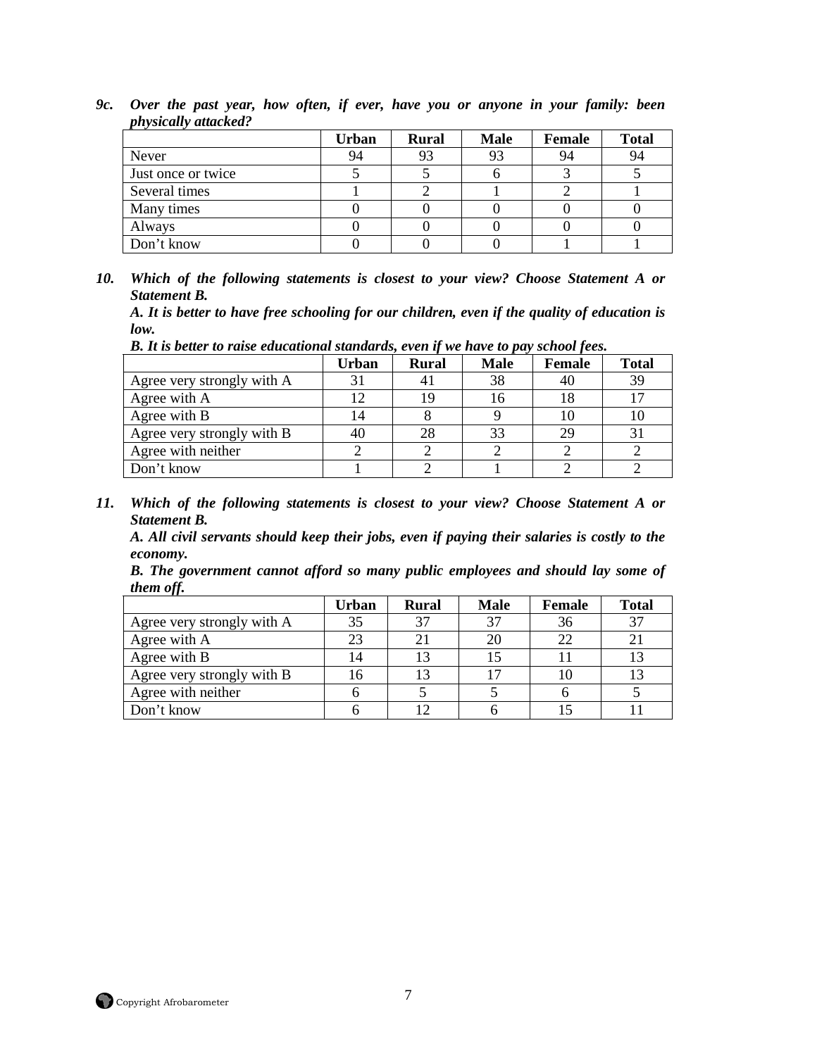***9c. Over the past year, how often, if ever, have you or anyone in your family: been physically attacked?***

| | Urban | Rural | Male | Female | Total |
|---|---|---|---|---|---|
| Never | 94 | 93 | 93 | 94 | 94 |
| Just once or twice | 5 | 5 | 6 | 3 | 5 |
| Several times | 1 | 2 | 1 | 2 | 1 |
| Many times | 0 | 0 | 0 | 0 | 0 |
| Always | 0 | 0 | 0 | 0 | 0 |
| Don't know | 0 | 0 | 0 | 1 | 1 |

***10. Which of the following statements is closest to your view? Choose Statement A or Statement B.***
***A. It is better to have free schooling for our children, even if the quality of education is low.***
***B. It is better to raise educational standards, even if we have to pay school fees.***

| | Urban | Rural | Male | Female | Total |
|---|---|---|---|---|---|
| Agree very strongly with A | 31 | 41 | 38 | 40 | 39 |
| Agree with A | 12 | 19 | 16 | 18 | 17 |
| Agree with B | 14 | 8 | 9 | 10 | 10 |
| Agree very strongly with B | 40 | 28 | 33 | 29 | 31 |
| Agree with neither | 2 | 2 | 2 | 2 | 2 |
| Don't know | 1 | 2 | 1 | 2 | 2 |

***11. Which of the following statements is closest to your view? Choose Statement A or Statement B.***
***A. All civil servants should keep their jobs, even if paying their salaries is costly to the economy.***
***B. The government cannot afford so many public employees and should lay some of them off.***

| | Urban | Rural | Male | Female | Total |
|---|---|---|---|---|---|
| Agree very strongly with A | 35 | 37 | 37 | 36 | 37 |
| Agree with A | 23 | 21 | 20 | 22 | 21 |
| Agree with B | 14 | 13 | 15 | 11 | 13 |
| Agree very strongly with B | 16 | 13 | 17 | 10 | 13 |
| Agree with neither | 6 | 5 | 5 | 6 | 5 |
| Don't know | 6 | 12 | 6 | 15 | 11 |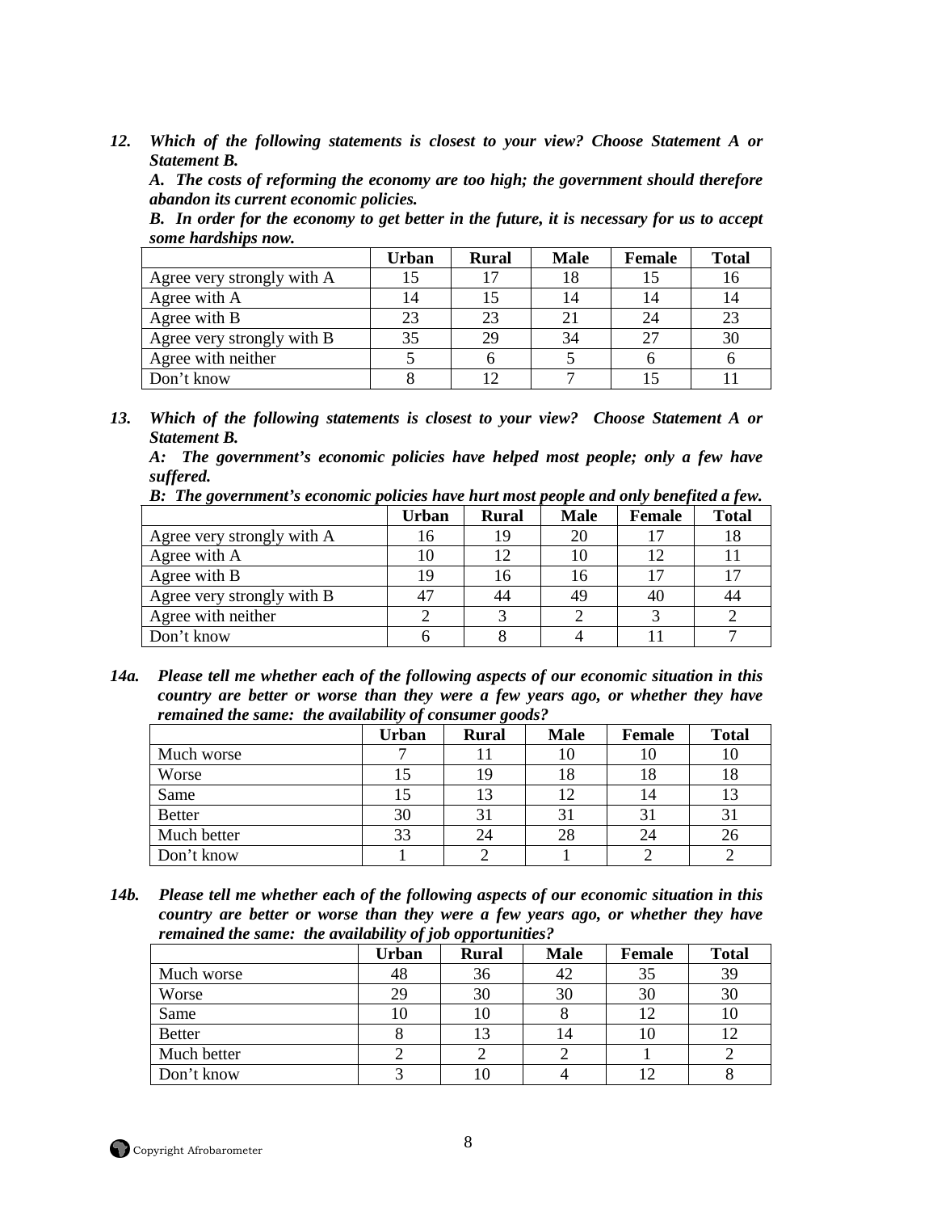***12. Which of the following statements is closest to your view? Choose Statement A or Statement B.***

***A. The costs of reforming the economy are too high; the government should therefore abandon its current economic policies.***

***B. In order for the economy to get better in the future, it is necessary for us to accept some hardships now.***

| | Urban | Rural | Male | Female | Total |
|---|---|---|---|---|---|
| Agree very strongly with A | 15 | 17 | 18 | 15 | 16 |
| Agree with A | 14 | 15 | 14 | 14 | 14 |
| Agree with B | 23 | 23 | 21 | 24 | 23 |
| Agree very strongly with B | 35 | 29 | 34 | 27 | 30 |
| Agree with neither | 5 | 6 | 5 | 6 | 6 |
| Don't know | 8 | 12 | 7 | 15 | 11 |

***13. Which of the following statements is closest to your view? Choose Statement A or Statement B.***

***A: The government's economic policies have helped most people; only a few have suffered.***

***B: The government's economic policies have hurt most people and only benefited a few.***

| | Urban | Rural | Male | Female | Total |
|---|---|---|---|---|---|
| Agree very strongly with A | 16 | 19 | 20 | 17 | 18 |
| Agree with A | 10 | 12 | 10 | 12 | 11 |
| Agree with B | 19 | 16 | 16 | 17 | 17 |
| Agree very strongly with B | 47 | 44 | 49 | 40 | 44 |
| Agree with neither | 2 | 3 | 2 | 3 | 2 |
| Don't know | 6 | 8 | 4 | 11 | 7 |

***14a. Please tell me whether each of the following aspects of our economic situation in this country are better or worse than they were a few years ago, or whether they have remained the same: the availability of consumer goods?***

| | Urban | Rural | Male | Female | Total |
|---|---|---|---|---|---|
| Much worse | 7 | 11 | 10 | 10 | 10 |
| Worse | 15 | 19 | 18 | 18 | 18 |
| Same | 15 | 13 | 12 | 14 | 13 |
| Better | 30 | 31 | 31 | 31 | 31 |
| Much better | 33 | 24 | 28 | 24 | 26 |
| Don't know | 1 | 2 | 1 | 2 | 2 |

***14b. Please tell me whether each of the following aspects of our economic situation in this country are better or worse than they were a few years ago, or whether they have remained the same: the availability of job opportunities?***

| | Urban | Rural | Male | Female | Total |
|---|---|---|---|---|---|
| Much worse | 48 | 36 | 42 | 35 | 39 |
| Worse | 29 | 30 | 30 | 30 | 30 |
| Same | 10 | 10 | 8 | 12 | 10 |
| Better | 8 | 13 | 14 | 10 | 12 |
| Much better | 2 | 2 | 2 | 1 | 2 |
| Don't know | 3 | 10 | 4 | 12 | 8 |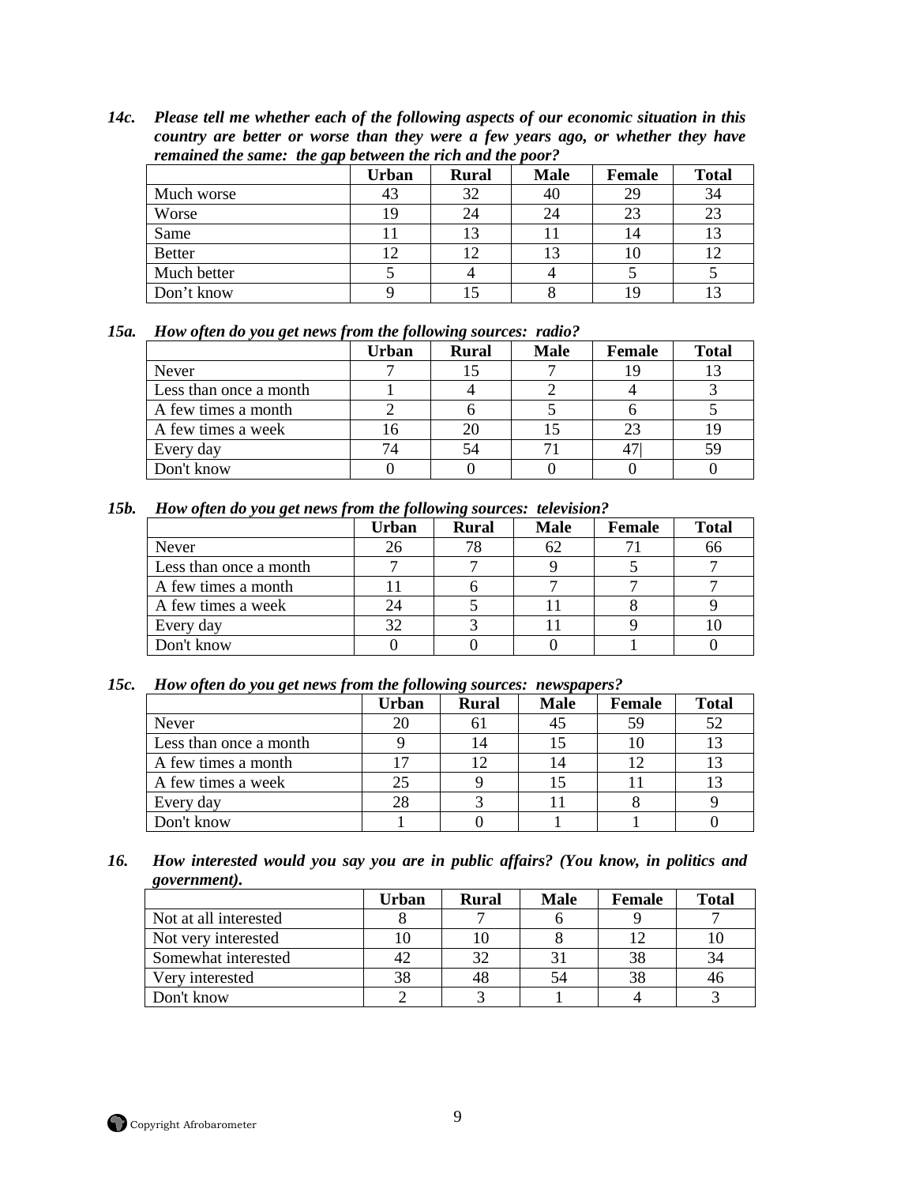***14c. Please tell me whether each of the following aspects of our economic situation in this country are better or worse than they were a few years ago, or whether they have remained the same: the gap between the rich and the poor?***

| | Urban | Rural | Male | Female | Total |
|---|---|---|---|---|---|
| Much worse | 43 | 32 | 40 | 29 | 34 |
| Worse | 19 | 24 | 24 | 23 | 23 |
| Same | 11 | 13 | 11 | 14 | 13 |
| Better | 12 | 12 | 13 | 10 | 12 |
| Much better | 5 | 4 | 4 | 5 | 5 |
| Don't know | 9 | 15 | 8 | 19 | 13 |

***15a. How often do you get news from the following sources: radio?***

| | Urban | Rural | Male | Female | Total |
|---|---|---|---|---|---|
| Never | 7 | 15 | 7 | 19 | 13 |
| Less than once a month | 1 | 4 | 2 | 4 | 3 |
| A few times a month | 2 | 6 | 5 | 6 | 5 |
| A few times a week | 16 | 20 | 15 | 23 | 19 |
| Every day | 74 | 54 | 71 | 47 | 59 |
| Don't know | 0 | 0 | 0 | 0 | 0 |

***15b. How often do you get news from the following sources: television?***

| | Urban | Rural | Male | Female | Total |
|---|---|---|---|---|---|
| Never | 26 | 78 | 62 | 71 | 66 |
| Less than once a month | 7 | 7 | 9 | 5 | 7 |
| A few times a month | 11 | 6 | 7 | 7 | 7 |
| A few times a week | 24 | 5 | 11 | 8 | 9 |
| Every day | 32 | 3 | 11 | 9 | 10 |
| Don't know | 0 | 0 | 0 | 1 | 0 |

***15c. How often do you get news from the following sources: newspapers?***

| | Urban | Rural | Male | Female | Total |
|---|---|---|---|---|---|
| Never | 20 | 61 | 45 | 59 | 52 |
| Less than once a month | 9 | 14 | 15 | 10 | 13 |
| A few times a month | 17 | 12 | 14 | 12 | 13 |
| A few times a week | 25 | 9 | 15 | 11 | 13 |
| Every day | 28 | 3 | 11 | 8 | 9 |
| Don't know | 1 | 0 | 1 | 1 | 0 |

***16. How interested would you say you are in public affairs? (You know, in politics and government).***

| | Urban | Rural | Male | Female | Total |
|---|---|---|---|---|---|
| Not at all interested | 8 | 7 | 6 | 9 | 7 |
| Not very interested | 10 | 10 | 8 | 12 | 10 |
| Somewhat interested | 42 | 32 | 31 | 38 | 34 |
| Very interested | 38 | 48 | 54 | 38 | 46 |
| Don't know | 2 | 3 | 1 | 4 | 3 |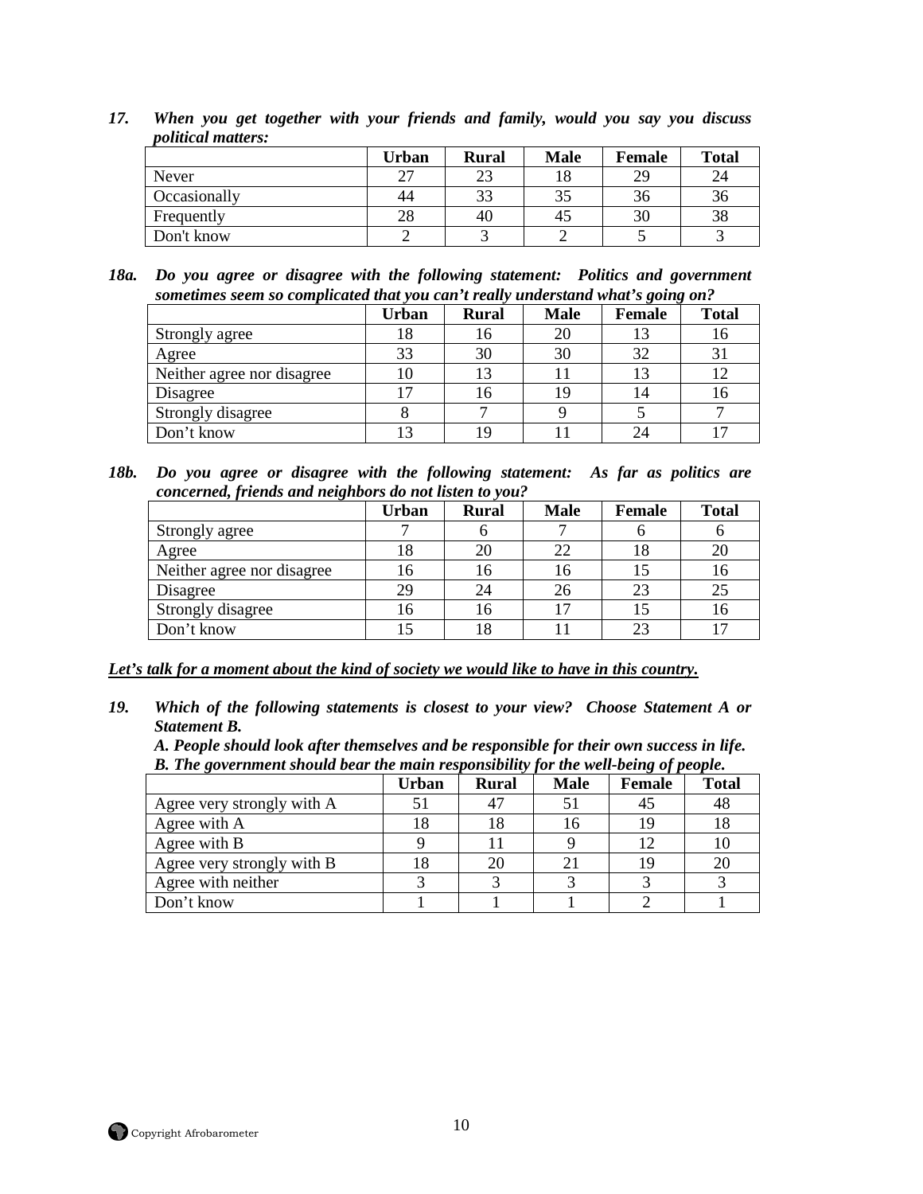***17. When you get together with your friends and family, would you say you discuss political matters:***

| | Urban | Rural | Male | Female | Total |
|---|---|---|---|---|---|
| Never | 27 | 23 | 18 | 29 | 24 |
| Occasionally | 44 | 33 | 35 | 36 | 36 |
| Frequently | 28 | 40 | 45 | 30 | 38 |
| Don't know | 2 | 3 | 2 | 5 | 3 |

***18a. Do you agree or disagree with the following statement: Politics and government sometimes seem so complicated that you can't really understand what's going on?***

| | Urban | Rural | Male | Female | Total |
|---|---|---|---|---|---|
| Strongly agree | 18 | 16 | 20 | 13 | 16 |
| Agree | 33 | 30 | 30 | 32 | 31 |
| Neither agree nor disagree | 10 | 13 | 11 | 13 | 12 |
| Disagree | 17 | 16 | 19 | 14 | 16 |
| Strongly disagree | 8 | 7 | 9 | 5 | 7 |
| Don't know | 13 | 19 | 11 | 24 | 17 |

***18b. Do you agree or disagree with the following statement: As far as politics are concerned, friends and neighbors do not listen to you?***

| | Urban | Rural | Male | Female | Total |
|---|---|---|---|---|---|
| Strongly agree | 7 | 6 | 7 | 6 | 6 |
| Agree | 18 | 20 | 22 | 18 | 20 |
| Neither agree nor disagree | 16 | 16 | 16 | 15 | 16 |
| Disagree | 29 | 24 | 26 | 23 | 25 |
| Strongly disagree | 16 | 16 | 17 | 15 | 16 |
| Don't know | 15 | 18 | 11 | 23 | 17 |

***<u>Let's talk for a moment about the kind of society we would like to have in this country.</u>***

***19. Which of the following statements is closest to your view? Choose Statement A or Statement B.***
***A. People should look after themselves and be responsible for their own success in life.***
***B. The government should bear the main responsibility for the well-being of people.***

| | Urban | Rural | Male | Female | Total |
|---|---|---|---|---|---|
| Agree very strongly with A | 51 | 47 | 51 | 45 | 48 |
| Agree with A | 18 | 18 | 16 | 19 | 18 |
| Agree with B | 9 | 11 | 9 | 12 | 10 |
| Agree very strongly with B | 18 | 20 | 21 | 19 | 20 |
| Agree with neither | 3 | 3 | 3 | 3 | 3 |
| Don't know | 1 | 1 | 1 | 2 | 1 |

Copyright Afrobarometer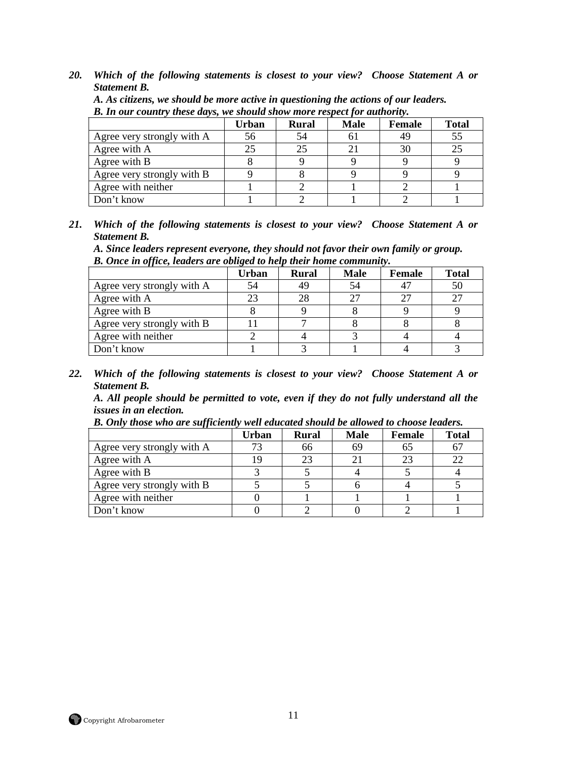***20. Which of the following statements is closest to your view? Choose Statement A or Statement B.***

***A. As citizens, we should be more active in questioning the actions of our leaders.***
***B. In our country these days, we should show more respect for authority.***

| | Urban | Rural | Male | Female | Total |
|---|---|---|---|---|---|
| Agree very strongly with A | 56 | 54 | 61 | 49 | 55 |
| Agree with A | 25 | 25 | 21 | 30 | 25 |
| Agree with B | 8 | 9 | 9 | 9 | 9 |
| Agree very strongly with B | 9 | 8 | 9 | 9 | 9 |
| Agree with neither | 1 | 2 | 1 | 2 | 1 |
| Don't know | 1 | 2 | 1 | 2 | 1 |

***21. Which of the following statements is closest to your view? Choose Statement A or Statement B.***

***A. Since leaders represent everyone, they should not favor their own family or group.***
***B. Once in office, leaders are obliged to help their home community.***

| | Urban | Rural | Male | Female | Total |
|---|---|---|---|---|---|
| Agree very strongly with A | 54 | 49 | 54 | 47 | 50 |
| Agree with A | 23 | 28 | 27 | 27 | 27 |
| Agree with B | 8 | 9 | 8 | 9 | 9 |
| Agree very strongly with B | 11 | 7 | 8 | 8 | 8 |
| Agree with neither | 2 | 4 | 3 | 4 | 4 |
| Don't know | 1 | 3 | 1 | 4 | 3 |

***22. Which of the following statements is closest to your view? Choose Statement A or Statement B.***

***A. All people should be permitted to vote, even if they do not fully understand all the issues in an election.***
***B. Only those who are sufficiently well educated should be allowed to choose leaders.***

| | Urban | Rural | Male | Female | Total |
|---|---|---|---|---|---|
| Agree very strongly with A | 73 | 66 | 69 | 65 | 67 |
| Agree with A | 19 | 23 | 21 | 23 | 22 |
| Agree with B | 3 | 5 | 4 | 5 | 4 |
| Agree very strongly with B | 5 | 5 | 6 | 4 | 5 |
| Agree with neither | 0 | 1 | 1 | 1 | 1 |
| Don't know | 0 | 2 | 0 | 2 | 1 |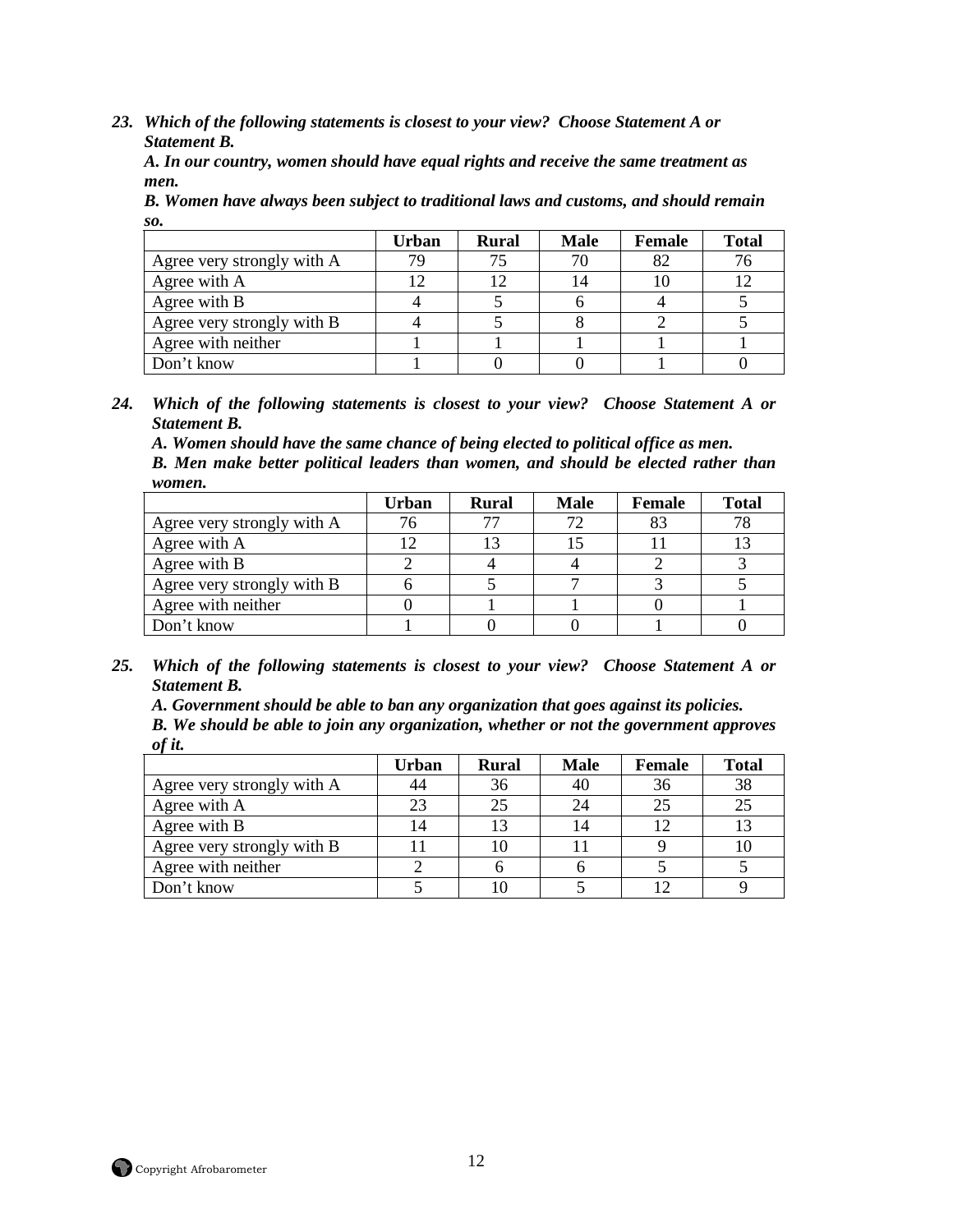***23. Which of the following statements is closest to your view? Choose Statement A or Statement B.***
***A. In our country, women should have equal rights and receive the same treatment as men.***
***B. Women have always been subject to traditional laws and customs, and should remain so.***

| | Urban | Rural | Male | Female | Total |
|---|---|---|---|---|---|
| Agree very strongly with A | 79 | 75 | 70 | 82 | 76 |
| Agree with A | 12 | 12 | 14 | 10 | 12 |
| Agree with B | 4 | 5 | 6 | 4 | 5 |
| Agree very strongly with B | 4 | 5 | 8 | 2 | 5 |
| Agree with neither | 1 | 1 | 1 | 1 | 1 |
| Don't know | 1 | 0 | 0 | 1 | 0 |

***24. Which of the following statements is closest to your view? Choose Statement A or Statement B.***
***A. Women should have the same chance of being elected to political office as men.***
***B. Men make better political leaders than women, and should be elected rather than women.***

| | Urban | Rural | Male | Female | Total |
|---|---|---|---|---|---|
| Agree very strongly with A | 76 | 77 | 72 | 83 | 78 |
| Agree with A | 12 | 13 | 15 | 11 | 13 |
| Agree with B | 2 | 4 | 4 | 2 | 3 |
| Agree very strongly with B | 6 | 5 | 7 | 3 | 5 |
| Agree with neither | 0 | 1 | 1 | 0 | 1 |
| Don't know | 1 | 0 | 0 | 1 | 0 |

***25. Which of the following statements is closest to your view? Choose Statement A or Statement B.***
***A. Government should be able to ban any organization that goes against its policies.***
***B. We should be able to join any organization, whether or not the government approves of it.***

| | Urban | Rural | Male | Female | Total |
|---|---|---|---|---|---|
| Agree very strongly with A | 44 | 36 | 40 | 36 | 38 |
| Agree with A | 23 | 25 | 24 | 25 | 25 |
| Agree with B | 14 | 13 | 14 | 12 | 13 |
| Agree very strongly with B | 11 | 10 | 11 | 9 | 10 |
| Agree with neither | 2 | 6 | 6 | 5 | 5 |
| Don't know | 5 | 10 | 5 | 12 | 9 |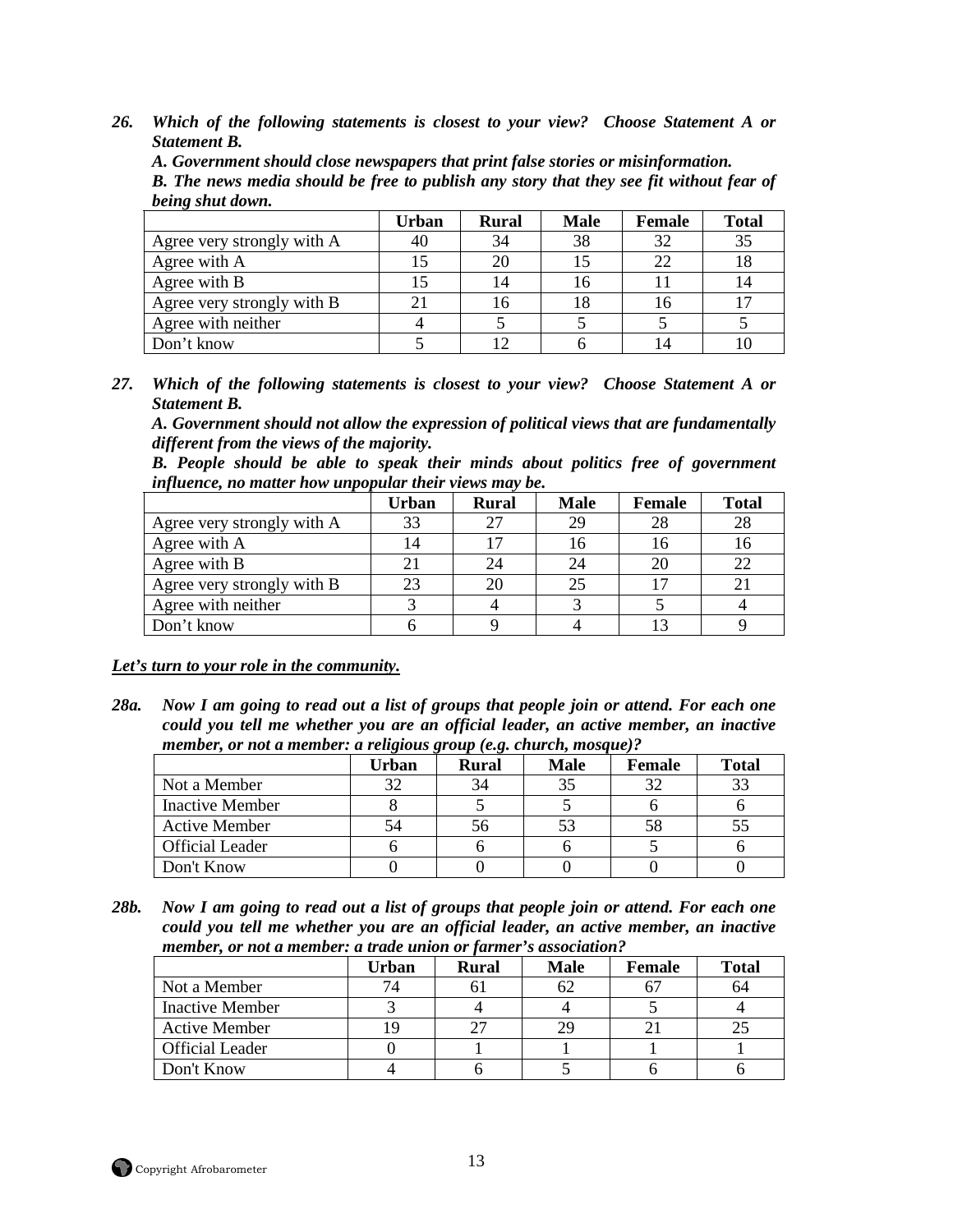***26. Which of the following statements is closest to your view? Choose Statement A or Statement B.***

***A. Government should close newspapers that print false stories or misinformation.***

***B. The news media should be free to publish any story that they see fit without fear of being shut down.***

| | Urban | Rural | Male | Female | Total |
|---|---|---|---|---|---|
| Agree very strongly with A | 40 | 34 | 38 | 32 | 35 |
| Agree with A | 15 | 20 | 15 | 22 | 18 |
| Agree with B | 15 | 14 | 16 | 11 | 14 |
| Agree very strongly with B | 21 | 16 | 18 | 16 | 17 |
| Agree with neither | 4 | 5 | 5 | 5 | 5 |
| Don't know | 5 | 12 | 6 | 14 | 10 |

***27. Which of the following statements is closest to your view? Choose Statement A or Statement B.***

***A. Government should not allow the expression of political views that are fundamentally different from the views of the majority.***

***B. People should be able to speak their minds about politics free of government influence, no matter how unpopular their views may be.***

| | Urban | Rural | Male | Female | Total |
|---|---|---|---|---|---|
| Agree very strongly with A | 33 | 27 | 29 | 28 | 28 |
| Agree with A | 14 | 17 | 16 | 16 | 16 |
| Agree with B | 21 | 24 | 24 | 20 | 22 |
| Agree very strongly with B | 23 | 20 | 25 | 17 | 21 |
| Agree with neither | 3 | 4 | 3 | 5 | 4 |
| Don't know | 6 | 9 | 4 | 13 | 9 |

***<u>Let's turn to your role in the community.</u>***

***28a. Now I am going to read out a list of groups that people join or attend. For each one could you tell me whether you are an official leader, an active member, an inactive member, or not a member: a religious group (e.g. church, mosque)?***

| | Urban | Rural | Male | Female | Total |
|---|---|---|---|---|---|
| Not a Member | 32 | 34 | 35 | 32 | 33 |
| Inactive Member | 8 | 5 | 5 | 6 | 6 |
| Active Member | 54 | 56 | 53 | 58 | 55 |
| Official Leader | 6 | 6 | 6 | 5 | 6 |
| Don't Know | 0 | 0 | 0 | 0 | 0 |

***28b. Now I am going to read out a list of groups that people join or attend. For each one could you tell me whether you are an official leader, an active member, an inactive member, or not a member: a trade union or farmer's association?***

| | Urban | Rural | Male | Female | Total |
|---|---|---|---|---|---|
| Not a Member | 74 | 61 | 62 | 67 | 64 |
| Inactive Member | 3 | 4 | 4 | 5 | 4 |
| Active Member | 19 | 27 | 29 | 21 | 25 |
| Official Leader | 0 | 1 | 1 | 1 | 1 |
| Don't Know | 4 | 6 | 5 | 6 | 6 |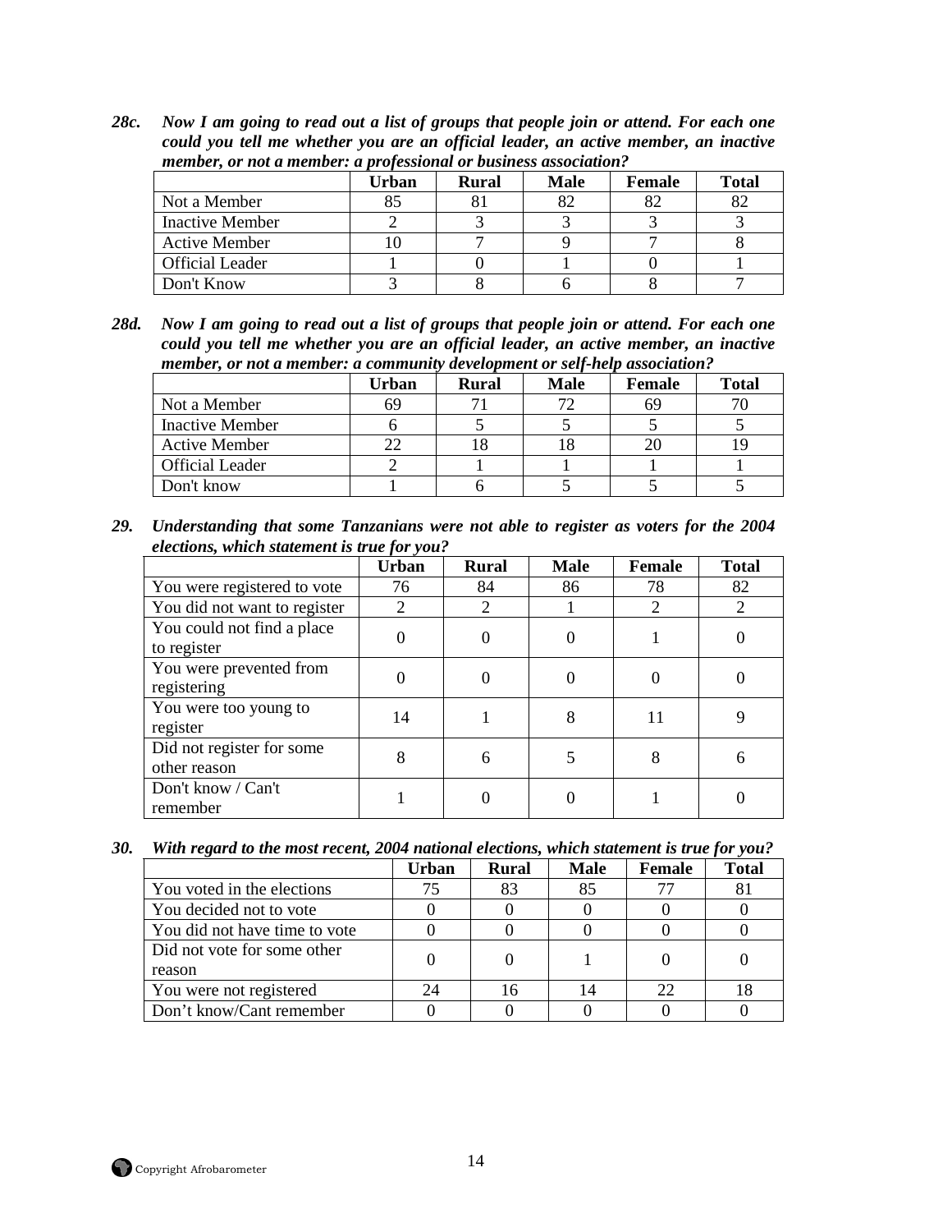***28c. Now I am going to read out a list of groups that people join or attend. For each one could you tell me whether you are an official leader, an active member, an inactive member, or not a member: a professional or business association?***

| | Urban | Rural | Male | Female | Total |
|---|---|---|---|---|---|
| Not a Member | 85 | 81 | 82 | 82 | 82 |
| Inactive Member | 2 | 3 | 3 | 3 | 3 |
| Active Member | 10 | 7 | 9 | 7 | 8 |
| Official Leader | 1 | 0 | 1 | 0 | 1 |
| Don't Know | 3 | 8 | 6 | 8 | 7 |

***28d. Now I am going to read out a list of groups that people join or attend. For each one could you tell me whether you are an official leader, an active member, an inactive member, or not a member: a community development or self-help association?***

| | Urban | Rural | Male | Female | Total |
|---|---|---|---|---|---|
| Not a Member | 69 | 71 | 72 | 69 | 70 |
| Inactive Member | 6 | 5 | 5 | 5 | 5 |
| Active Member | 22 | 18 | 18 | 20 | 19 |
| Official Leader | 2 | 1 | 1 | 1 | 1 |
| Don't know | 1 | 6 | 5 | 5 | 5 |

***29. Understanding that some Tanzanians were not able to register as voters for the 2004 elections, which statement is true for you?***

| | Urban | Rural | Male | Female | Total |
|---|---|---|---|---|---|
| You were registered to vote | 76 | 84 | 86 | 78 | 82 |
| You did not want to register | 2 | 2 | 1 | 2 | 2 |
| You could not find a place to register | 0 | 0 | 0 | 1 | 0 |
| You were prevented from registering | 0 | 0 | 0 | 0 | 0 |
| You were too young to register | 14 | 1 | 8 | 11 | 9 |
| Did not register for some other reason | 8 | 6 | 5 | 8 | 6 |
| Don't know / Can't remember | 1 | 0 | 0 | 1 | 0 |

***30. With regard to the most recent, 2004 national elections, which statement is true for you?***

| | Urban | Rural | Male | Female | Total |
|---|---|---|---|---|---|
| You voted in the elections | 75 | 83 | 85 | 77 | 81 |
| You decided not to vote | 0 | 0 | 0 | 0 | 0 |
| You did not have time to vote | 0 | 0 | 0 | 0 | 0 |
| Did not vote for some other reason | 0 | 0 | 1 | 0 | 0 |
| You were not registered | 24 | 16 | 14 | 22 | 18 |
| Don't know/Cant remember | 0 | 0 | 0 | 0 | 0 |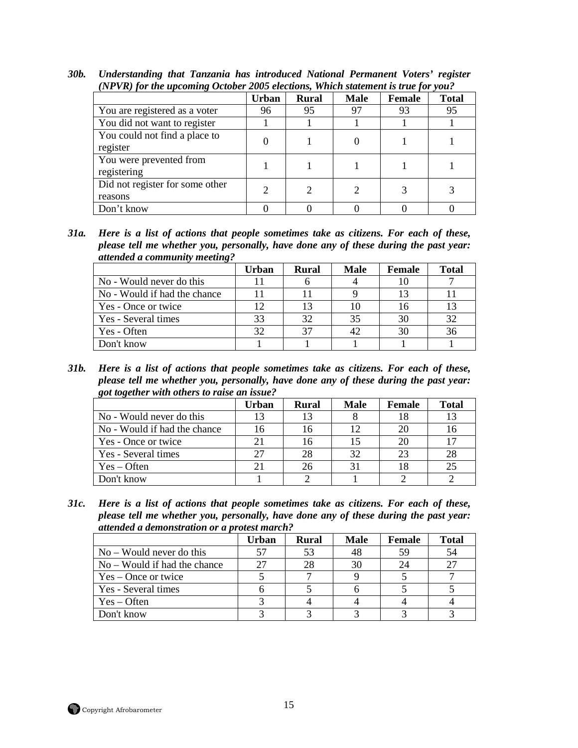***30b. Understanding that Tanzania has introduced National Permanent Voters' register (NPVR) for the upcoming October 2005 elections, Which statement is true for you?***

| | Urban | Rural | Male | Female | Total |
|---|---|---|---|---|---|
| You are registered as a voter | 96 | 95 | 97 | 93 | 95 |
| You did not want to register | 1 | 1 | 1 | 1 | 1 |
| You could not find a place to register | 0 | 1 | 0 | 1 | 1 |
| You were prevented from registering | 1 | 1 | 1 | 1 | 1 |
| Did not register for some other reasons | 2 | 2 | 2 | 3 | 3 |
| Don't know | 0 | 0 | 0 | 0 | 0 |

***31a. Here is a list of actions that people sometimes take as citizens. For each of these, please tell me whether you, personally, have done any of these during the past year: attended a community meeting?***

| | Urban | Rural | Male | Female | Total |
|---|---|---|---|---|---|
| No - Would never do this | 11 | 6 | 4 | 10 | 7 |
| No - Would if had the chance | 11 | 11 | 9 | 13 | 11 |
| Yes - Once or twice | 12 | 13 | 10 | 16 | 13 |
| Yes - Several times | 33 | 32 | 35 | 30 | 32 |
| Yes - Often | 32 | 37 | 42 | 30 | 36 |
| Don't know | 1 | 1 | 1 | 1 | 1 |

***31b. Here is a list of actions that people sometimes take as citizens. For each of these, please tell me whether you, personally, have done any of these during the past year: got together with others to raise an issue?***

| | Urban | Rural | Male | Female | Total |
|---|---|---|---|---|---|
| No - Would never do this | 13 | 13 | 8 | 18 | 13 |
| No - Would if had the chance | 16 | 16 | 12 | 20 | 16 |
| Yes - Once or twice | 21 | 16 | 15 | 20 | 17 |
| Yes - Several times | 27 | 28 | 32 | 23 | 28 |
| Yes – Often | 21 | 26 | 31 | 18 | 25 |
| Don't know | 1 | 2 | 1 | 2 | 2 |

***31c. Here is a list of actions that people sometimes take as citizens. For each of these, please tell me whether you, personally, have done any of these during the past year: attended a demonstration or a protest march?***

| | Urban | Rural | Male | Female | Total |
|---|---|---|---|---|---|
| No – Would never do this | 57 | 53 | 48 | 59 | 54 |
| No – Would if had the chance | 27 | 28 | 30 | 24 | 27 |
| Yes – Once or twice | 5 | 7 | 9 | 5 | 7 |
| Yes - Several times | 6 | 5 | 6 | 5 | 5 |
| Yes – Often | 3 | 4 | 4 | 4 | 4 |
| Don't know | 3 | 3 | 3 | 3 | 3 |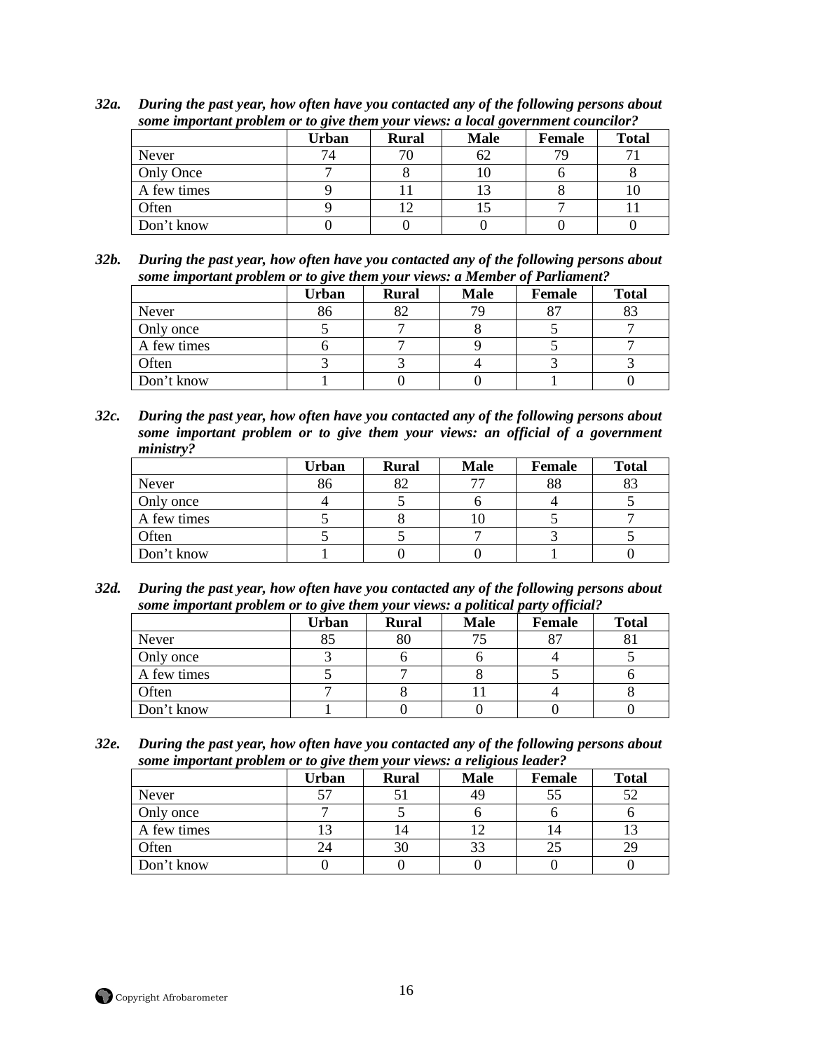***32a. During the past year, how often have you contacted any of the following persons about some important problem or to give them your views: a local government councilor?***

| | Urban | Rural | Male | Female | Total |
|---|---|---|---|---|---|
| Never | 74 | 70 | 62 | 79 | 71 |
| Only Once | 7 | 8 | 10 | 6 | 8 |
| A few times | 9 | 11 | 13 | 8 | 10 |
| Often | 9 | 12 | 15 | 7 | 11 |
| Don't know | 0 | 0 | 0 | 0 | 0 |

***32b. During the past year, how often have you contacted any of the following persons about some important problem or to give them your views: a Member of Parliament?***

| | Urban | Rural | Male | Female | Total |
|---|---|---|---|---|---|
| Never | 86 | 82 | 79 | 87 | 83 |
| Only once | 5 | 7 | 8 | 5 | 7 |
| A few times | 6 | 7 | 9 | 5 | 7 |
| Often | 3 | 3 | 4 | 3 | 3 |
| Don't know | 1 | 0 | 0 | 1 | 0 |

***32c. During the past year, how often have you contacted any of the following persons about some important problem or to give them your views: an official of a government ministry?***

| | Urban | Rural | Male | Female | Total |
|---|---|---|---|---|---|
| Never | 86 | 82 | 77 | 88 | 83 |
| Only once | 4 | 5 | 6 | 4 | 5 |
| A few times | 5 | 8 | 10 | 5 | 7 |
| Often | 5 | 5 | 7 | 3 | 5 |
| Don't know | 1 | 0 | 0 | 1 | 0 |

***32d. During the past year, how often have you contacted any of the following persons about some important problem or to give them your views: a political party official?***

| | Urban | Rural | Male | Female | Total |
|---|---|---|---|---|---|
| Never | 85 | 80 | 75 | 87 | 81 |
| Only once | 3 | 6 | 6 | 4 | 5 |
| A few times | 5 | 7 | 8 | 5 | 6 |
| Often | 7 | 8 | 11 | 4 | 8 |
| Don't know | 1 | 0 | 0 | 0 | 0 |

***32e. During the past year, how often have you contacted any of the following persons about some important problem or to give them your views: a religious leader?***

| | Urban | Rural | Male | Female | Total |
|---|---|---|---|---|---|
| Never | 57 | 51 | 49 | 55 | 52 |
| Only once | 7 | 5 | 6 | 6 | 6 |
| A few times | 13 | 14 | 12 | 14 | 13 |
| Often | 24 | 30 | 33 | 25 | 29 |
| Don't know | 0 | 0 | 0 | 0 | 0 |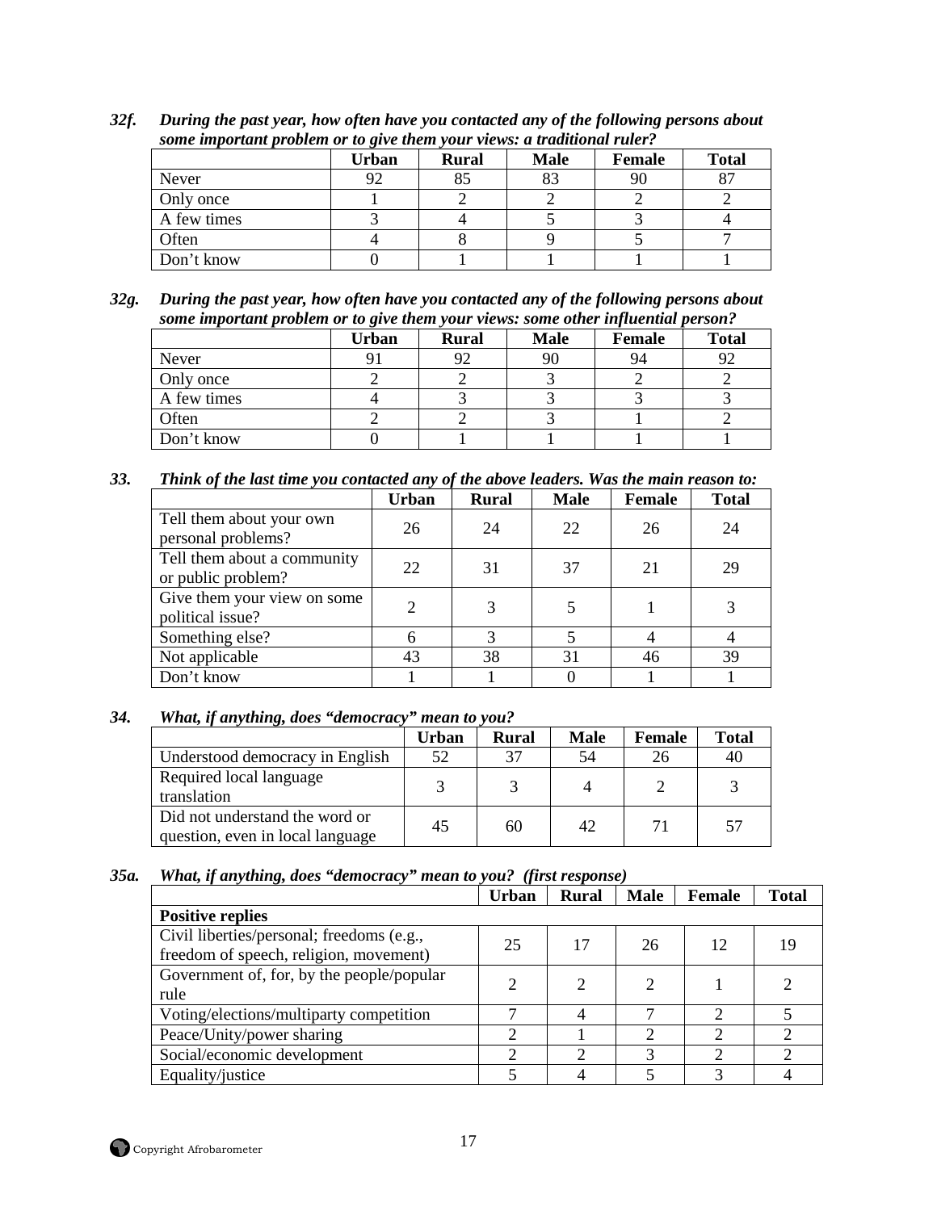***32f. During the past year, how often have you contacted any of the following persons about some important problem or to give them your views: a traditional ruler?***

| | Urban | Rural | Male | Female | Total |
|---|---|---|---|---|---|
| Never | 92 | 85 | 83 | 90 | 87 |
| Only once | 1 | 2 | 2 | 2 | 2 |
| A few times | 3 | 4 | 5 | 3 | 4 |
| Often | 4 | 8 | 9 | 5 | 7 |
| Don't know | 0 | 1 | 1 | 1 | 1 |

***32g. During the past year, how often have you contacted any of the following persons about some important problem or to give them your views: some other influential person?***

| | Urban | Rural | Male | Female | Total |
|---|---|---|---|---|---|
| Never | 91 | 92 | 90 | 94 | 92 |
| Only once | 2 | 2 | 3 | 2 | 2 |
| A few times | 4 | 3 | 3 | 3 | 3 |
| Often | 2 | 2 | 3 | 1 | 2 |
| Don't know | 0 | 1 | 1 | 1 | 1 |

***33. Think of the last time you contacted any of the above leaders. Was the main reason to:***

| | Urban | Rural | Male | Female | Total |
|---|---|---|---|---|---|
| Tell them about your own personal problems? | 26 | 24 | 22 | 26 | 24 |
| Tell them about a community or public problem? | 22 | 31 | 37 | 21 | 29 |
| Give them your view on some political issue? | 2 | 3 | 5 | 1 | 3 |
| Something else? | 6 | 3 | 5 | 4 | 4 |
| Not applicable | 43 | 38 | 31 | 46 | 39 |
| Don't know | 1 | 1 | 0 | 1 | 1 |

***34. What, if anything, does "democracy" mean to you?***

| | Urban | Rural | Male | Female | Total |
|---|---|---|---|---|---|
| Understood democracy in English | 52 | 37 | 54 | 26 | 40 |
| Required local language translation | 3 | 3 | 4 | 2 | 3 |
| Did not understand the word or question, even in local language | 45 | 60 | 42 | 71 | 57 |

***35a. What, if anything, does "democracy" mean to you? (first response)***

| | Urban | Rural | Male | Female | Total |
|---|---|---|---|---|---|
| **Positive replies** | | | | | |
| Civil liberties/personal; freedoms (e.g., freedom of speech, religion, movement) | 25 | 17 | 26 | 12 | 19 |
| Government of, for, by the people/popular rule | 2 | 2 | 2 | 1 | 2 |
| Voting/elections/multiparty competition | 7 | 4 | 7 | 2 | 5 |
| Peace/Unity/power sharing | 2 | 1 | 2 | 2 | 2 |
| Social/economic development | 2 | 2 | 3 | 2 | 2 |
| Equality/justice | 5 | 4 | 5 | 3 | 4 |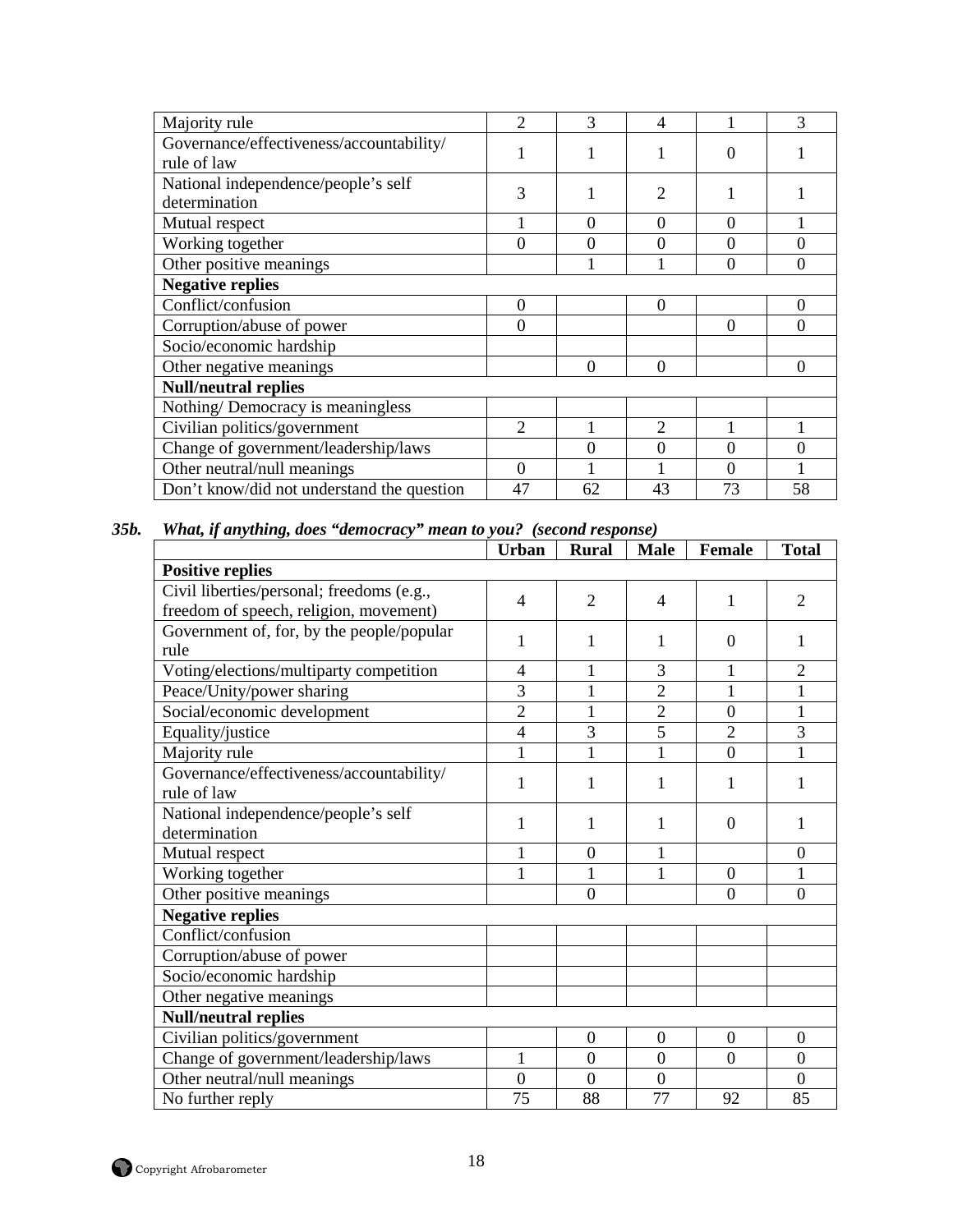| Majority rule | 2 | 3 | 4 | 1 | 3 |
|---|---|---|---|---|---|
| Governance/effectiveness/accountability/ rule of law | 1 | 1 | 1 | 0 | 1 |
| National independence/people's self determination | 3 | 1 | 2 | 1 | 1 |
| Mutual respect | 1 | 0 | 0 | 0 | 1 |
| Working together | 0 | 0 | 0 | 0 | 0 |
| Other positive meanings | | 1 | 1 | 0 | 0 |
| **Negative replies** | | | | | |
| Conflict/confusion | 0 | | 0 | | 0 |
| Corruption/abuse of power | 0 | | | 0 | 0 |
| Socio/economic hardship | | | | | |
| Other negative meanings | | 0 | 0 | | 0 |
| **Null/neutral replies** | | | | | |
| Nothing/ Democracy is meaningless | | | | | |
| Civilian politics/government | 2 | 1 | 2 | 1 | 1 |
| Change of government/leadership/laws | | 0 | 0 | 0 | 0 |
| Other neutral/null meanings | 0 | 1 | 1 | 0 | 1 |
| Don't know/did not understand the question | 47 | 62 | 43 | 73 | 58 |

***35b. What, if anything, does "democracy" mean to you? (second response)***

| | Urban | Rural | Male | Female | Total |
|---|---|---|---|---|---|
| **Positive replies** | | | | | |
| Civil liberties/personal; freedoms (e.g., freedom of speech, religion, movement) | 4 | 2 | 4 | 1 | 2 |
| Government of, for, by the people/popular rule | 1 | 1 | 1 | 0 | 1 |
| Voting/elections/multiparty competition | 4 | 1 | 3 | 1 | 2 |
| Peace/Unity/power sharing | 3 | 1 | 2 | 1 | 1 |
| Social/economic development | 2 | 1 | 2 | 0 | 1 |
| Equality/justice | 4 | 3 | 5 | 2 | 3 |
| Majority rule | 1 | 1 | 1 | 0 | 1 |
| Governance/effectiveness/accountability/ rule of law | 1 | 1 | 1 | 1 | 1 |
| National independence/people's self determination | 1 | 1 | 1 | 0 | 1 |
| Mutual respect | 1 | 0 | 1 | | 0 |
| Working together | 1 | 1 | 1 | 0 | 1 |
| Other positive meanings | | 0 | | 0 | 0 |
| **Negative replies** | | | | | |
| Conflict/confusion | | | | | |
| Corruption/abuse of power | | | | | |
| Socio/economic hardship | | | | | |
| Other negative meanings | | | | | |
| **Null/neutral replies** | | | | | |
| Civilian politics/government | | 0 | 0 | 0 | 0 |
| Change of government/leadership/laws | 1 | 0 | 0 | 0 | 0 |
| Other neutral/null meanings | 0 | 0 | 0 | | 0 |
| No further reply | 75 | 88 | 77 | 92 | 85 |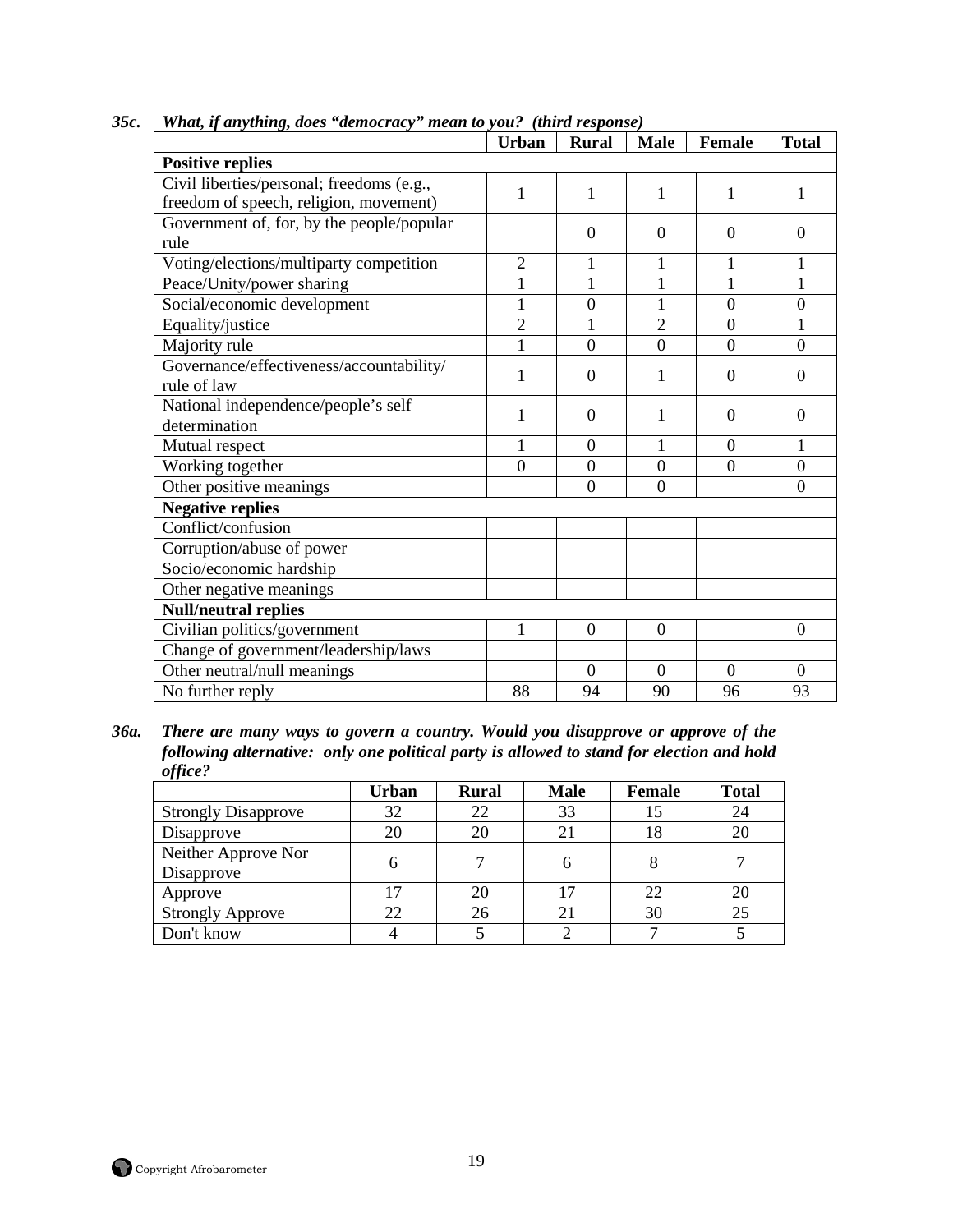***35c. What, if anything, does "democracy" mean to you? (third response)***

| | Urban | Rural | Male | Female | Total |
|---|---|---|---|---|---|
| **Positive replies** | | | | | |
| Civil liberties/personal; freedoms (e.g., freedom of speech, religion, movement) | 1 | 1 | 1 | 1 | 1 |
| Government of, for, by the people/popular rule | | 0 | 0 | 0 | 0 |
| Voting/elections/multiparty competition | 2 | 1 | 1 | 1 | 1 |
| Peace/Unity/power sharing | 1 | 1 | 1 | 1 | 1 |
| Social/economic development | 1 | 0 | 1 | 0 | 0 |
| Equality/justice | 2 | 1 | 2 | 0 | 1 |
| Majority rule | 1 | 0 | 0 | 0 | 0 |
| Governance/effectiveness/accountability/ rule of law | 1 | 0 | 1 | 0 | 0 |
| National independence/people's self determination | 1 | 0 | 1 | 0 | 0 |
| Mutual respect | 1 | 0 | 1 | 0 | 1 |
| Working together | 0 | 0 | 0 | 0 | 0 |
| Other positive meanings | | 0 | 0 | | 0 |
| **Negative replies** | | | | | |
| Conflict/confusion | | | | | |
| Corruption/abuse of power | | | | | |
| Socio/economic hardship | | | | | |
| Other negative meanings | | | | | |
| **Null/neutral replies** | | | | | |
| Civilian politics/government | 1 | 0 | 0 | | 0 |
| Change of government/leadership/laws | | | | | |
| Other neutral/null meanings | | 0 | 0 | 0 | 0 |
| No further reply | 88 | 94 | 90 | 96 | 93 |

***36a. There are many ways to govern a country. Would you disapprove or approve of the following alternative: only one political party is allowed to stand for election and hold office?***

| | Urban | Rural | Male | Female | Total |
|---|---|---|---|---|---|
| Strongly Disapprove | 32 | 22 | 33 | 15 | 24 |
| Disapprove | 20 | 20 | 21 | 18 | 20 |
| Neither Approve Nor Disapprove | 6 | 7 | 6 | 8 | 7 |
| Approve | 17 | 20 | 17 | 22 | 20 |
| Strongly Approve | 22 | 26 | 21 | 30 | 25 |
| Don't know | 4 | 5 | 2 | 7 | 5 |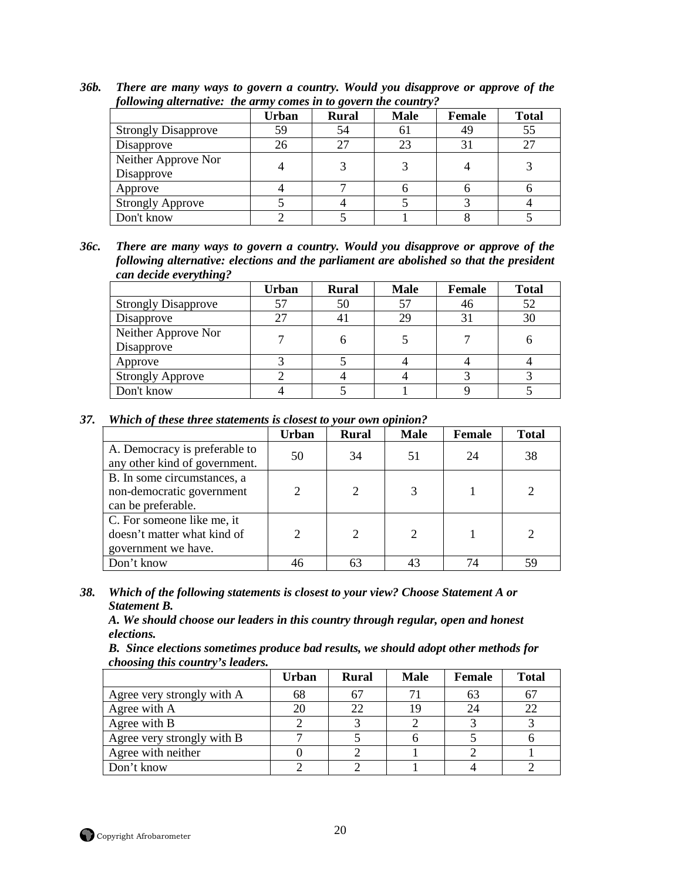***36b. There are many ways to govern a country. Would you disapprove or approve of the following alternative: the army comes in to govern the country?***

| | Urban | Rural | Male | Female | Total |
|---|---|---|---|---|---|
| Strongly Disapprove | 59 | 54 | 61 | 49 | 55 |
| Disapprove | 26 | 27 | 23 | 31 | 27 |
| Neither Approve Nor Disapprove | 4 | 3 | 3 | 4 | 3 |
| Approve | 4 | 7 | 6 | 6 | 6 |
| Strongly Approve | 5 | 4 | 5 | 3 | 4 |
| Don't know | 2 | 5 | 1 | 8 | 5 |

***36c. There are many ways to govern a country. Would you disapprove or approve of the following alternative: elections and the parliament are abolished so that the president can decide everything?***

| | Urban | Rural | Male | Female | Total |
|---|---|---|---|---|---|
| Strongly Disapprove | 57 | 50 | 57 | 46 | 52 |
| Disapprove | 27 | 41 | 29 | 31 | 30 |
| Neither Approve Nor Disapprove | 7 | 6 | 5 | 7 | 6 |
| Approve | 3 | 5 | 4 | 4 | 4 |
| Strongly Approve | 2 | 4 | 4 | 3 | 3 |
| Don't know | 4 | 5 | 1 | 9 | 5 |

***37. Which of these three statements is closest to your own opinion?***

| | Urban | Rural | Male | Female | Total |
|---|---|---|---|---|---|
| A. Democracy is preferable to any other kind of government. | 50 | 34 | 51 | 24 | 38 |
| B. In some circumstances, a non-democratic government can be preferable. | 2 | 2 | 3 | 1 | 2 |
| C. For someone like me, it doesn't matter what kind of government we have. | 2 | 2 | 2 | 1 | 2 |
| Don't know | 46 | 63 | 43 | 74 | 59 |

***38. Which of the following statements is closest to your view? Choose Statement A or Statement B.***
***A. We should choose our leaders in this country through regular, open and honest elections.***
***B. Since elections sometimes produce bad results, we should adopt other methods for choosing this country's leaders.***

| | Urban | Rural | Male | Female | Total |
|---|---|---|---|---|---|
| Agree very strongly with A | 68 | 67 | 71 | 63 | 67 |
| Agree with A | 20 | 22 | 19 | 24 | 22 |
| Agree with B | 2 | 3 | 2 | 3 | 3 |
| Agree very strongly with B | 7 | 5 | 6 | 5 | 6 |
| Agree with neither | 0 | 2 | 1 | 2 | 1 |
| Don't know | 2 | 2 | 1 | 4 | 2 |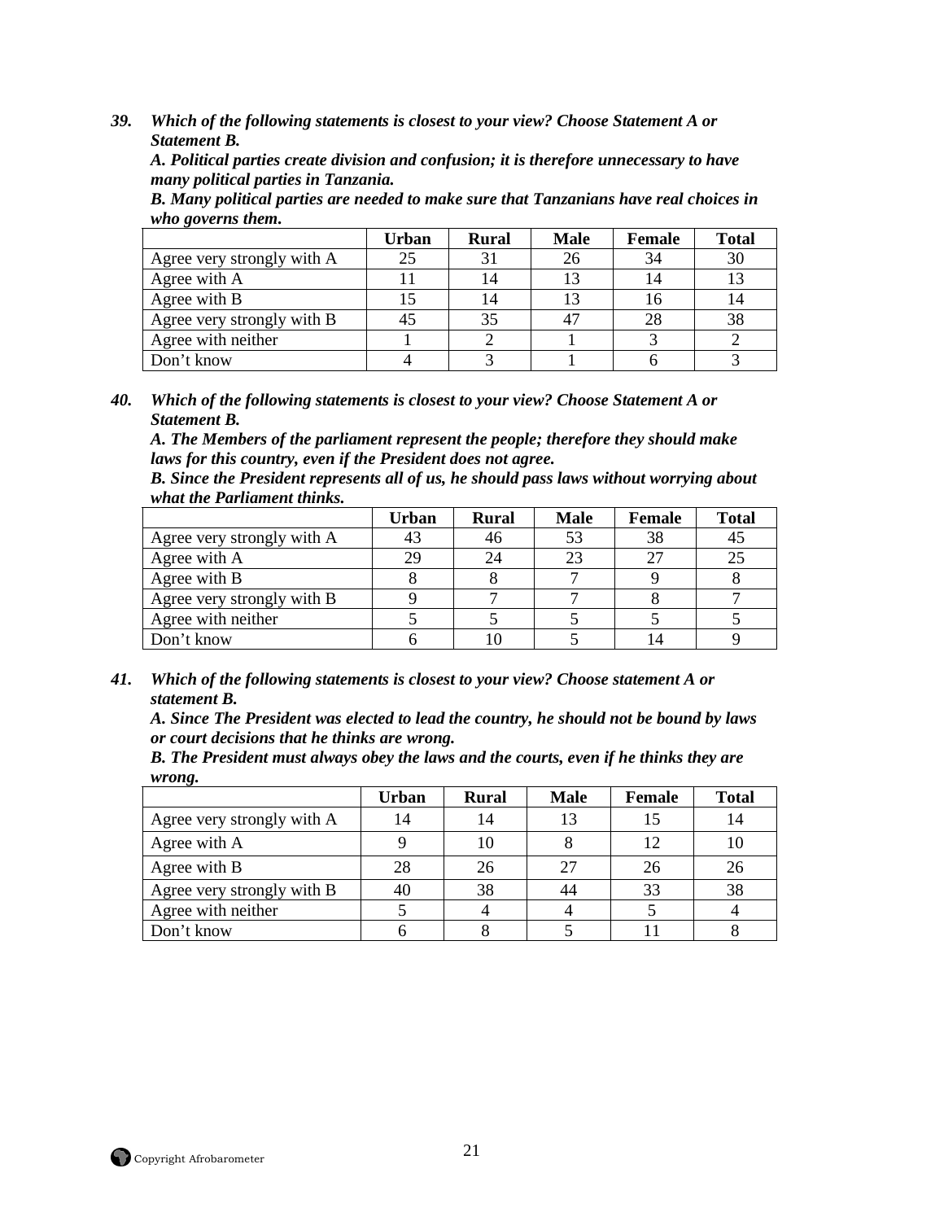***39. Which of the following statements is closest to your view? Choose Statement A or Statement B.***
***A. Political parties create division and confusion; it is therefore unnecessary to have many political parties in Tanzania.***
***B. Many political parties are needed to make sure that Tanzanians have real choices in who governs them.***

| | Urban | Rural | Male | Female | Total |
|---|---|---|---|---|---|
| Agree very strongly with A | 25 | 31 | 26 | 34 | 30 |
| Agree with A | 11 | 14 | 13 | 14 | 13 |
| Agree with B | 15 | 14 | 13 | 16 | 14 |
| Agree very strongly with B | 45 | 35 | 47 | 28 | 38 |
| Agree with neither | 1 | 2 | 1 | 3 | 2 |
| Don't know | 4 | 3 | 1 | 6 | 3 |

***40. Which of the following statements is closest to your view? Choose Statement A or Statement B.***
***A. The Members of the parliament represent the people; therefore they should make laws for this country, even if the President does not agree.***
***B. Since the President represents all of us, he should pass laws without worrying about what the Parliament thinks.***

| | Urban | Rural | Male | Female | Total |
|---|---|---|---|---|---|
| Agree very strongly with A | 43 | 46 | 53 | 38 | 45 |
| Agree with A | 29 | 24 | 23 | 27 | 25 |
| Agree with B | 8 | 8 | 7 | 9 | 8 |
| Agree very strongly with B | 9 | 7 | 7 | 8 | 7 |
| Agree with neither | 5 | 5 | 5 | 5 | 5 |
| Don't know | 6 | 10 | 5 | 14 | 9 |

***41. Which of the following statements is closest to your view? Choose statement A or statement B.***
***A. Since The President was elected to lead the country, he should not be bound by laws or court decisions that he thinks are wrong.***
***B. The President must always obey the laws and the courts, even if he thinks they are wrong.***

| | Urban | Rural | Male | Female | Total |
|---|---|---|---|---|---|
| Agree very strongly with A | 14 | 14 | 13 | 15 | 14 |
| Agree with A | 9 | 10 | 8 | 12 | 10 |
| Agree with B | 28 | 26 | 27 | 26 | 26 |
| Agree very strongly with B | 40 | 38 | 44 | 33 | 38 |
| Agree with neither | 5 | 4 | 4 | 5 | 4 |
| Don't know | 6 | 8 | 5 | 11 | 8 |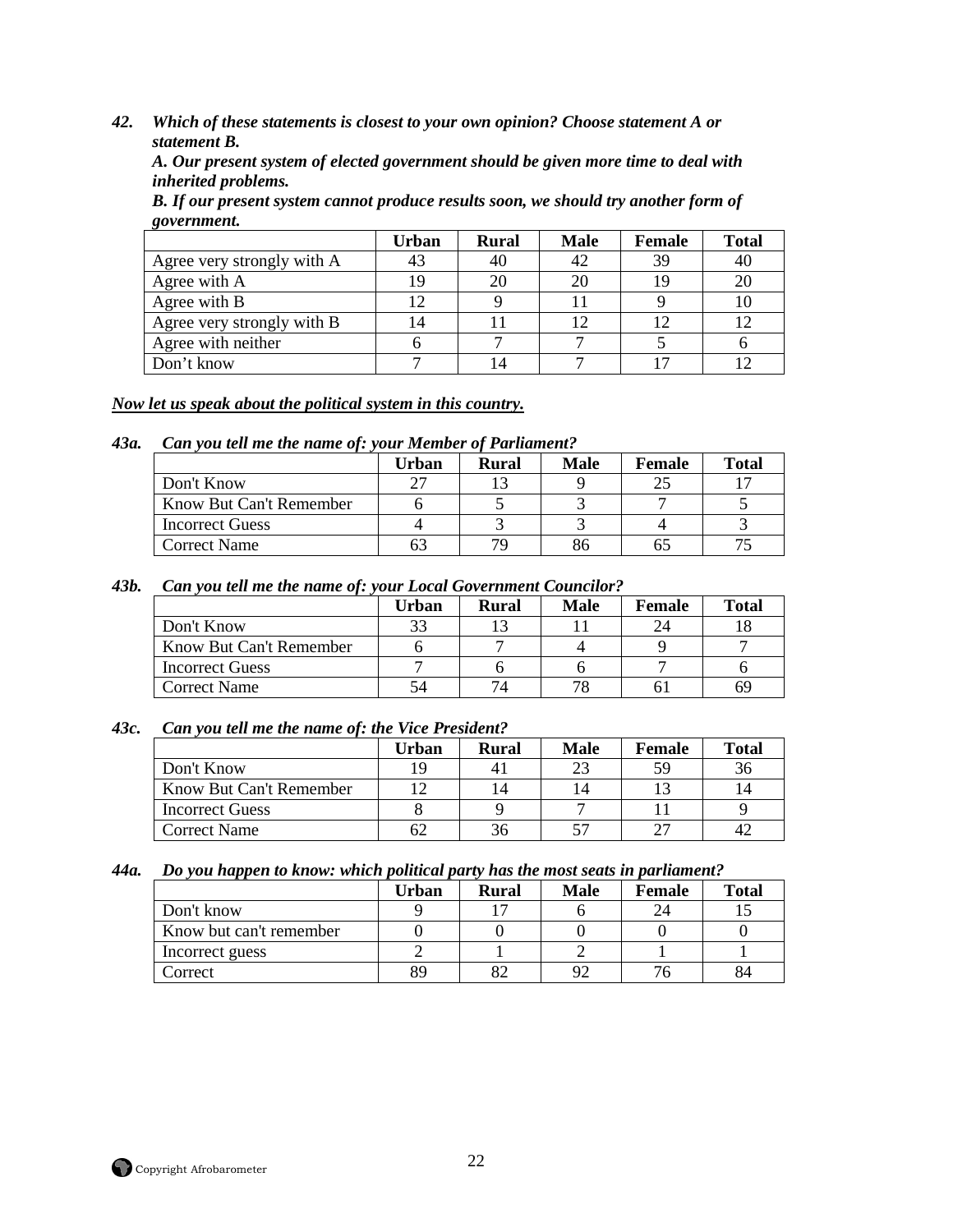***42. Which of these statements is closest to your own opinion? Choose statement A or statement B.***
***A. Our present system of elected government should be given more time to deal with inherited problems.***
***B. If our present system cannot produce results soon, we should try another form of government.***

| | Urban | Rural | Male | Female | Total |
|---|---|---|---|---|---|
| Agree very strongly with A | 43 | 40 | 42 | 39 | 40 |
| Agree with A | 19 | 20 | 20 | 19 | 20 |
| Agree with B | 12 | 9 | 11 | 9 | 10 |
| Agree very strongly with B | 14 | 11 | 12 | 12 | 12 |
| Agree with neither | 6 | 7 | 7 | 5 | 6 |
| Don't know | 7 | 14 | 7 | 17 | 12 |

***Now let us speak about the political system in this country.***

***43a. Can you tell me the name of: your Member of Parliament?***

| | Urban | Rural | Male | Female | Total |
|---|---|---|---|---|---|
| Don't Know | 27 | 13 | 9 | 25 | 17 |
| Know But Can't Remember | 6 | 5 | 3 | 7 | 5 |
| Incorrect Guess | 4 | 3 | 3 | 4 | 3 |
| Correct Name | 63 | 79 | 86 | 65 | 75 |

***43b. Can you tell me the name of: your Local Government Councilor?***

| | Urban | Rural | Male | Female | Total |
|---|---|---|---|---|---|
| Don't Know | 33 | 13 | 11 | 24 | 18 |
| Know But Can't Remember | 6 | 7 | 4 | 9 | 7 |
| Incorrect Guess | 7 | 6 | 6 | 7 | 6 |
| Correct Name | 54 | 74 | 78 | 61 | 69 |

***43c. Can you tell me the name of: the Vice President?***

| | Urban | Rural | Male | Female | Total |
|---|---|---|---|---|---|
| Don't Know | 19 | 41 | 23 | 59 | 36 |
| Know But Can't Remember | 12 | 14 | 14 | 13 | 14 |
| Incorrect Guess | 8 | 9 | 7 | 11 | 9 |
| Correct Name | 62 | 36 | 57 | 27 | 42 |

***44a. Do you happen to know: which political party has the most seats in parliament?***

| | Urban | Rural | Male | Female | Total |
|---|---|---|---|---|---|
| Don't know | 9 | 17 | 6 | 24 | 15 |
| Know but can't remember | 0 | 0 | 0 | 0 | 0 |
| Incorrect guess | 2 | 1 | 2 | 1 | 1 |
| Correct | 89 | 82 | 92 | 76 | 84 |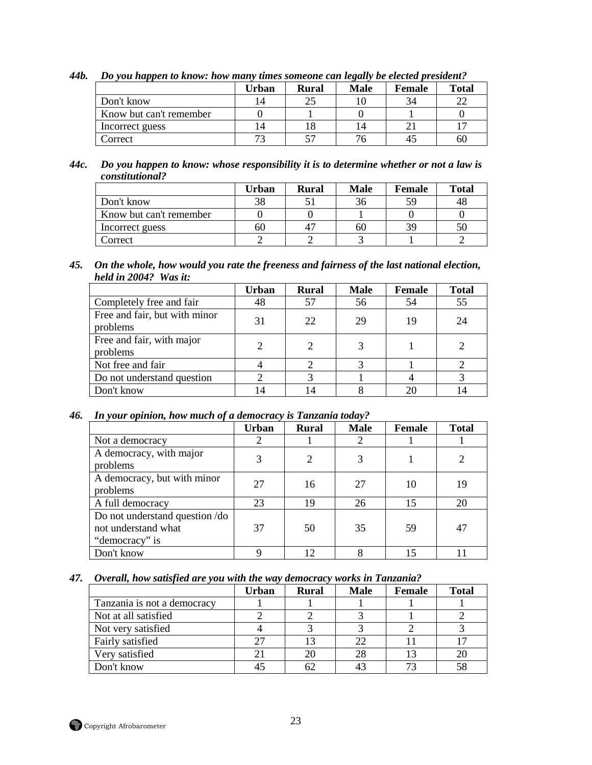***44b. Do you happen to know: how many times someone can legally be elected president?***

| | Urban | Rural | Male | Female | Total |
|---|---|---|---|---|---|
| Don't know | 14 | 25 | 10 | 34 | 22 |
| Know but can't remember | 0 | 1 | 0 | 1 | 0 |
| Incorrect guess | 14 | 18 | 14 | 21 | 17 |
| Correct | 73 | 57 | 76 | 45 | 60 |

***44c. Do you happen to know: whose responsibility it is to determine whether or not a law is constitutional?***

| | Urban | Rural | Male | Female | Total |
|---|---|---|---|---|---|
| Don't know | 38 | 51 | 36 | 59 | 48 |
| Know but can't remember | 0 | 0 | 1 | 0 | 0 |
| Incorrect guess | 60 | 47 | 60 | 39 | 50 |
| Correct | 2 | 2 | 3 | 1 | 2 |

***45. On the whole, how would you rate the freeness and fairness of the last national election, held in 2004? Was it:***

| | Urban | Rural | Male | Female | Total |
|---|---|---|---|---|---|
| Completely free and fair | 48 | 57 | 56 | 54 | 55 |
| Free and fair, but with minor problems | 31 | 22 | 29 | 19 | 24 |
| Free and fair, with major problems | 2 | 2 | 3 | 1 | 2 |
| Not free and fair | 4 | 2 | 3 | 1 | 2 |
| Do not understand question | 2 | 3 | 1 | 4 | 3 |
| Don't know | 14 | 14 | 8 | 20 | 14 |

***46. In your opinion, how much of a democracy is Tanzania today?***

| | Urban | Rural | Male | Female | Total |
|---|---|---|---|---|---|
| Not a democracy | 2 | 1 | 2 | 1 | 1 |
| A democracy, with major problems | 3 | 2 | 3 | 1 | 2 |
| A democracy, but with minor problems | 27 | 16 | 27 | 10 | 19 |
| A full democracy | 23 | 19 | 26 | 15 | 20 |
| Do not understand question /do not understand what "democracy" is | 37 | 50 | 35 | 59 | 47 |
| Don't know | 9 | 12 | 8 | 15 | 11 |

***47. Overall, how satisfied are you with the way democracy works in Tanzania?***

| | Urban | Rural | Male | Female | Total |
|---|---|---|---|---|---|
| Tanzania is not a democracy | 1 | 1 | 1 | 1 | 1 |
| Not at all satisfied | 2 | 2 | 3 | 1 | 2 |
| Not very satisfied | 4 | 3 | 3 | 2 | 3 |
| Fairly satisfied | 27 | 13 | 22 | 11 | 17 |
| Very satisfied | 21 | 20 | 28 | 13 | 20 |
| Don't know | 45 | 62 | 43 | 73 | 58 |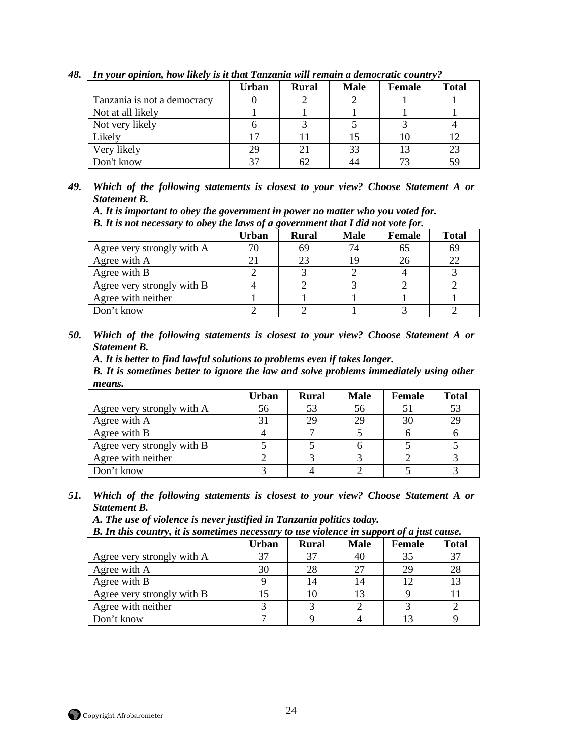***48. In your opinion, how likely is it that Tanzania will remain a democratic country?***

| | Urban | Rural | Male | Female | Total |
|---|---|---|---|---|---|
| Tanzania is not a democracy | 0 | 2 | 2 | 1 | 1 |
| Not at all likely | 1 | 1 | 1 | 1 | 1 |
| Not very likely | 6 | 3 | 5 | 3 | 4 |
| Likely | 17 | 11 | 15 | 10 | 12 |
| Very likely | 29 | 21 | 33 | 13 | 23 |
| Don't know | 37 | 62 | 44 | 73 | 59 |

***49. Which of the following statements is closest to your view? Choose Statement A or Statement B.***

***A. It is important to obey the government in power no matter who you voted for.***

***B. It is not necessary to obey the laws of a government that I did not vote for.***

| | Urban | Rural | Male | Female | Total |
|---|---|---|---|---|---|
| Agree very strongly with A | 70 | 69 | 74 | 65 | 69 |
| Agree with A | 21 | 23 | 19 | 26 | 22 |
| Agree with B | 2 | 3 | 2 | 4 | 3 |
| Agree very strongly with B | 4 | 2 | 3 | 2 | 2 |
| Agree with neither | 1 | 1 | 1 | 1 | 1 |
| Don't know | 2 | 2 | 1 | 3 | 2 |

***50. Which of the following statements is closest to your view? Choose Statement A or Statement B.***

***A. It is better to find lawful solutions to problems even if takes longer.***

***B. It is sometimes better to ignore the law and solve problems immediately using other means.***

| | Urban | Rural | Male | Female | Total |
|---|---|---|---|---|---|
| Agree very strongly with A | 56 | 53 | 56 | 51 | 53 |
| Agree with A | 31 | 29 | 29 | 30 | 29 |
| Agree with B | 4 | 7 | 5 | 6 | 6 |
| Agree very strongly with B | 5 | 5 | 6 | 5 | 5 |
| Agree with neither | 2 | 3 | 3 | 2 | 3 |
| Don't know | 3 | 4 | 2 | 5 | 3 |

***51. Which of the following statements is closest to your view? Choose Statement A or Statement B.***

***A. The use of violence is never justified in Tanzania politics today.***

***B. In this country, it is sometimes necessary to use violence in support of a just cause.***

| | Urban | Rural | Male | Female | Total |
|---|---|---|---|---|---|
| Agree very strongly with A | 37 | 37 | 40 | 35 | 37 |
| Agree with A | 30 | 28 | 27 | 29 | 28 |
| Agree with B | 9 | 14 | 14 | 12 | 13 |
| Agree very strongly with B | 15 | 10 | 13 | 9 | 11 |
| Agree with neither | 3 | 3 | 2 | 3 | 2 |
| Don't know | 7 | 9 | 4 | 13 | 9 |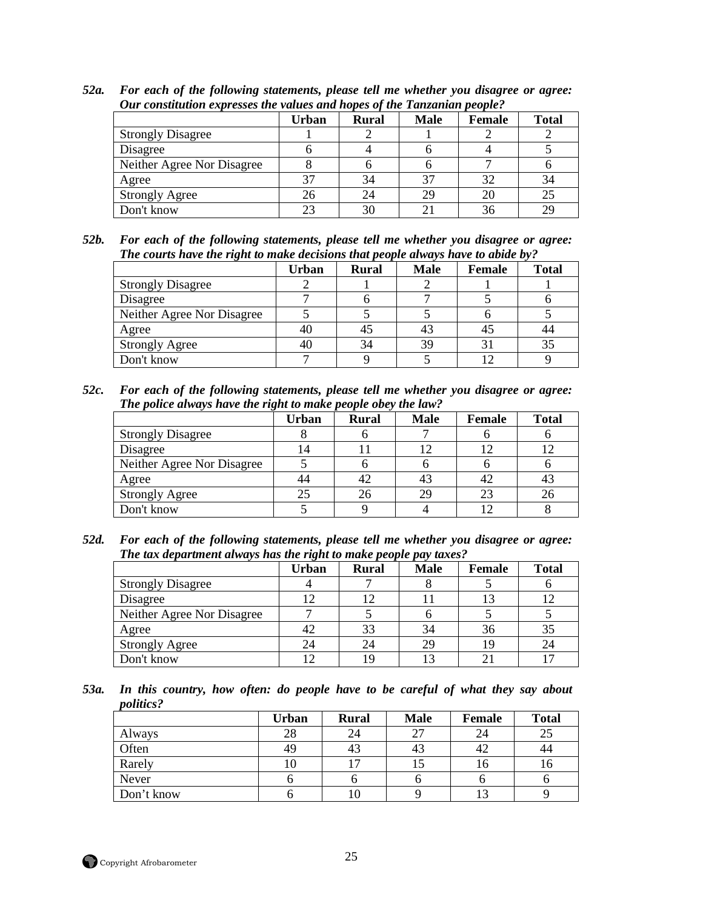***52a. For each of the following statements, please tell me whether you disagree or agree: Our constitution expresses the values and hopes of the Tanzanian people?***

| | Urban | Rural | Male | Female | Total |
|---|---|---|---|---|---|
| Strongly Disagree | 1 | 2 | 1 | 2 | 2 |
| Disagree | 6 | 4 | 6 | 4 | 5 |
| Neither Agree Nor Disagree | 8 | 6 | 6 | 7 | 6 |
| Agree | 37 | 34 | 37 | 32 | 34 |
| Strongly Agree | 26 | 24 | 29 | 20 | 25 |
| Don't know | 23 | 30 | 21 | 36 | 29 |

***52b. For each of the following statements, please tell me whether you disagree or agree: The courts have the right to make decisions that people always have to abide by?***

| | Urban | Rural | Male | Female | Total |
|---|---|---|---|---|---|
| Strongly Disagree | 2 | 1 | 2 | 1 | 1 |
| Disagree | 7 | 6 | 7 | 5 | 6 |
| Neither Agree Nor Disagree | 5 | 5 | 5 | 6 | 5 |
| Agree | 40 | 45 | 43 | 45 | 44 |
| Strongly Agree | 40 | 34 | 39 | 31 | 35 |
| Don't know | 7 | 9 | 5 | 12 | 9 |

***52c. For each of the following statements, please tell me whether you disagree or agree: The police always have the right to make people obey the law?***

| | Urban | Rural | Male | Female | Total |
|---|---|---|---|---|---|
| Strongly Disagree | 8 | 6 | 7 | 6 | 6 |
| Disagree | 14 | 11 | 12 | 12 | 12 |
| Neither Agree Nor Disagree | 5 | 6 | 6 | 6 | 6 |
| Agree | 44 | 42 | 43 | 42 | 43 |
| Strongly Agree | 25 | 26 | 29 | 23 | 26 |
| Don't know | 5 | 9 | 4 | 12 | 8 |

***52d. For each of the following statements, please tell me whether you disagree or agree: The tax department always has the right to make people pay taxes?***

| | Urban | Rural | Male | Female | Total |
|---|---|---|---|---|---|
| Strongly Disagree | 4 | 7 | 8 | 5 | 6 |
| Disagree | 12 | 12 | 11 | 13 | 12 |
| Neither Agree Nor Disagree | 7 | 5 | 6 | 5 | 5 |
| Agree | 42 | 33 | 34 | 36 | 35 |
| Strongly Agree | 24 | 24 | 29 | 19 | 24 |
| Don't know | 12 | 19 | 13 | 21 | 17 |

***53a. In this country, how often: do people have to be careful of what they say about politics?***

| | Urban | Rural | Male | Female | Total |
|---|---|---|---|---|---|
| Always | 28 | 24 | 27 | 24 | 25 |
| Often | 49 | 43 | 43 | 42 | 44 |
| Rarely | 10 | 17 | 15 | 16 | 16 |
| Never | 6 | 6 | 6 | 6 | 6 |
| Don't know | 6 | 10 | 9 | 13 | 9 |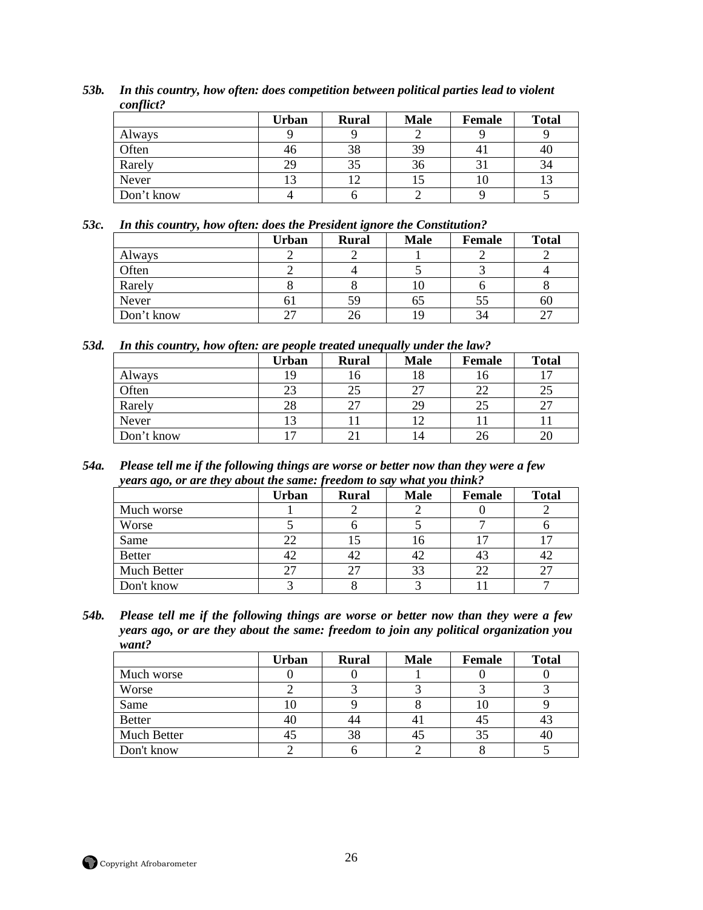***53b. In this country, how often: does competition between political parties lead to violent conflict?***

| | Urban | Rural | Male | Female | Total |
|---|---|---|---|---|---|
| Always | 9 | 9 | 2 | 9 | 9 |
| Often | 46 | 38 | 39 | 41 | 40 |
| Rarely | 29 | 35 | 36 | 31 | 34 |
| Never | 13 | 12 | 15 | 10 | 13 |
| Don't know | 4 | 6 | 2 | 9 | 5 |

***53c. In this country, how often: does the President ignore the Constitution?***

| | Urban | Rural | Male | Female | Total |
|---|---|---|---|---|---|
| Always | 2 | 2 | 1 | 2 | 2 |
| Often | 2 | 4 | 5 | 3 | 4 |
| Rarely | 8 | 8 | 10 | 6 | 8 |
| Never | 61 | 59 | 65 | 55 | 60 |
| Don't know | 27 | 26 | 19 | 34 | 27 |

***53d. In this country, how often: are people treated unequally under the law?***

| | Urban | Rural | Male | Female | Total |
|---|---|---|---|---|---|
| Always | 19 | 16 | 18 | 16 | 17 |
| Often | 23 | 25 | 27 | 22 | 25 |
| Rarely | 28 | 27 | 29 | 25 | 27 |
| Never | 13 | 11 | 12 | 11 | 11 |
| Don't know | 17 | 21 | 14 | 26 | 20 |

***54a. Please tell me if the following things are worse or better now than they were a few years ago, or are they about the same: freedom to say what you think?***

| | Urban | Rural | Male | Female | Total |
|---|---|---|---|---|---|
| Much worse | 1 | 2 | 2 | 0 | 2 |
| Worse | 5 | 6 | 5 | 7 | 6 |
| Same | 22 | 15 | 16 | 17 | 17 |
| Better | 42 | 42 | 42 | 43 | 42 |
| Much Better | 27 | 27 | 33 | 22 | 27 |
| Don't know | 3 | 8 | 3 | 11 | 7 |

***54b. Please tell me if the following things are worse or better now than they were a few years ago, or are they about the same: freedom to join any political organization you want?***

| | Urban | Rural | Male | Female | Total |
|---|---|---|---|---|---|
| Much worse | 0 | 0 | 1 | 0 | 0 |
| Worse | 2 | 3 | 3 | 3 | 3 |
| Same | 10 | 9 | 8 | 10 | 9 |
| Better | 40 | 44 | 41 | 45 | 43 |
| Much Better | 45 | 38 | 45 | 35 | 40 |
| Don't know | 2 | 6 | 2 | 8 | 5 |

Copyright Afrobarometer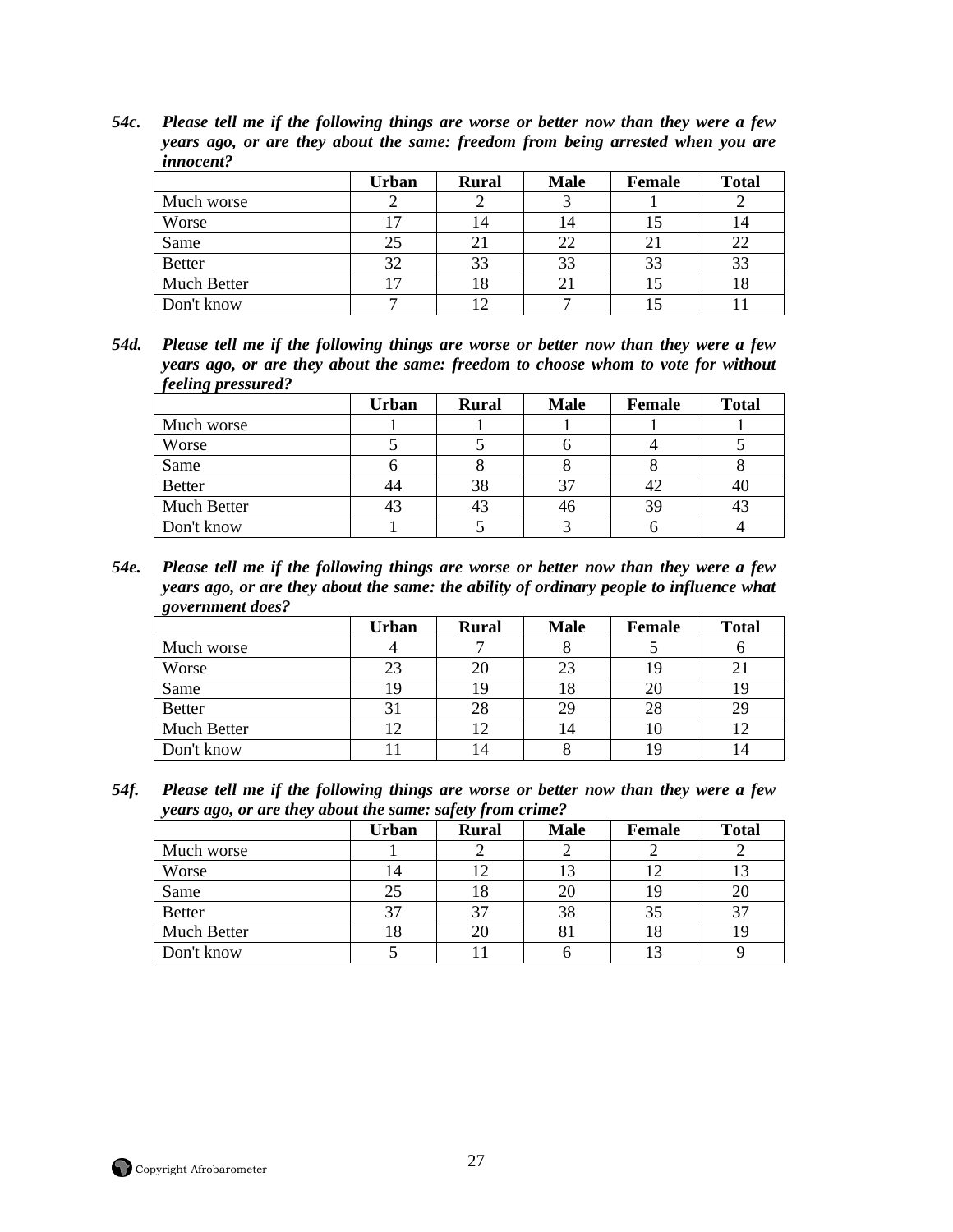***54c. Please tell me if the following things are worse or better now than they were a few years ago, or are they about the same: freedom from being arrested when you are innocent?***

| | Urban | Rural | Male | Female | Total |
|---|---|---|---|---|---|
| Much worse | 2 | 2 | 3 | 1 | 2 |
| Worse | 17 | 14 | 14 | 15 | 14 |
| Same | 25 | 21 | 22 | 21 | 22 |
| Better | 32 | 33 | 33 | 33 | 33 |
| Much Better | 17 | 18 | 21 | 15 | 18 |
| Don't know | 7 | 12 | 7 | 15 | 11 |

***54d. Please tell me if the following things are worse or better now than they were a few years ago, or are they about the same: freedom to choose whom to vote for without feeling pressured?***

| | Urban | Rural | Male | Female | Total |
|---|---|---|---|---|---|
| Much worse | 1 | 1 | 1 | 1 | 1 |
| Worse | 5 | 5 | 6 | 4 | 5 |
| Same | 6 | 8 | 8 | 8 | 8 |
| Better | 44 | 38 | 37 | 42 | 40 |
| Much Better | 43 | 43 | 46 | 39 | 43 |
| Don't know | 1 | 5 | 3 | 6 | 4 |

***54e. Please tell me if the following things are worse or better now than they were a few years ago, or are they about the same: the ability of ordinary people to influence what government does?***

| | Urban | Rural | Male | Female | Total |
|---|---|---|---|---|---|
| Much worse | 4 | 7 | 8 | 5 | 6 |
| Worse | 23 | 20 | 23 | 19 | 21 |
| Same | 19 | 19 | 18 | 20 | 19 |
| Better | 31 | 28 | 29 | 28 | 29 |
| Much Better | 12 | 12 | 14 | 10 | 12 |
| Don't know | 11 | 14 | 8 | 19 | 14 |

***54f. Please tell me if the following things are worse or better now than they were a few years ago, or are they about the same: safety from crime?***

| | Urban | Rural | Male | Female | Total |
|---|---|---|---|---|---|
| Much worse | 1 | 2 | 2 | 2 | 2 |
| Worse | 14 | 12 | 13 | 12 | 13 |
| Same | 25 | 18 | 20 | 19 | 20 |
| Better | 37 | 37 | 38 | 35 | 37 |
| Much Better | 18 | 20 | 81 | 18 | 19 |
| Don't know | 5 | 11 | 6 | 13 | 9 |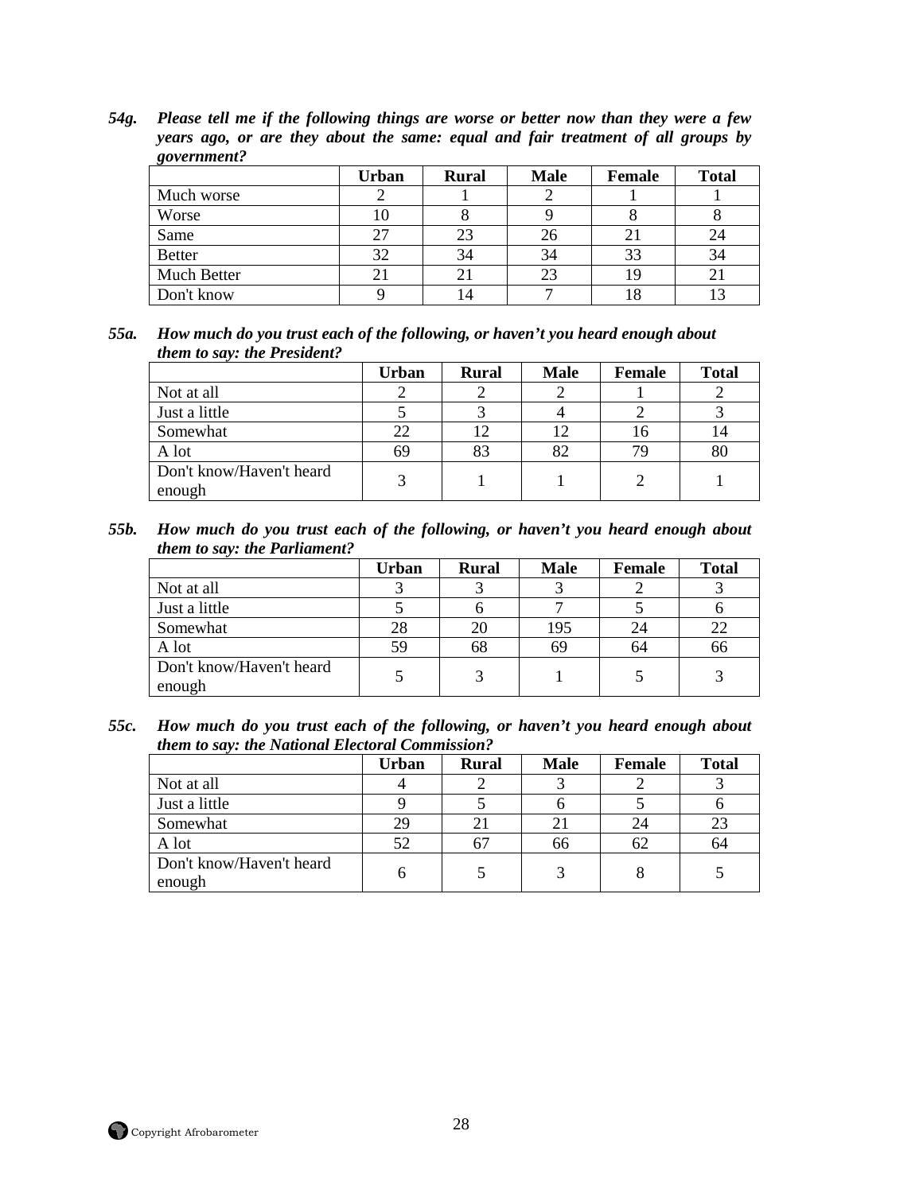***54g. Please tell me if the following things are worse or better now than they were a few years ago, or are they about the same: equal and fair treatment of all groups by government?***

| | Urban | Rural | Male | Female | Total |
|---|---|---|---|---|---|
| Much worse | 2 | 1 | 2 | 1 | 1 |
| Worse | 10 | 8 | 9 | 8 | 8 |
| Same | 27 | 23 | 26 | 21 | 24 |
| Better | 32 | 34 | 34 | 33 | 34 |
| Much Better | 21 | 21 | 23 | 19 | 21 |
| Don't know | 9 | 14 | 7 | 18 | 13 |

***55a. How much do you trust each of the following, or haven't you heard enough about them to say: the President?***

| | Urban | Rural | Male | Female | Total |
|---|---|---|---|---|---|
| Not at all | 2 | 2 | 2 | 1 | 2 |
| Just a little | 5 | 3 | 4 | 2 | 3 |
| Somewhat | 22 | 12 | 12 | 16 | 14 |
| A lot | 69 | 83 | 82 | 79 | 80 |
| Don't know/Haven't heard enough | 3 | 1 | 1 | 2 | 1 |

***55b. How much do you trust each of the following, or haven't you heard enough about them to say: the Parliament?***

| | Urban | Rural | Male | Female | Total |
|---|---|---|---|---|---|
| Not at all | 3 | 3 | 3 | 2 | 3 |
| Just a little | 5 | 6 | 7 | 5 | 6 |
| Somewhat | 28 | 20 | 195 | 24 | 22 |
| A lot | 59 | 68 | 69 | 64 | 66 |
| Don't know/Haven't heard enough | 5 | 3 | 1 | 5 | 3 |

***55c. How much do you trust each of the following, or haven't you heard enough about them to say: the National Electoral Commission?***

| | Urban | Rural | Male | Female | Total |
|---|---|---|---|---|---|
| Not at all | 4 | 2 | 3 | 2 | 3 |
| Just a little | 9 | 5 | 6 | 5 | 6 |
| Somewhat | 29 | 21 | 21 | 24 | 23 |
| A lot | 52 | 67 | 66 | 62 | 64 |
| Don't know/Haven't heard enough | 6 | 5 | 3 | 8 | 5 |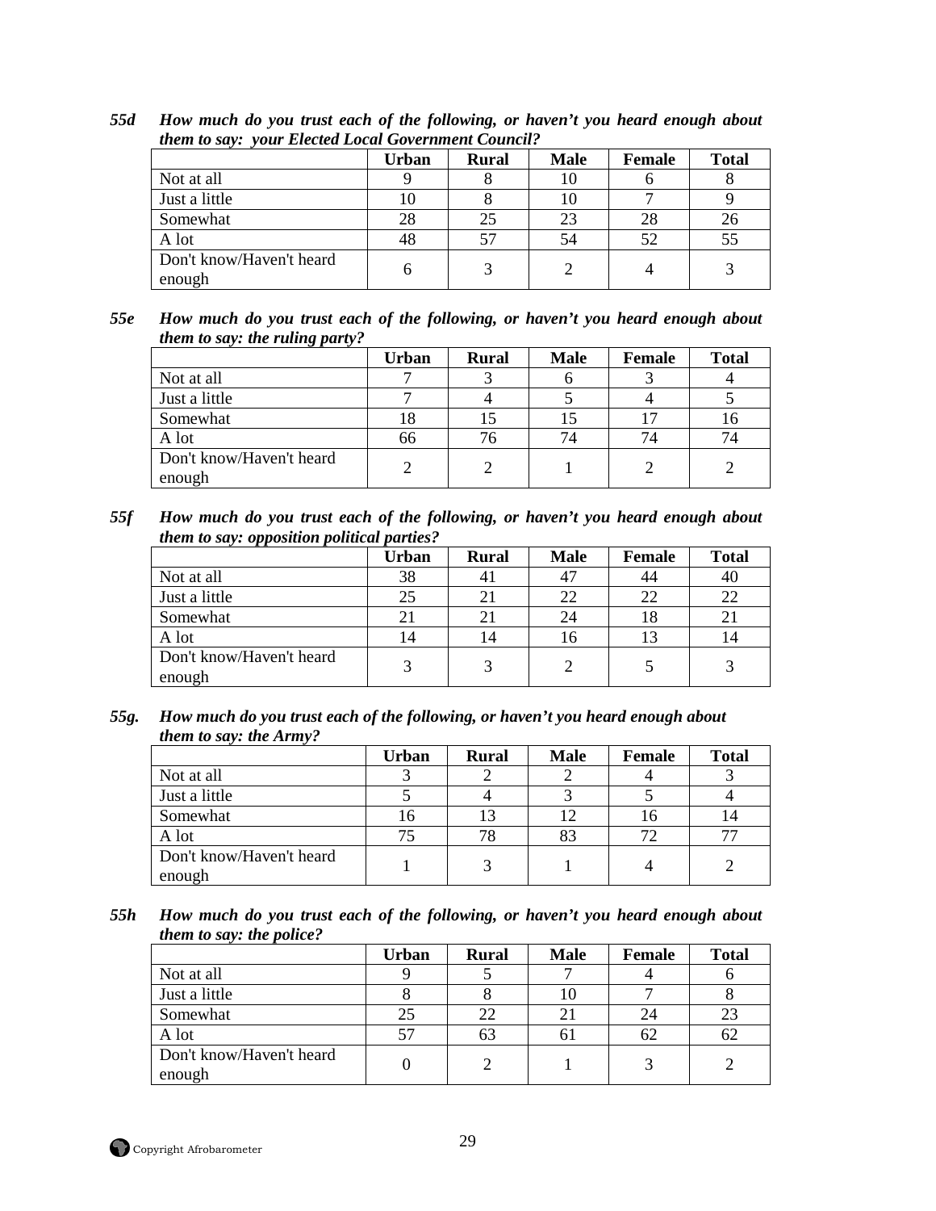***55d How much do you trust each of the following, or haven't you heard enough about them to say: your Elected Local Government Council?***

| | Urban | Rural | Male | Female | Total |
|---|---|---|---|---|---|
| Not at all | 9 | 8 | 10 | 6 | 8 |
| Just a little | 10 | 8 | 10 | 7 | 9 |
| Somewhat | 28 | 25 | 23 | 28 | 26 |
| A lot | 48 | 57 | 54 | 52 | 55 |
| Don't know/Haven't heard enough | 6 | 3 | 2 | 4 | 3 |

***55e How much do you trust each of the following, or haven't you heard enough about them to say: the ruling party?***

| | Urban | Rural | Male | Female | Total |
|---|---|---|---|---|---|
| Not at all | 7 | 3 | 6 | 3 | 4 |
| Just a little | 7 | 4 | 5 | 4 | 5 |
| Somewhat | 18 | 15 | 15 | 17 | 16 |
| A lot | 66 | 76 | 74 | 74 | 74 |
| Don't know/Haven't heard enough | 2 | 2 | 1 | 2 | 2 |

***55f How much do you trust each of the following, or haven't you heard enough about them to say: opposition political parties?***

| | Urban | Rural | Male | Female | Total |
|---|---|---|---|---|---|
| Not at all | 38 | 41 | 47 | 44 | 40 |
| Just a little | 25 | 21 | 22 | 22 | 22 |
| Somewhat | 21 | 21 | 24 | 18 | 21 |
| A lot | 14 | 14 | 16 | 13 | 14 |
| Don't know/Haven't heard enough | 3 | 3 | 2 | 5 | 3 |

***55g. How much do you trust each of the following, or haven't you heard enough about them to say: the Army?***

| | Urban | Rural | Male | Female | Total |
|---|---|---|---|---|---|
| Not at all | 3 | 2 | 2 | 4 | 3 |
| Just a little | 5 | 4 | 3 | 5 | 4 |
| Somewhat | 16 | 13 | 12 | 16 | 14 |
| A lot | 75 | 78 | 83 | 72 | 77 |
| Don't know/Haven't heard enough | 1 | 3 | 1 | 4 | 2 |

***55h How much do you trust each of the following, or haven't you heard enough about them to say: the police?***

| | Urban | Rural | Male | Female | Total |
|---|---|---|---|---|---|
| Not at all | 9 | 5 | 7 | 4 | 6 |
| Just a little | 8 | 8 | 10 | 7 | 8 |
| Somewhat | 25 | 22 | 21 | 24 | 23 |
| A lot | 57 | 63 | 61 | 62 | 62 |
| Don't know/Haven't heard enough | 0 | 2 | 1 | 3 | 2 |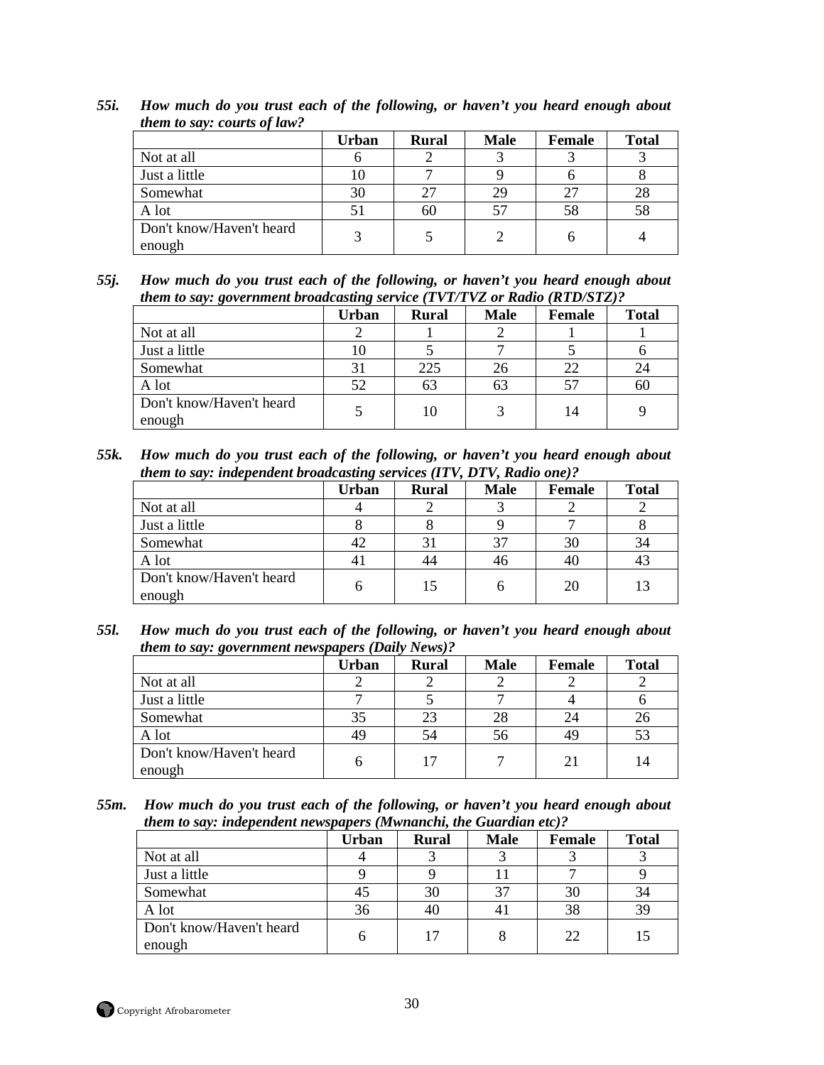***55i. How much do you trust each of the following, or haven't you heard enough about them to say: courts of law?***

| | Urban | Rural | Male | Female | Total |
|---|---|---|---|---|---|
| Not at all | 6 | 2 | 3 | 3 | 3 |
| Just a little | 10 | 7 | 9 | 6 | 8 |
| Somewhat | 30 | 27 | 29 | 27 | 28 |
| A lot | 51 | 60 | 57 | 58 | 58 |
| Don't know/Haven't heard enough | 3 | 5 | 2 | 6 | 4 |

***55j. How much do you trust each of the following, or haven't you heard enough about them to say: government broadcasting service (TVT/TVZ or Radio (RTD/STZ)?***

| | Urban | Rural | Male | Female | Total |
|---|---|---|---|---|---|
| Not at all | 2 | 1 | 2 | 1 | 1 |
| Just a little | 10 | 5 | 7 | 5 | 6 |
| Somewhat | 31 | 225 | 26 | 22 | 24 |
| A lot | 52 | 63 | 63 | 57 | 60 |
| Don't know/Haven't heard enough | 5 | 10 | 3 | 14 | 9 |

***55k. How much do you trust each of the following, or haven't you heard enough about them to say: independent broadcasting services (ITV, DTV, Radio one)?***

| | Urban | Rural | Male | Female | Total |
|---|---|---|---|---|---|
| Not at all | 4 | 2 | 3 | 2 | 2 |
| Just a little | 8 | 8 | 9 | 7 | 8 |
| Somewhat | 42 | 31 | 37 | 30 | 34 |
| A lot | 41 | 44 | 46 | 40 | 43 |
| Don't know/Haven't heard enough | 6 | 15 | 6 | 20 | 13 |

***55l. How much do you trust each of the following, or haven't you heard enough about them to say: government newspapers (Daily News)?***

| | Urban | Rural | Male | Female | Total |
|---|---|---|---|---|---|
| Not at all | 2 | 2 | 2 | 2 | 2 |
| Just a little | 7 | 5 | 7 | 4 | 6 |
| Somewhat | 35 | 23 | 28 | 24 | 26 |
| A lot | 49 | 54 | 56 | 49 | 53 |
| Don't know/Haven't heard enough | 6 | 17 | 7 | 21 | 14 |

***55m. How much do you trust each of the following, or haven't you heard enough about them to say: independent newspapers (Mwnanchi, the Guardian etc)?***

| | Urban | Rural | Male | Female | Total |
|---|---|---|---|---|---|
| Not at all | 4 | 3 | 3 | 3 | 3 |
| Just a little | 9 | 9 | 11 | 7 | 9 |
| Somewhat | 45 | 30 | 37 | 30 | 34 |
| A lot | 36 | 40 | 41 | 38 | 39 |
| Don't know/Haven't heard enough | 6 | 17 | 8 | 22 | 15 |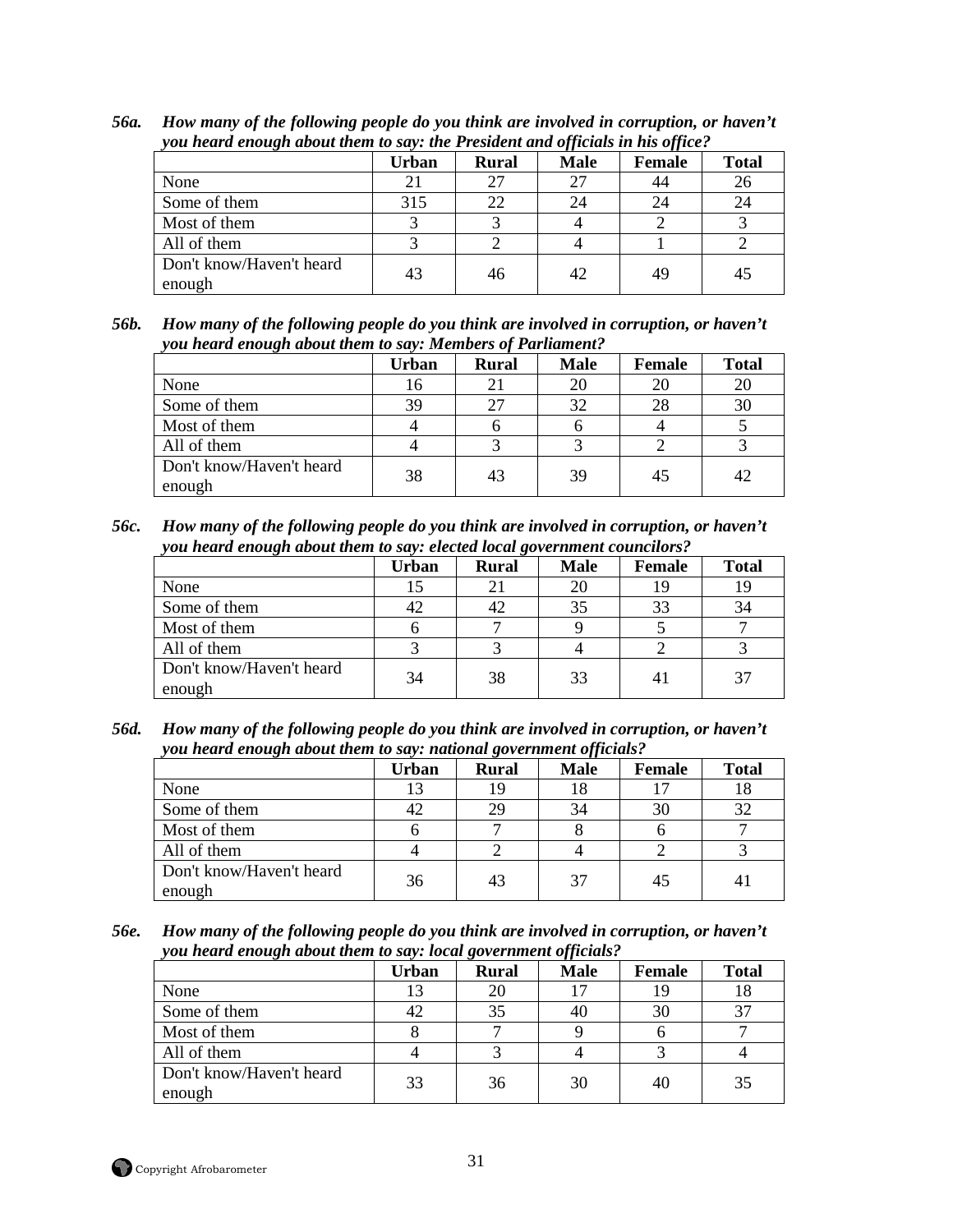***56a. How many of the following people do you think are involved in corruption, or haven't you heard enough about them to say: the President and officials in his office?***

| | Urban | Rural | Male | Female | Total |
|---|---|---|---|---|---|
| None | 21 | 27 | 27 | 44 | 26 |
| Some of them | 315 | 22 | 24 | 24 | 24 |
| Most of them | 3 | 3 | 4 | 2 | 3 |
| All of them | 3 | 2 | 4 | 1 | 2 |
| Don't know/Haven't heard enough | 43 | 46 | 42 | 49 | 45 |

***56b. How many of the following people do you think are involved in corruption, or haven't you heard enough about them to say: Members of Parliament?***

| | Urban | Rural | Male | Female | Total |
|---|---|---|---|---|---|
| None | 16 | 21 | 20 | 20 | 20 |
| Some of them | 39 | 27 | 32 | 28 | 30 |
| Most of them | 4 | 6 | 6 | 4 | 5 |
| All of them | 4 | 3 | 3 | 2 | 3 |
| Don't know/Haven't heard enough | 38 | 43 | 39 | 45 | 42 |

***56c. How many of the following people do you think are involved in corruption, or haven't you heard enough about them to say: elected local government councilors?***

| | Urban | Rural | Male | Female | Total |
|---|---|---|---|---|---|
| None | 15 | 21 | 20 | 19 | 19 |
| Some of them | 42 | 42 | 35 | 33 | 34 |
| Most of them | 6 | 7 | 9 | 5 | 7 |
| All of them | 3 | 3 | 4 | 2 | 3 |
| Don't know/Haven't heard enough | 34 | 38 | 33 | 41 | 37 |

***56d. How many of the following people do you think are involved in corruption, or haven't you heard enough about them to say: national government officials?***

| | Urban | Rural | Male | Female | Total |
|---|---|---|---|---|---|
| None | 13 | 19 | 18 | 17 | 18 |
| Some of them | 42 | 29 | 34 | 30 | 32 |
| Most of them | 6 | 7 | 8 | 6 | 7 |
| All of them | 4 | 2 | 4 | 2 | 3 |
| Don't know/Haven't heard enough | 36 | 43 | 37 | 45 | 41 |

***56e. How many of the following people do you think are involved in corruption, or haven't you heard enough about them to say: local government officials?***

| | Urban | Rural | Male | Female | Total |
|---|---|---|---|---|---|
| None | 13 | 20 | 17 | 19 | 18 |
| Some of them | 42 | 35 | 40 | 30 | 37 |
| Most of them | 8 | 7 | 9 | 6 | 7 |
| All of them | 4 | 3 | 4 | 3 | 4 |
| Don't know/Haven't heard enough | 33 | 36 | 30 | 40 | 35 |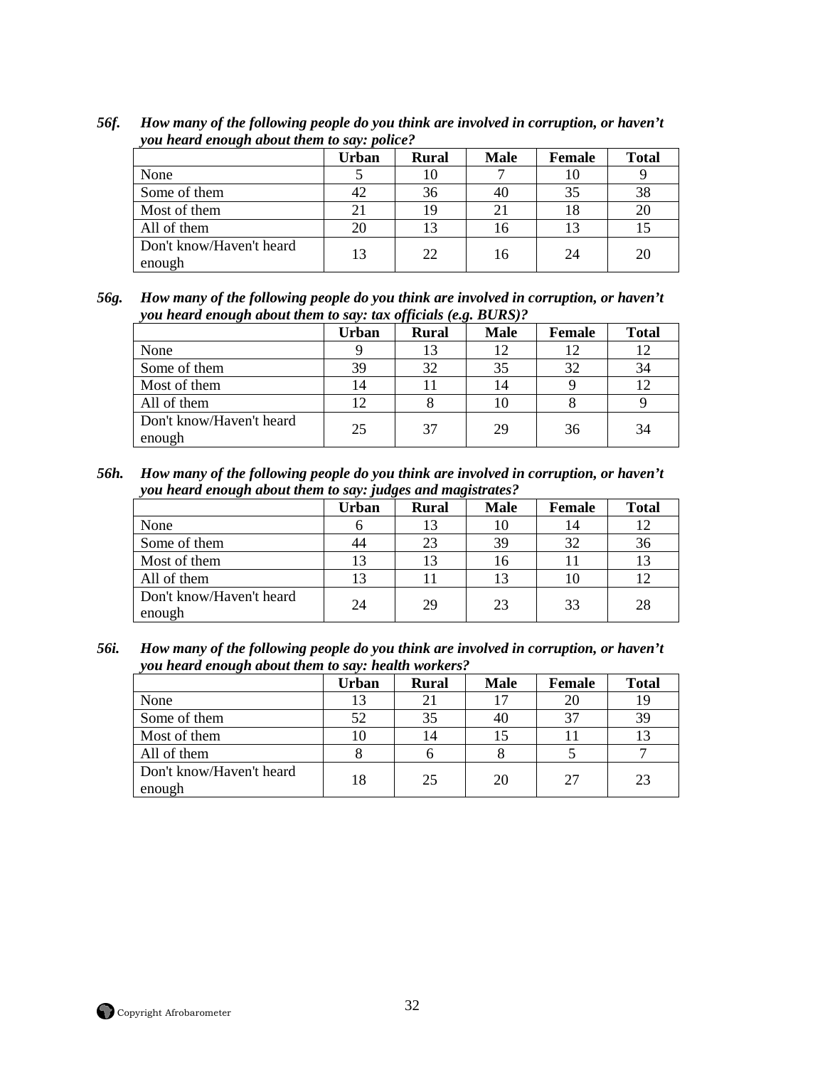***56f. How many of the following people do you think are involved in corruption, or haven't you heard enough about them to say: police?***

| | Urban | Rural | Male | Female | Total |
|---|---|---|---|---|---|
| None | 5 | 10 | 7 | 10 | 9 |
| Some of them | 42 | 36 | 40 | 35 | 38 |
| Most of them | 21 | 19 | 21 | 18 | 20 |
| All of them | 20 | 13 | 16 | 13 | 15 |
| Don't know/Haven't heard enough | 13 | 22 | 16 | 24 | 20 |

***56g. How many of the following people do you think are involved in corruption, or haven't you heard enough about them to say: tax officials (e.g. BURS)?***

| | Urban | Rural | Male | Female | Total |
|---|---|---|---|---|---|
| None | 9 | 13 | 12 | 12 | 12 |
| Some of them | 39 | 32 | 35 | 32 | 34 |
| Most of them | 14 | 11 | 14 | 9 | 12 |
| All of them | 12 | 8 | 10 | 8 | 9 |
| Don't know/Haven't heard enough | 25 | 37 | 29 | 36 | 34 |

***56h. How many of the following people do you think are involved in corruption, or haven't you heard enough about them to say: judges and magistrates?***

| | Urban | Rural | Male | Female | Total |
|---|---|---|---|---|---|
| None | 6 | 13 | 10 | 14 | 12 |
| Some of them | 44 | 23 | 39 | 32 | 36 |
| Most of them | 13 | 13 | 16 | 11 | 13 |
| All of them | 13 | 11 | 13 | 10 | 12 |
| Don't know/Haven't heard enough | 24 | 29 | 23 | 33 | 28 |

***56i. How many of the following people do you think are involved in corruption, or haven't you heard enough about them to say: health workers?***

| | Urban | Rural | Male | Female | Total |
|---|---|---|---|---|---|
| None | 13 | 21 | 17 | 20 | 19 |
| Some of them | 52 | 35 | 40 | 37 | 39 |
| Most of them | 10 | 14 | 15 | 11 | 13 |
| All of them | 8 | 6 | 8 | 5 | 7 |
| Don't know/Haven't heard enough | 18 | 25 | 20 | 27 | 23 |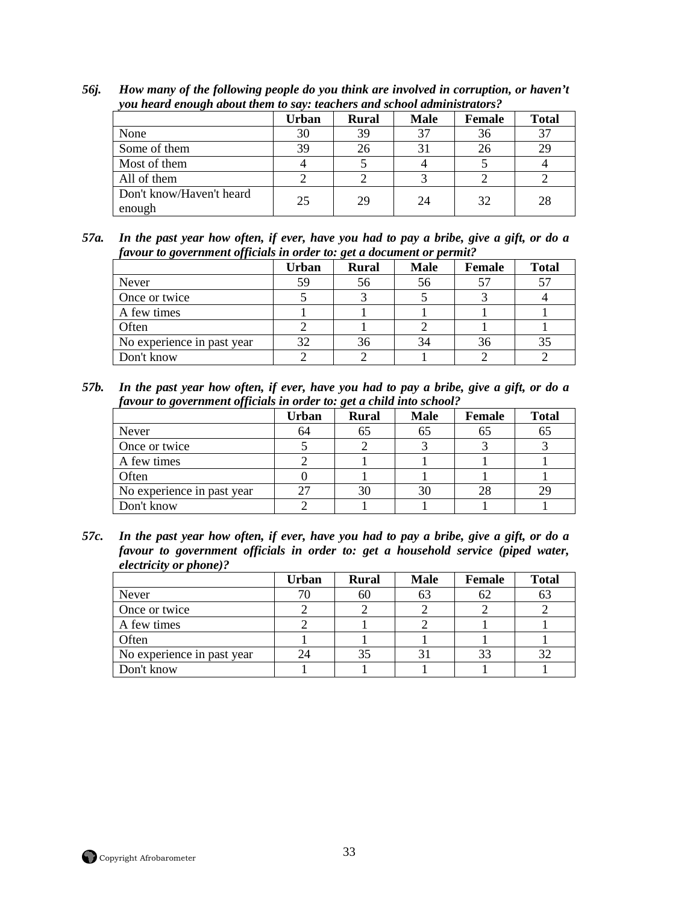***56j. How many of the following people do you think are involved in corruption, or haven't you heard enough about them to say: teachers and school administrators?***

| | Urban | Rural | Male | Female | Total |
|---|---|---|---|---|---|
| None | 30 | 39 | 37 | 36 | 37 |
| Some of them | 39 | 26 | 31 | 26 | 29 |
| Most of them | 4 | 5 | 4 | 5 | 4 |
| All of them | 2 | 2 | 3 | 2 | 2 |
| Don't know/Haven't heard enough | 25 | 29 | 24 | 32 | 28 |

***57a. In the past year how often, if ever, have you had to pay a bribe, give a gift, or do a favour to government officials in order to: get a document or permit?***

| | Urban | Rural | Male | Female | Total |
|---|---|---|---|---|---|
| Never | 59 | 56 | 56 | 57 | 57 |
| Once or twice | 5 | 3 | 5 | 3 | 4 |
| A few times | 1 | 1 | 1 | 1 | 1 |
| Often | 2 | 1 | 2 | 1 | 1 |
| No experience in past year | 32 | 36 | 34 | 36 | 35 |
| Don't know | 2 | 2 | 1 | 2 | 2 |

***57b. In the past year how often, if ever, have you had to pay a bribe, give a gift, or do a favour to government officials in order to: get a child into school?***

| | Urban | Rural | Male | Female | Total |
|---|---|---|---|---|---|
| Never | 64 | 65 | 65 | 65 | 65 |
| Once or twice | 5 | 2 | 3 | 3 | 3 |
| A few times | 2 | 1 | 1 | 1 | 1 |
| Often | 0 | 1 | 1 | 1 | 1 |
| No experience in past year | 27 | 30 | 30 | 28 | 29 |
| Don't know | 2 | 1 | 1 | 1 | 1 |

***57c. In the past year how often, if ever, have you had to pay a bribe, give a gift, or do a favour to government officials in order to: get a household service (piped water, electricity or phone)?***

| | Urban | Rural | Male | Female | Total |
|---|---|---|---|---|---|
| Never | 70 | 60 | 63 | 62 | 63 |
| Once or twice | 2 | 2 | 2 | 2 | 2 |
| A few times | 2 | 1 | 2 | 1 | 1 |
| Often | 1 | 1 | 1 | 1 | 1 |
| No experience in past year | 24 | 35 | 31 | 33 | 32 |
| Don't know | 1 | 1 | 1 | 1 | 1 |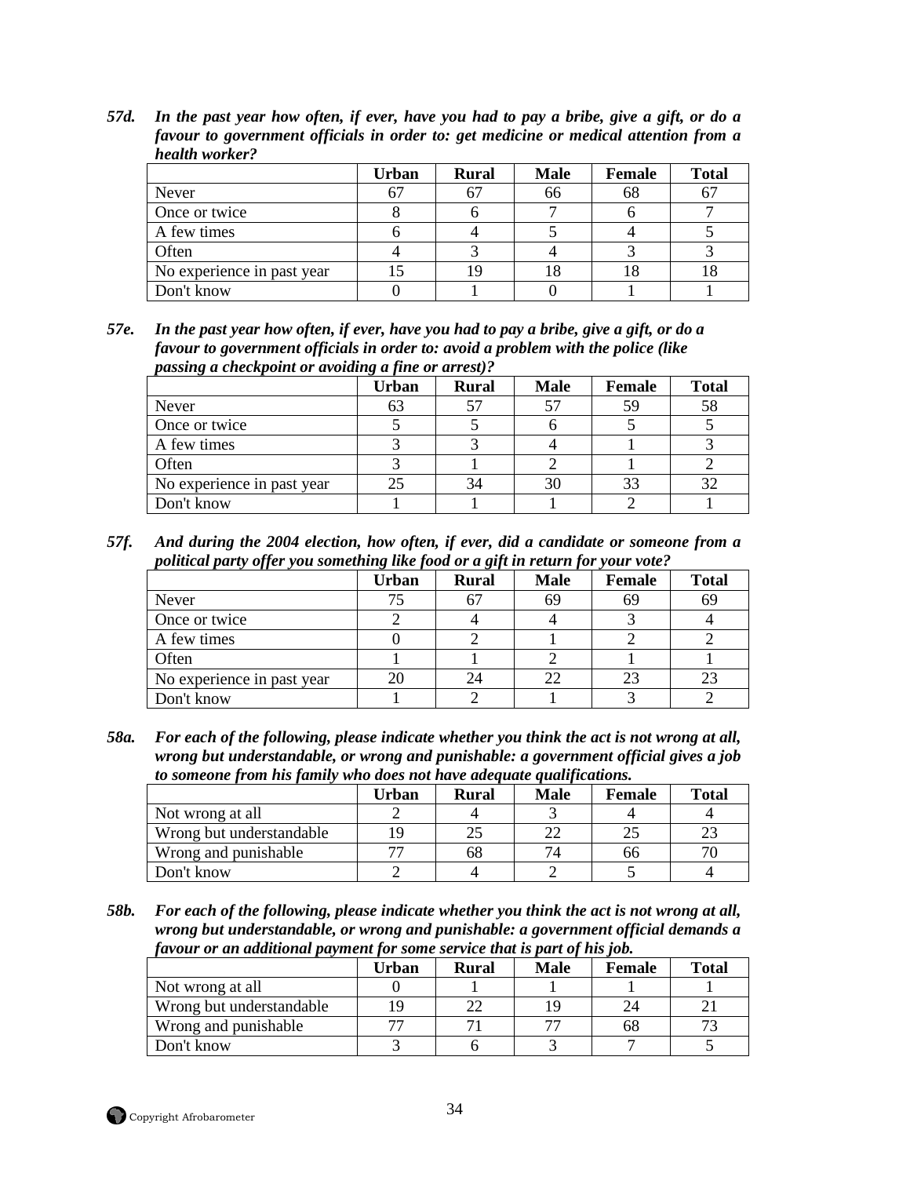***57d. In the past year how often, if ever, have you had to pay a bribe, give a gift, or do a favour to government officials in order to: get medicine or medical attention from a health worker?***

| | Urban | Rural | Male | Female | Total |
|---|---|---|---|---|---|
| Never | 67 | 67 | 66 | 68 | 67 |
| Once or twice | 8 | 6 | 7 | 6 | 7 |
| A few times | 6 | 4 | 5 | 4 | 5 |
| Often | 4 | 3 | 4 | 3 | 3 |
| No experience in past year | 15 | 19 | 18 | 18 | 18 |
| Don't know | 0 | 1 | 0 | 1 | 1 |

***57e. In the past year how often, if ever, have you had to pay a bribe, give a gift, or do a favour to government officials in order to: avoid a problem with the police (like passing a checkpoint or avoiding a fine or arrest)?***

| | Urban | Rural | Male | Female | Total |
|---|---|---|---|---|---|
| Never | 63 | 57 | 57 | 59 | 58 |
| Once or twice | 5 | 5 | 6 | 5 | 5 |
| A few times | 3 | 3 | 4 | 1 | 3 |
| Often | 3 | 1 | 2 | 1 | 2 |
| No experience in past year | 25 | 34 | 30 | 33 | 32 |
| Don't know | 1 | 1 | 1 | 2 | 1 |

***57f. And during the 2004 election, how often, if ever, did a candidate or someone from a political party offer you something like food or a gift in return for your vote?***

| | Urban | Rural | Male | Female | Total |
|---|---|---|---|---|---|
| Never | 75 | 67 | 69 | 69 | 69 |
| Once or twice | 2 | 4 | 4 | 3 | 4 |
| A few times | 0 | 2 | 1 | 2 | 2 |
| Often | 1 | 1 | 2 | 1 | 1 |
| No experience in past year | 20 | 24 | 22 | 23 | 23 |
| Don't know | 1 | 2 | 1 | 3 | 2 |

***58a. For each of the following, please indicate whether you think the act is not wrong at all, wrong but understandable, or wrong and punishable: a government official gives a job to someone from his family who does not have adequate qualifications.***

| | Urban | Rural | Male | Female | Total |
|---|---|---|---|---|---|
| Not wrong at all | 2 | 4 | 3 | 4 | 4 |
| Wrong but understandable | 19 | 25 | 22 | 25 | 23 |
| Wrong and punishable | 77 | 68 | 74 | 66 | 70 |
| Don't know | 2 | 4 | 2 | 5 | 4 |

***58b. For each of the following, please indicate whether you think the act is not wrong at all, wrong but understandable, or wrong and punishable: a government official demands a favour or an additional payment for some service that is part of his job.***

| | Urban | Rural | Male | Female | Total |
|---|---|---|---|---|---|
| Not wrong at all | 0 | 1 | 1 | 1 | 1 |
| Wrong but understandable | 19 | 22 | 19 | 24 | 21 |
| Wrong and punishable | 77 | 71 | 77 | 68 | 73 |
| Don't know | 3 | 6 | 3 | 7 | 5 |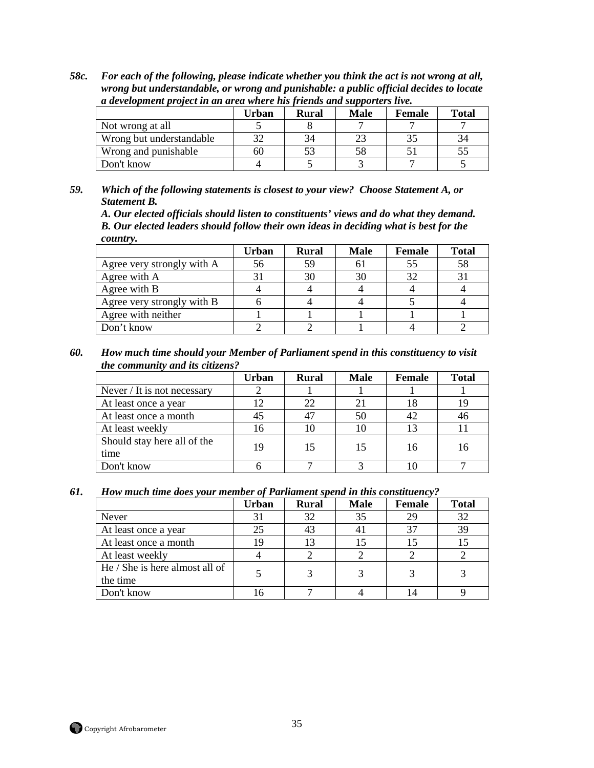***58c. For each of the following, please indicate whether you think the act is not wrong at all, wrong but understandable, or wrong and punishable: a public official decides to locate a development project in an area where his friends and supporters live.***

| | Urban | Rural | Male | Female | Total |
|---|---|---|---|---|---|
| Not wrong at all | 5 | 8 | 7 | 7 | 7 |
| Wrong but understandable | 32 | 34 | 23 | 35 | 34 |
| Wrong and punishable | 60 | 53 | 58 | 51 | 55 |
| Don't know | 4 | 5 | 3 | 7 | 5 |

***59. Which of the following statements is closest to your view? Choose Statement A, or Statement B.***
***A. Our elected officials should listen to constituents' views and do what they demand.***
***B. Our elected leaders should follow their own ideas in deciding what is best for the country.***

| | Urban | Rural | Male | Female | Total |
|---|---|---|---|---|---|
| Agree very strongly with A | 56 | 59 | 61 | 55 | 58 |
| Agree with A | 31 | 30 | 30 | 32 | 31 |
| Agree with B | 4 | 4 | 4 | 4 | 4 |
| Agree very strongly with B | 6 | 4 | 4 | 5 | 4 |
| Agree with neither | 1 | 1 | 1 | 1 | 1 |
| Don't know | 2 | 2 | 1 | 4 | 2 |

***60. How much time should your Member of Parliament spend in this constituency to visit the community and its citizens?***

| | Urban | Rural | Male | Female | Total |
|---|---|---|---|---|---|
| Never / It is not necessary | 2 | 1 | 1 | 1 | 1 |
| At least once a year | 12 | 22 | 21 | 18 | 19 |
| At least once a month | 45 | 47 | 50 | 42 | 46 |
| At least weekly | 16 | 10 | 10 | 13 | 11 |
| Should stay here all of the time | 19 | 15 | 15 | 16 | 16 |
| Don't know | 6 | 7 | 3 | 10 | 7 |

***61. How much time does your member of Parliament spend in this constituency?***

| | Urban | Rural | Male | Female | Total |
|---|---|---|---|---|---|
| Never | 31 | 32 | 35 | 29 | 32 |
| At least once a year | 25 | 43 | 41 | 37 | 39 |
| At least once a month | 19 | 13 | 15 | 15 | 15 |
| At least weekly | 4 | 2 | 2 | 2 | 2 |
| He / She is here almost all of the time | 5 | 3 | 3 | 3 | 3 |
| Don't know | 16 | 7 | 4 | 14 | 9 |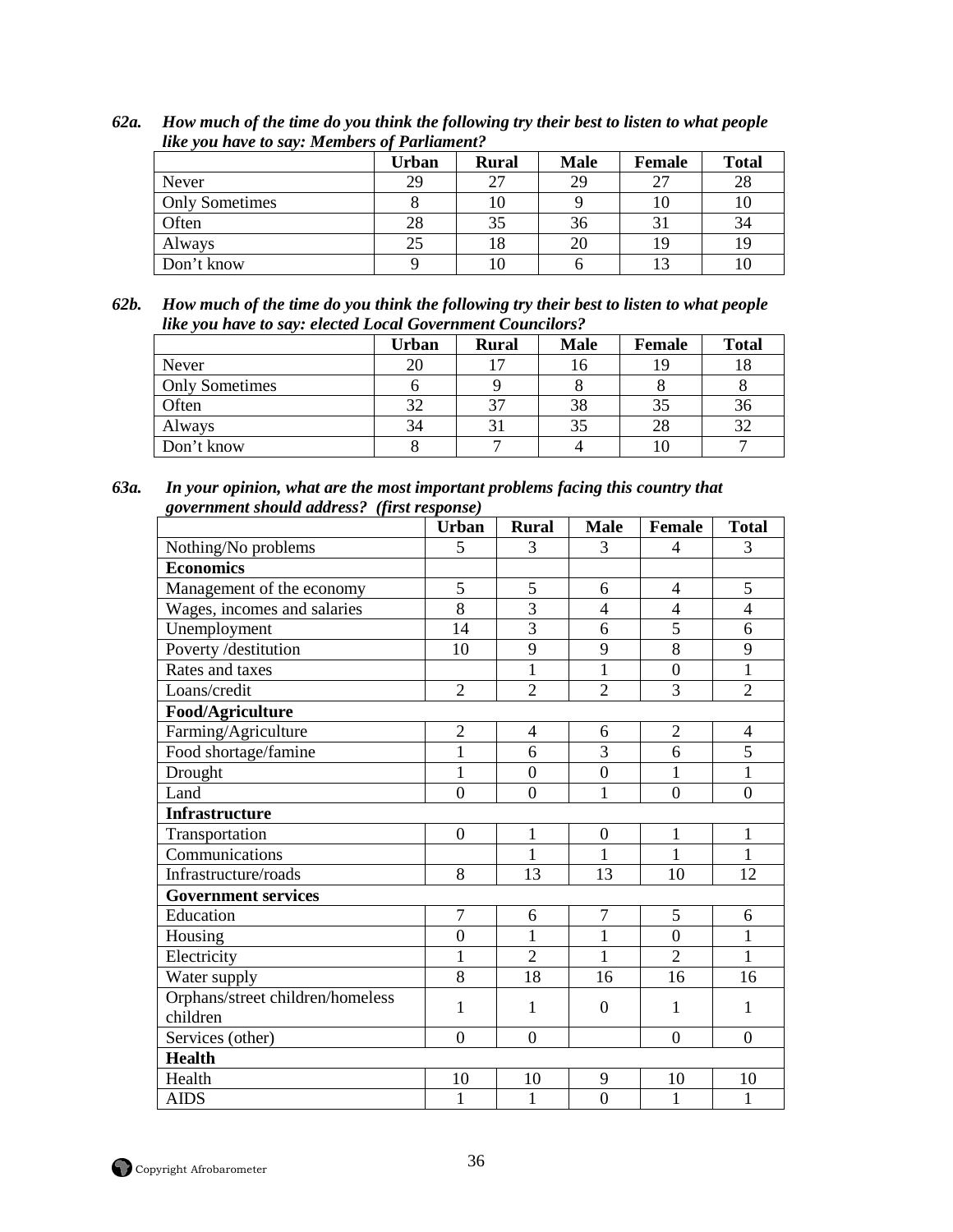***62a. How much of the time do you think the following try their best to listen to what people like you have to say: Members of Parliament?***

| | Urban | Rural | Male | Female | Total |
|---|---|---|---|---|---|
| Never | 29 | 27 | 29 | 27 | 28 |
| Only Sometimes | 8 | 10 | 9 | 10 | 10 |
| Often | 28 | 35 | 36 | 31 | 34 |
| Always | 25 | 18 | 20 | 19 | 19 |
| Don't know | 9 | 10 | 6 | 13 | 10 |

***62b. How much of the time do you think the following try their best to listen to what people like you have to say: elected Local Government Councilors?***

| | Urban | Rural | Male | Female | Total |
|---|---|---|---|---|---|
| Never | 20 | 17 | 16 | 19 | 18 |
| Only Sometimes | 6 | 9 | 8 | 8 | 8 |
| Often | 32 | 37 | 38 | 35 | 36 |
| Always | 34 | 31 | 35 | 28 | 32 |
| Don't know | 8 | 7 | 4 | 10 | 7 |

***63a. In your opinion, what are the most important problems facing this country that government should address? (first response)***

| | Urban | Rural | Male | Female | Total |
|---|---|---|---|---|---|
| Nothing/No problems | 5 | 3 | 3 | 4 | 3 |
| **Economics** | | | | | |
| Management of the economy | 5 | 5 | 6 | 4 | 5 |
| Wages, incomes and salaries | 8 | 3 | 4 | 4 | 4 |
| Unemployment | 14 | 3 | 6 | 5 | 6 |
| Poverty /destitution | 10 | 9 | 9 | 8 | 9 |
| Rates and taxes | | 1 | 1 | 0 | 1 |
| Loans/credit | 2 | 2 | 2 | 3 | 2 |
| **Food/Agriculture** | | | | | |
| Farming/Agriculture | 2 | 4 | 6 | 2 | 4 |
| Food shortage/famine | 1 | 6 | 3 | 6 | 5 |
| Drought | 1 | 0 | 0 | 1 | 1 |
| Land | 0 | 0 | 1 | 0 | 0 |
| **Infrastructure** | | | | | |
| Transportation | 0 | 1 | 0 | 1 | 1 |
| Communications | | 1 | 1 | 1 | 1 |
| Infrastructure/roads | 8 | 13 | 13 | 10 | 12 |
| **Government services** | | | | | |
| Education | 7 | 6 | 7 | 5 | 6 |
| Housing | 0 | 1 | 1 | 0 | 1 |
| Electricity | 1 | 2 | 1 | 2 | 1 |
| Water supply | 8 | 18 | 16 | 16 | 16 |
| Orphans/street children/homeless children | 1 | 1 | 0 | 1 | 1 |
| Services (other) | 0 | 0 | | 0 | 0 |
| **Health** | | | | | |
| Health | 10 | 10 | 9 | 10 | 10 |
| AIDS | 1 | 1 | 0 | 1 | 1 |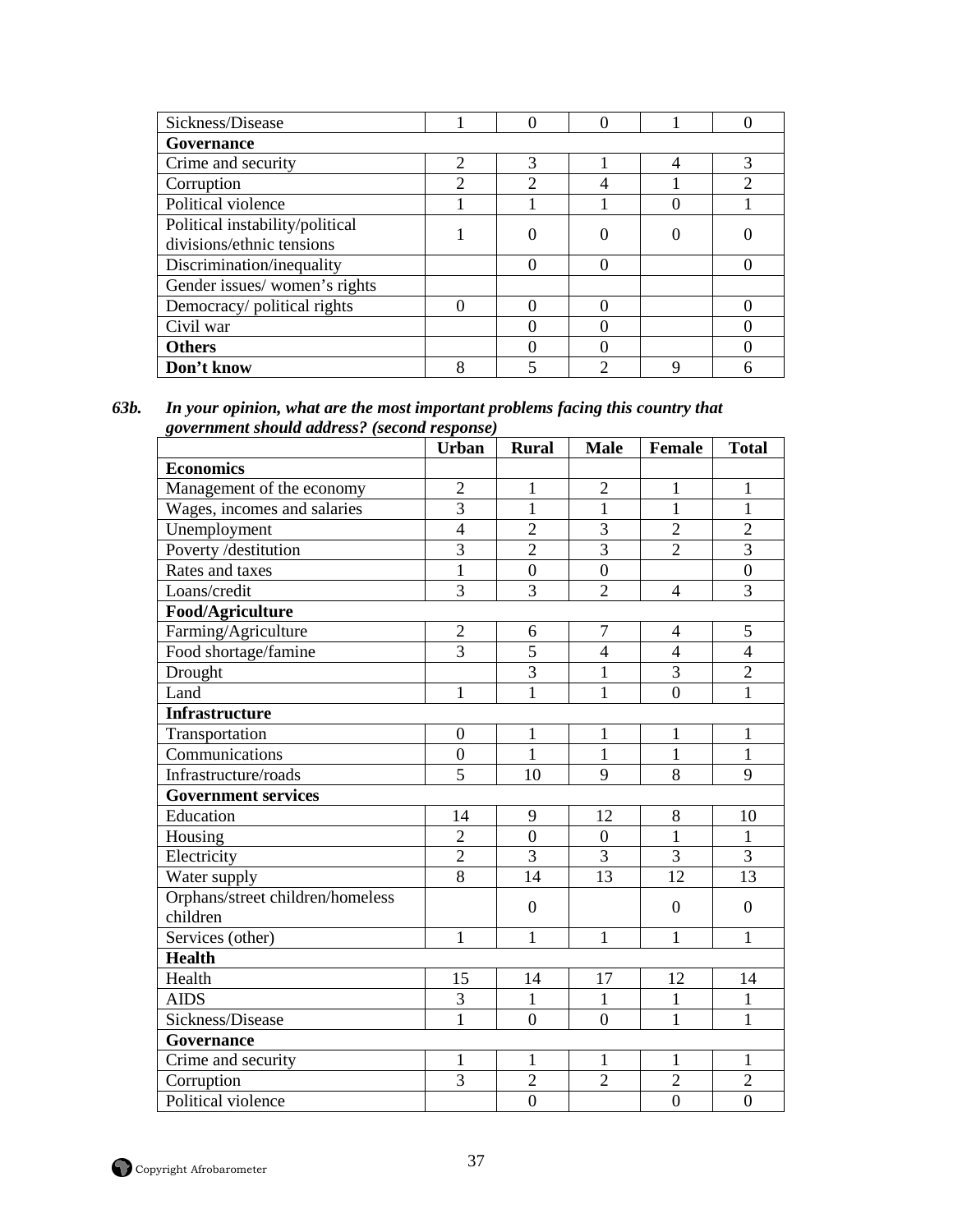| | | | | | |
|---|---|---|---|---|---|
| Sickness/Disease | 1 | 0 | 0 | 1 | 0 |
| **Governance** | | | | | |
| Crime and security | 2 | 3 | 1 | 4 | 3 |
| Corruption | 2 | 2 | 4 | 1 | 2 |
| Political violence | 1 | 1 | 1 | 0 | 1 |
| Political instability/political divisions/ethnic tensions | 1 | 0 | 0 | 0 | 0 |
| Discrimination/inequality | | 0 | 0 | | 0 |
| Gender issues/ women's rights | | | | | |
| Democracy/ political rights | 0 | 0 | 0 | | 0 |
| Civil war | | 0 | 0 | | 0 |
| **Others** | | 0 | 0 | | 0 |
| **Don't know** | 8 | 5 | 2 | 9 | 6 |

**63b.** ***In your opinion, what are the most important problems facing this country that government should address? (second response)***

| | Urban | Rural | Male | Female | Total |
|---|---|---|---|---|---|
| **Economics** | | | | | |
| Management of the economy | 2 | 1 | 2 | 1 | 1 |
| Wages, incomes and salaries | 3 | 1 | 1 | 1 | 1 |
| Unemployment | 4 | 2 | 3 | 2 | 2 |
| Poverty /destitution | 3 | 2 | 3 | 2 | 3 |
| Rates and taxes | 1 | 0 | 0 | | 0 |
| Loans/credit | 3 | 3 | 2 | 4 | 3 |
| **Food/Agriculture** | | | | | |
| Farming/Agriculture | 2 | 6 | 7 | 4 | 5 |
| Food shortage/famine | 3 | 5 | 4 | 4 | 4 |
| Drought | | 3 | 1 | 3 | 2 |
| Land | 1 | 1 | 1 | 0 | 1 |
| **Infrastructure** | | | | | |
| Transportation | 0 | 1 | 1 | 1 | 1 |
| Communications | 0 | 1 | 1 | 1 | 1 |
| Infrastructure/roads | 5 | 10 | 9 | 8 | 9 |
| **Government services** | | | | | |
| Education | 14 | 9 | 12 | 8 | 10 |
| Housing | 2 | 0 | 0 | 1 | 1 |
| Electricity | 2 | 3 | 3 | 3 | 3 |
| Water supply | 8 | 14 | 13 | 12 | 13 |
| Orphans/street children/homeless children | | 0 | | 0 | 0 |
| Services (other) | 1 | 1 | 1 | 1 | 1 |
| **Health** | | | | | |
| Health | 15 | 14 | 17 | 12 | 14 |
| AIDS | 3 | 1 | 1 | 1 | 1 |
| Sickness/Disease | 1 | 0 | 0 | 1 | 1 |
| **Governance** | | | | | |
| Crime and security | 1 | 1 | 1 | 1 | 1 |
| Corruption | 3 | 2 | 2 | 2 | 2 |
| Political violence | | 0 | | 0 | 0 |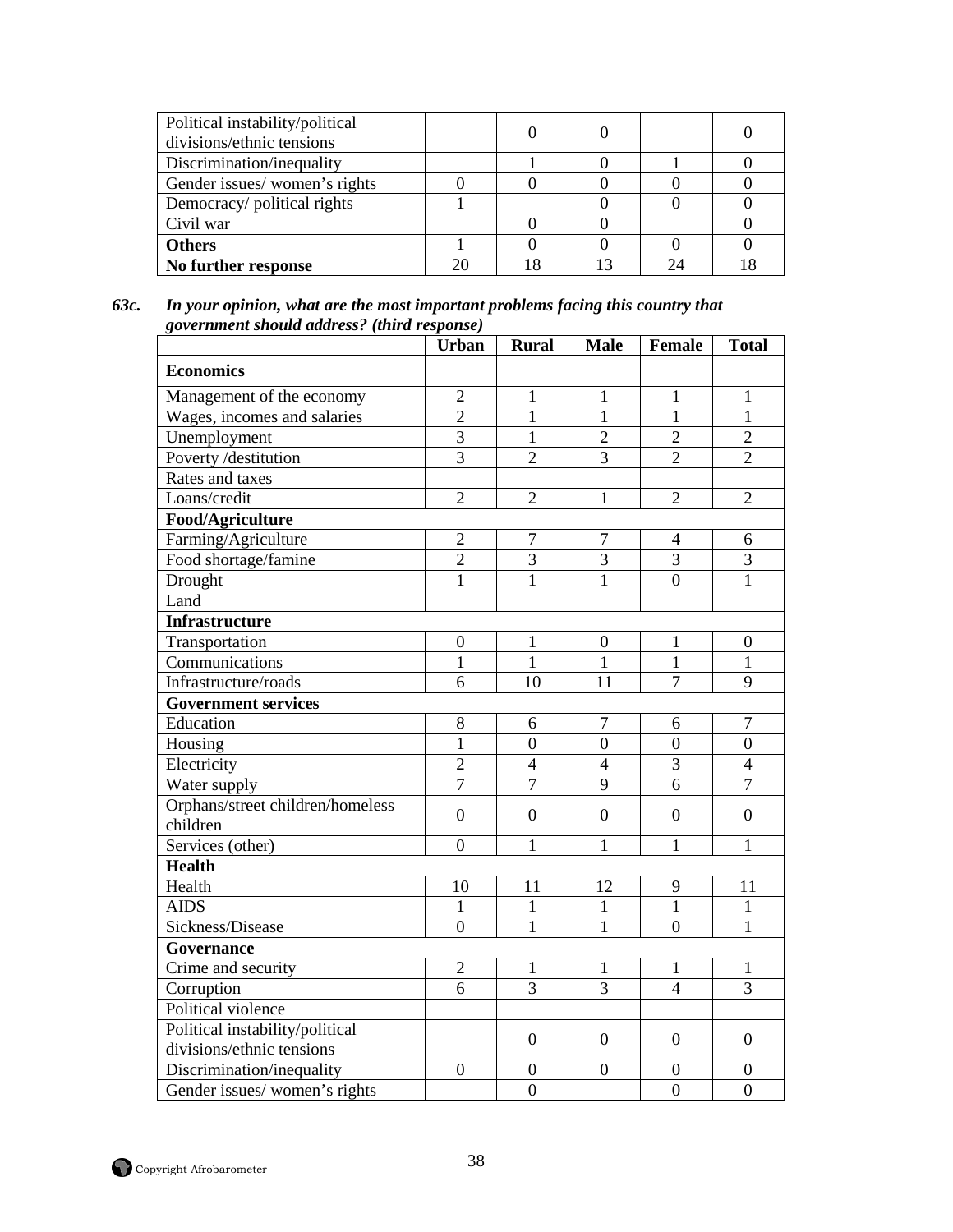| | | | | | |
|---|---|---|---|---|---|
| Political instability/political divisions/ethnic tensions | | 0 | 0 | | 0 |
| Discrimination/inequality | | 1 | 0 | 1 | 0 |
| Gender issues/ women's rights | 0 | 0 | 0 | 0 | 0 |
| Democracy/ political rights | 1 | | 0 | 0 | 0 |
| Civil war | | 0 | 0 | | 0 |
| **Others** | 1 | 0 | 0 | 0 | 0 |
| **No further response** | 20 | 18 | 13 | 24 | 18 |

***63c. In your opinion, what are the most important problems facing this country that government should address? (third response)***

| | Urban | Rural | Male | Female | Total |
|---|---|---|---|---|---|
| **Economics** | | | | | |
| Management of the economy | 2 | 1 | 1 | 1 | 1 |
| Wages, incomes and salaries | 2 | 1 | 1 | 1 | 1 |
| Unemployment | 3 | 1 | 2 | 2 | 2 |
| Poverty /destitution | 3 | 2 | 3 | 2 | 2 |
| Rates and taxes | | | | | |
| Loans/credit | 2 | 2 | 1 | 2 | 2 |
| **Food/Agriculture** | | | | | |
| Farming/Agriculture | 2 | 7 | 7 | 4 | 6 |
| Food shortage/famine | 2 | 3 | 3 | 3 | 3 |
| Drought | 1 | 1 | 1 | 0 | 1 |
| Land | | | | | |
| **Infrastructure** | | | | | |
| Transportation | 0 | 1 | 0 | 1 | 0 |
| Communications | 1 | 1 | 1 | 1 | 1 |
| Infrastructure/roads | 6 | 10 | 11 | 7 | 9 |
| **Government services** | | | | | |
| Education | 8 | 6 | 7 | 6 | 7 |
| Housing | 1 | 0 | 0 | 0 | 0 |
| Electricity | 2 | 4 | 4 | 3 | 4 |
| Water supply | 7 | 7 | 9 | 6 | 7 |
| Orphans/street children/homeless children | 0 | 0 | 0 | 0 | 0 |
| Services (other) | 0 | 1 | 1 | 1 | 1 |
| **Health** | | | | | |
| Health | 10 | 11 | 12 | 9 | 11 |
| AIDS | 1 | 1 | 1 | 1 | 1 |
| Sickness/Disease | 0 | 1 | 1 | 0 | 1 |
| **Governance** | | | | | |
| Crime and security | 2 | 1 | 1 | 1 | 1 |
| Corruption | 6 | 3 | 3 | 4 | 3 |
| Political violence | | | | | |
| Political instability/political divisions/ethnic tensions | | 0 | 0 | 0 | 0 |
| Discrimination/inequality | 0 | 0 | 0 | 0 | 0 |
| Gender issues/ women's rights | | 0 | | 0 | 0 |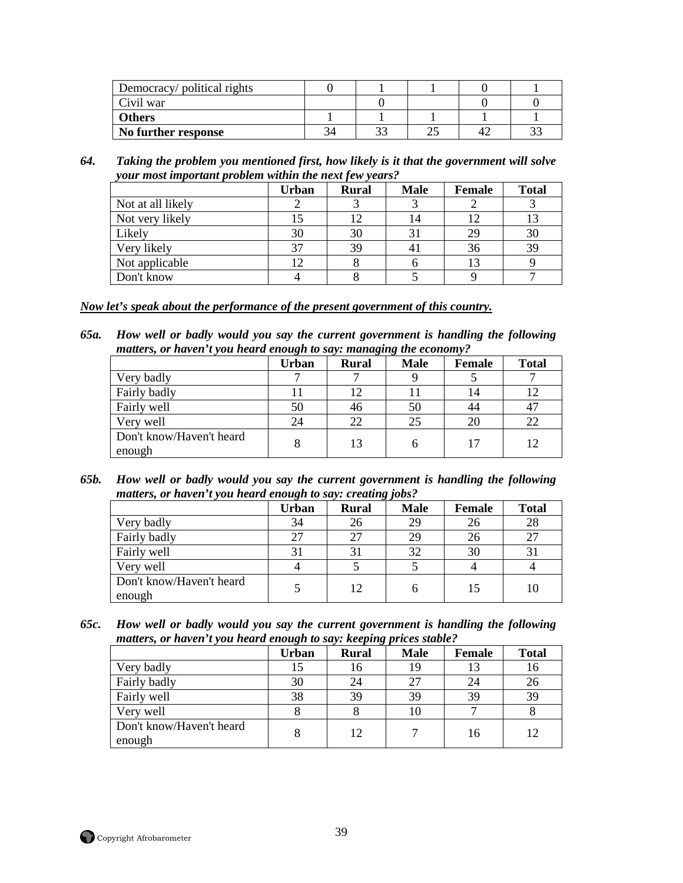| | | | | | |
|---|---|---|---|---|---|
| Democracy/ political rights | 0 | 1 | 1 | 0 | 1 |
| Civil war | | 0 | | 0 | 0 |
| **Others** | 1 | 1 | 1 | 1 | 1 |
| **No further response** | 34 | 33 | 25 | 42 | 33 |

***64. Taking the problem you mentioned first, how likely is it that the government will solve your most important problem within the next few years?***

| | Urban | Rural | Male | Female | Total |
|---|---|---|---|---|---|
| Not at all likely | 2 | 3 | 3 | 2 | 3 |
| Not very likely | 15 | 12 | 14 | 12 | 13 |
| Likely | 30 | 30 | 31 | 29 | 30 |
| Very likely | 37 | 39 | 41 | 36 | 39 |
| Not applicable | 12 | 8 | 6 | 13 | 9 |
| Don't know | 4 | 8 | 5 | 9 | 7 |

***Now let's speak about the performance of the present government of this country.***

***65a. How well or badly would you say the current government is handling the following matters, or haven't you heard enough to say: managing the economy?***

| | Urban | Rural | Male | Female | Total |
|---|---|---|---|---|---|
| Very badly | 7 | 7 | 9 | 5 | 7 |
| Fairly badly | 11 | 12 | 11 | 14 | 12 |
| Fairly well | 50 | 46 | 50 | 44 | 47 |
| Very well | 24 | 22 | 25 | 20 | 22 |
| Don't know/Haven't heard enough | 8 | 13 | 6 | 17 | 12 |

***65b. How well or badly would you say the current government is handling the following matters, or haven't you heard enough to say: creating jobs?***

| | Urban | Rural | Male | Female | Total |
|---|---|---|---|---|---|
| Very badly | 34 | 26 | 29 | 26 | 28 |
| Fairly badly | 27 | 27 | 29 | 26 | 27 |
| Fairly well | 31 | 31 | 32 | 30 | 31 |
| Very well | 4 | 5 | 5 | 4 | 4 |
| Don't know/Haven't heard enough | 5 | 12 | 6 | 15 | 10 |

***65c. How well or badly would you say the current government is handling the following matters, or haven't you heard enough to say: keeping prices stable?***

| | Urban | Rural | Male | Female | Total |
|---|---|---|---|---|---|
| Very badly | 15 | 16 | 19 | 13 | 16 |
| Fairly badly | 30 | 24 | 27 | 24 | 26 |
| Fairly well | 38 | 39 | 39 | 39 | 39 |
| Very well | 8 | 8 | 10 | 7 | 8 |
| Don't know/Haven't heard enough | 8 | 12 | 7 | 16 | 12 |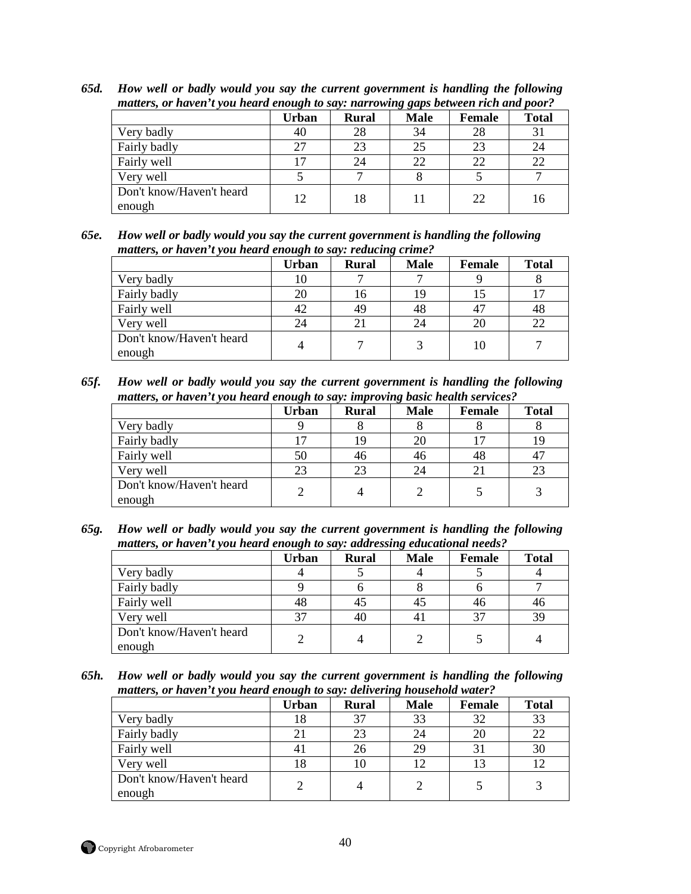***65d. How well or badly would you say the current government is handling the following matters, or haven't you heard enough to say: narrowing gaps between rich and poor?***

| | Urban | Rural | Male | Female | Total |
|---|---|---|---|---|---|
| Very badly | 40 | 28 | 34 | 28 | 31 |
| Fairly badly | 27 | 23 | 25 | 23 | 24 |
| Fairly well | 17 | 24 | 22 | 22 | 22 |
| Very well | 5 | 7 | 8 | 5 | 7 |
| Don't know/Haven't heard enough | 12 | 18 | 11 | 22 | 16 |

***65e. How well or badly would you say the current government is handling the following matters, or haven't you heard enough to say: reducing crime?***

| | Urban | Rural | Male | Female | Total |
|---|---|---|---|---|---|
| Very badly | 10 | 7 | 7 | 9 | 8 |
| Fairly badly | 20 | 16 | 19 | 15 | 17 |
| Fairly well | 42 | 49 | 48 | 47 | 48 |
| Very well | 24 | 21 | 24 | 20 | 22 |
| Don't know/Haven't heard enough | 4 | 7 | 3 | 10 | 7 |

***65f. How well or badly would you say the current government is handling the following matters, or haven't you heard enough to say: improving basic health services?***

| | Urban | Rural | Male | Female | Total |
|---|---|---|---|---|---|
| Very badly | 9 | 8 | 8 | 8 | 8 |
| Fairly badly | 17 | 19 | 20 | 17 | 19 |
| Fairly well | 50 | 46 | 46 | 48 | 47 |
| Very well | 23 | 23 | 24 | 21 | 23 |
| Don't know/Haven't heard enough | 2 | 4 | 2 | 5 | 3 |

***65g. How well or badly would you say the current government is handling the following matters, or haven't you heard enough to say: addressing educational needs?***

| | Urban | Rural | Male | Female | Total |
|---|---|---|---|---|---|
| Very badly | 4 | 5 | 4 | 5 | 4 |
| Fairly badly | 9 | 6 | 8 | 6 | 7 |
| Fairly well | 48 | 45 | 45 | 46 | 46 |
| Very well | 37 | 40 | 41 | 37 | 39 |
| Don't know/Haven't heard enough | 2 | 4 | 2 | 5 | 4 |

***65h. How well or badly would you say the current government is handling the following matters, or haven't you heard enough to say: delivering household water?***

| | Urban | Rural | Male | Female | Total |
|---|---|---|---|---|---|
| Very badly | 18 | 37 | 33 | 32 | 33 |
| Fairly badly | 21 | 23 | 24 | 20 | 22 |
| Fairly well | 41 | 26 | 29 | 31 | 30 |
| Very well | 18 | 10 | 12 | 13 | 12 |
| Don't know/Haven't heard enough | 2 | 4 | 2 | 5 | 3 |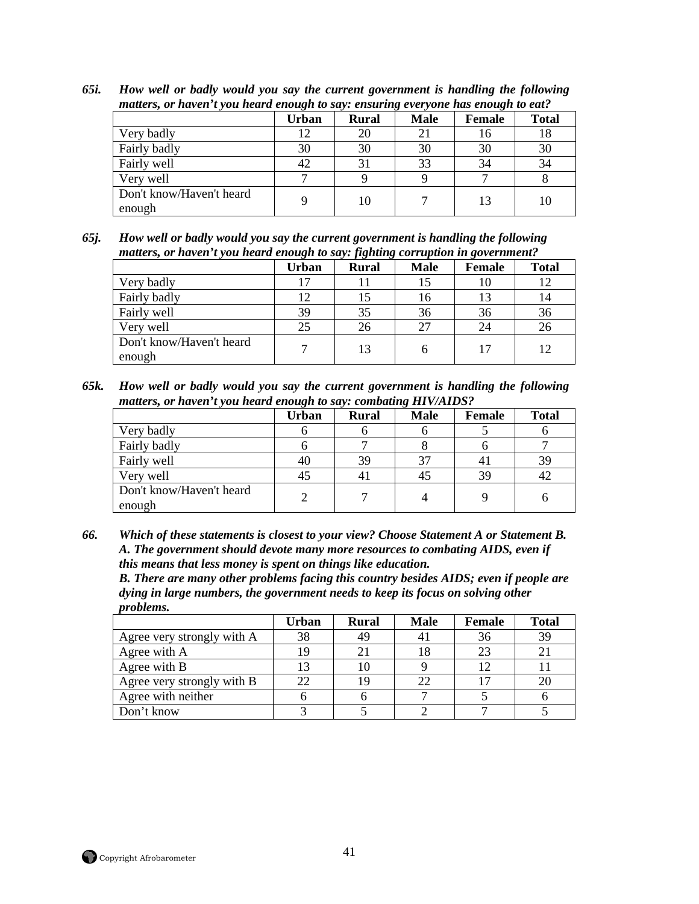***65i. How well or badly would you say the current government is handling the following matters, or haven't you heard enough to say: ensuring everyone has enough to eat?***

| | Urban | Rural | Male | Female | Total |
|---|---|---|---|---|---|
| Very badly | 12 | 20 | 21 | 16 | 18 |
| Fairly badly | 30 | 30 | 30 | 30 | 30 |
| Fairly well | 42 | 31 | 33 | 34 | 34 |
| Very well | 7 | 9 | 9 | 7 | 8 |
| Don't know/Haven't heard enough | 9 | 10 | 7 | 13 | 10 |

***65j. How well or badly would you say the current government is handling the following matters, or haven't you heard enough to say: fighting corruption in government?***

| | Urban | Rural | Male | Female | Total |
|---|---|---|---|---|---|
| Very badly | 17 | 11 | 15 | 10 | 12 |
| Fairly badly | 12 | 15 | 16 | 13 | 14 |
| Fairly well | 39 | 35 | 36 | 36 | 36 |
| Very well | 25 | 26 | 27 | 24 | 26 |
| Don't know/Haven't heard enough | 7 | 13 | 6 | 17 | 12 |

***65k. How well or badly would you say the current government is handling the following matters, or haven't you heard enough to say: combating HIV/AIDS?***

| | Urban | Rural | Male | Female | Total |
|---|---|---|---|---|---|
| Very badly | 6 | 6 | 6 | 5 | 6 |
| Fairly badly | 6 | 7 | 8 | 6 | 7 |
| Fairly well | 40 | 39 | 37 | 41 | 39 |
| Very well | 45 | 41 | 45 | 39 | 42 |
| Don't know/Haven't heard enough | 2 | 7 | 4 | 9 | 6 |

***66. Which of these statements is closest to your view? Choose Statement A or Statement B.***
***A. The government should devote many more resources to combating AIDS, even if this means that less money is spent on things like education.***
***B. There are many other problems facing this country besides AIDS; even if people are dying in large numbers, the government needs to keep its focus on solving other problems.***

| | Urban | Rural | Male | Female | Total |
|---|---|---|---|---|---|
| Agree very strongly with A | 38 | 49 | 41 | 36 | 39 |
| Agree with A | 19 | 21 | 18 | 23 | 21 |
| Agree with B | 13 | 10 | 9 | 12 | 11 |
| Agree very strongly with B | 22 | 19 | 22 | 17 | 20 |
| Agree with neither | 6 | 6 | 7 | 5 | 6 |
| Don't know | 3 | 5 | 2 | 7 | 5 |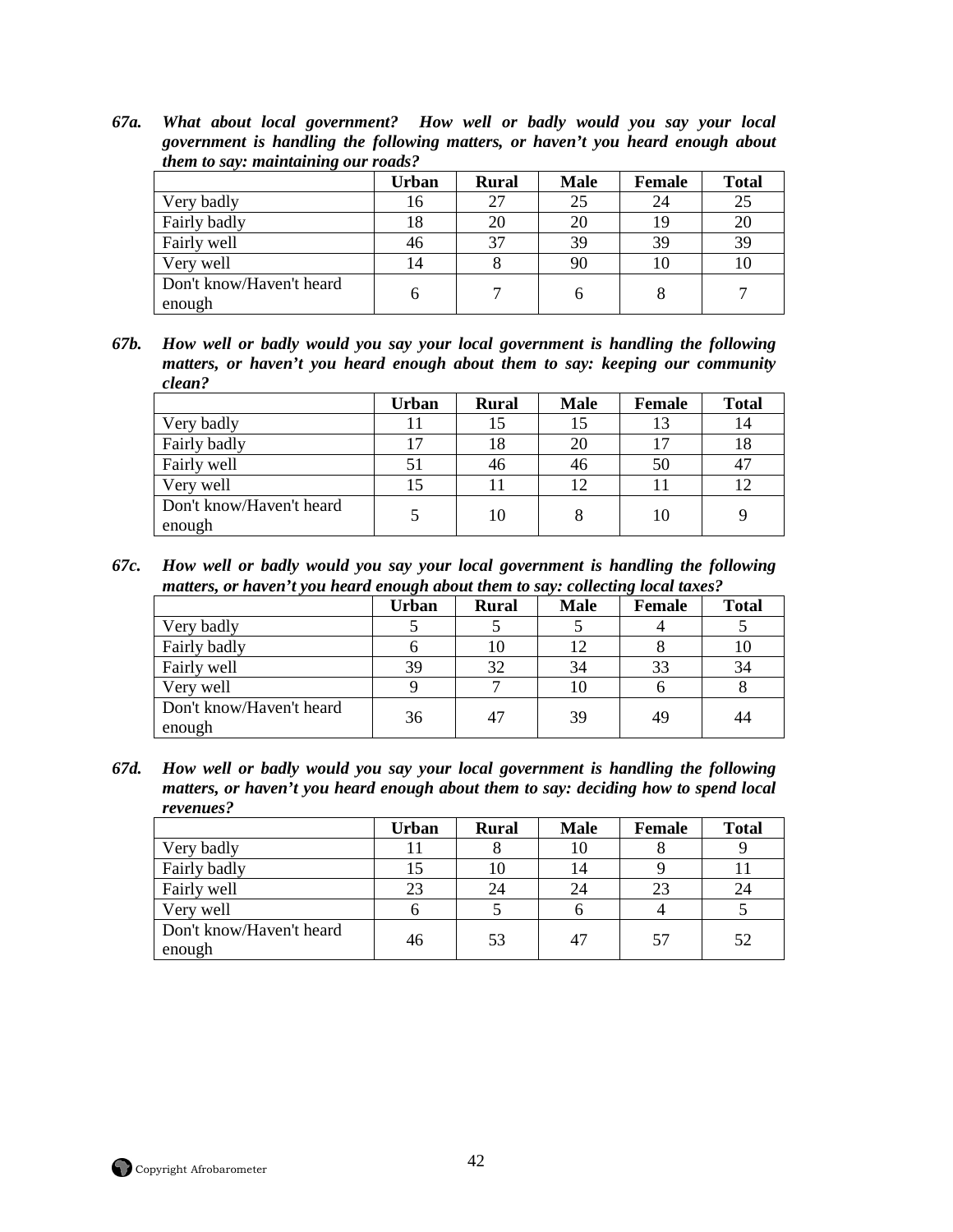***67a. What about local government? How well or badly would you say your local government is handling the following matters, or haven't you heard enough about them to say: maintaining our roads?***

| | Urban | Rural | Male | Female | Total |
|---|---|---|---|---|---|
| Very badly | 16 | 27 | 25 | 24 | 25 |
| Fairly badly | 18 | 20 | 20 | 19 | 20 |
| Fairly well | 46 | 37 | 39 | 39 | 39 |
| Very well | 14 | 8 | 90 | 10 | 10 |
| Don't know/Haven't heard enough | 6 | 7 | 6 | 8 | 7 |

***67b. How well or badly would you say your local government is handling the following matters, or haven't you heard enough about them to say: keeping our community clean?***

| | Urban | Rural | Male | Female | Total |
|---|---|---|---|---|---|
| Very badly | 11 | 15 | 15 | 13 | 14 |
| Fairly badly | 17 | 18 | 20 | 17 | 18 |
| Fairly well | 51 | 46 | 46 | 50 | 47 |
| Very well | 15 | 11 | 12 | 11 | 12 |
| Don't know/Haven't heard enough | 5 | 10 | 8 | 10 | 9 |

***67c. How well or badly would you say your local government is handling the following matters, or haven't you heard enough about them to say: collecting local taxes?***

| | Urban | Rural | Male | Female | Total |
|---|---|---|---|---|---|
| Very badly | 5 | 5 | 5 | 4 | 5 |
| Fairly badly | 6 | 10 | 12 | 8 | 10 |
| Fairly well | 39 | 32 | 34 | 33 | 34 |
| Very well | 9 | 7 | 10 | 6 | 8 |
| Don't know/Haven't heard enough | 36 | 47 | 39 | 49 | 44 |

***67d. How well or badly would you say your local government is handling the following matters, or haven't you heard enough about them to say: deciding how to spend local revenues?***

| | Urban | Rural | Male | Female | Total |
|---|---|---|---|---|---|
| Very badly | 11 | 8 | 10 | 8 | 9 |
| Fairly badly | 15 | 10 | 14 | 9 | 11 |
| Fairly well | 23 | 24 | 24 | 23 | 24 |
| Very well | 6 | 5 | 6 | 4 | 5 |
| Don't know/Haven't heard enough | 46 | 53 | 47 | 57 | 52 |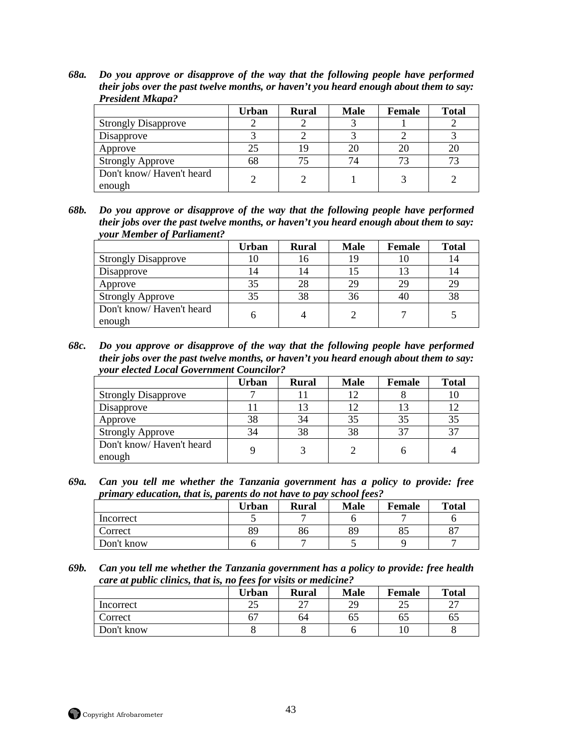***68a. Do you approve or disapprove of the way that the following people have performed their jobs over the past twelve months, or haven't you heard enough about them to say: President Mkapa?***

| | Urban | Rural | Male | Female | Total |
|---|---|---|---|---|---|
| Strongly Disapprove | 2 | 2 | 3 | 1 | 2 |
| Disapprove | 3 | 2 | 3 | 2 | 3 |
| Approve | 25 | 19 | 20 | 20 | 20 |
| Strongly Approve | 68 | 75 | 74 | 73 | 73 |
| Don't know/ Haven't heard enough | 2 | 2 | 1 | 3 | 2 |

***68b. Do you approve or disapprove of the way that the following people have performed their jobs over the past twelve months, or haven't you heard enough about them to say: your Member of Parliament?***

| | Urban | Rural | Male | Female | Total |
|---|---|---|---|---|---|
| Strongly Disapprove | 10 | 16 | 19 | 10 | 14 |
| Disapprove | 14 | 14 | 15 | 13 | 14 |
| Approve | 35 | 28 | 29 | 29 | 29 |
| Strongly Approve | 35 | 38 | 36 | 40 | 38 |
| Don't know/ Haven't heard enough | 6 | 4 | 2 | 7 | 5 |

***68c. Do you approve or disapprove of the way that the following people have performed their jobs over the past twelve months, or haven't you heard enough about them to say: your elected Local Government Councilor?***

| | Urban | Rural | Male | Female | Total |
|---|---|---|---|---|---|
| Strongly Disapprove | 7 | 11 | 12 | 8 | 10 |
| Disapprove | 11 | 13 | 12 | 13 | 12 |
| Approve | 38 | 34 | 35 | 35 | 35 |
| Strongly Approve | 34 | 38 | 38 | 37 | 37 |
| Don't know/ Haven't heard enough | 9 | 3 | 2 | 6 | 4 |

***69a. Can you tell me whether the Tanzania government has a policy to provide: free primary education, that is, parents do not have to pay school fees?***

| | Urban | Rural | Male | Female | Total |
|---|---|---|---|---|---|
| Incorrect | 5 | 7 | 6 | 7 | 6 |
| Correct | 89 | 86 | 89 | 85 | 87 |
| Don't know | 6 | 7 | 5 | 9 | 7 |

***69b. Can you tell me whether the Tanzania government has a policy to provide: free health care at public clinics, that is, no fees for visits or medicine?***

| | Urban | Rural | Male | Female | Total |
|---|---|---|---|---|---|
| Incorrect | 25 | 27 | 29 | 25 | 27 |
| Correct | 67 | 64 | 65 | 65 | 65 |
| Don't know | 8 | 8 | 6 | 10 | 8 |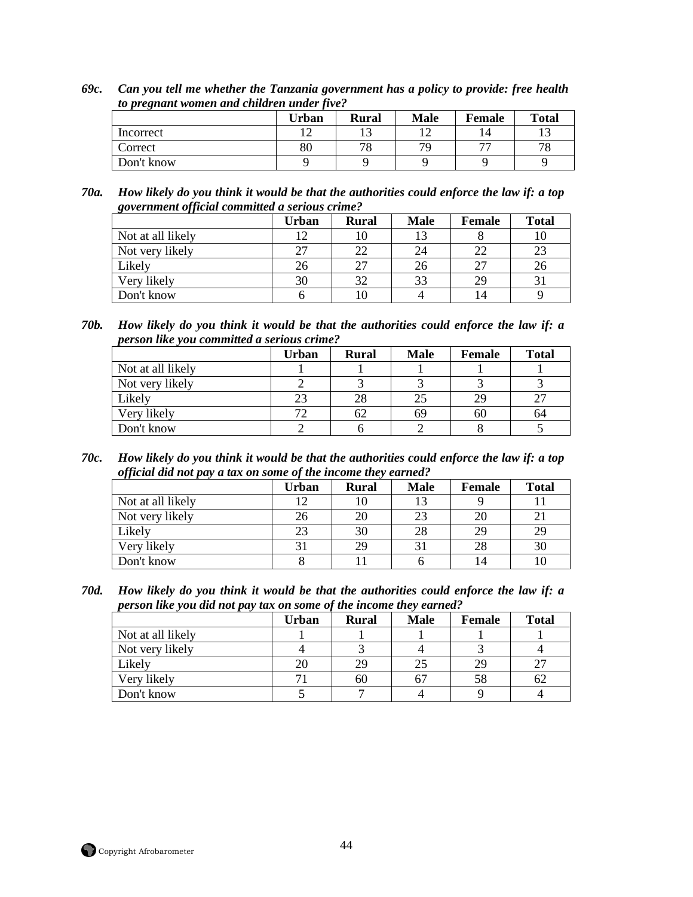***69c. Can you tell me whether the Tanzania government has a policy to provide: free health to pregnant women and children under five?***

| | Urban | Rural | Male | Female | Total |
|---|---|---|---|---|---|
| Incorrect | 12 | 13 | 12 | 14 | 13 |
| Correct | 80 | 78 | 79 | 77 | 78 |
| Don't know | 9 | 9 | 9 | 9 | 9 |

***70a. How likely do you think it would be that the authorities could enforce the law if: a top government official committed a serious crime?***

| | Urban | Rural | Male | Female | Total |
|---|---|---|---|---|---|
| Not at all likely | 12 | 10 | 13 | 8 | 10 |
| Not very likely | 27 | 22 | 24 | 22 | 23 |
| Likely | 26 | 27 | 26 | 27 | 26 |
| Very likely | 30 | 32 | 33 | 29 | 31 |
| Don't know | 6 | 10 | 4 | 14 | 9 |

***70b. How likely do you think it would be that the authorities could enforce the law if: a person like you committed a serious crime?***

| | Urban | Rural | Male | Female | Total |
|---|---|---|---|---|---|
| Not at all likely | 1 | 1 | 1 | 1 | 1 |
| Not very likely | 2 | 3 | 3 | 3 | 3 |
| Likely | 23 | 28 | 25 | 29 | 27 |
| Very likely | 72 | 62 | 69 | 60 | 64 |
| Don't know | 2 | 6 | 2 | 8 | 5 |

***70c. How likely do you think it would be that the authorities could enforce the law if: a top official did not pay a tax on some of the income they earned?***

| | Urban | Rural | Male | Female | Total |
|---|---|---|---|---|---|
| Not at all likely | 12 | 10 | 13 | 9 | 11 |
| Not very likely | 26 | 20 | 23 | 20 | 21 |
| Likely | 23 | 30 | 28 | 29 | 29 |
| Very likely | 31 | 29 | 31 | 28 | 30 |
| Don't know | 8 | 11 | 6 | 14 | 10 |

***70d. How likely do you think it would be that the authorities could enforce the law if: a person like you did not pay tax on some of the income they earned?***

| | Urban | Rural | Male | Female | Total |
|---|---|---|---|---|---|
| Not at all likely | 1 | 1 | 1 | 1 | 1 |
| Not very likely | 4 | 3 | 4 | 3 | 4 |
| Likely | 20 | 29 | 25 | 29 | 27 |
| Very likely | 71 | 60 | 67 | 58 | 62 |
| Don't know | 5 | 7 | 4 | 9 | 4 |

Copyright Afrobarometer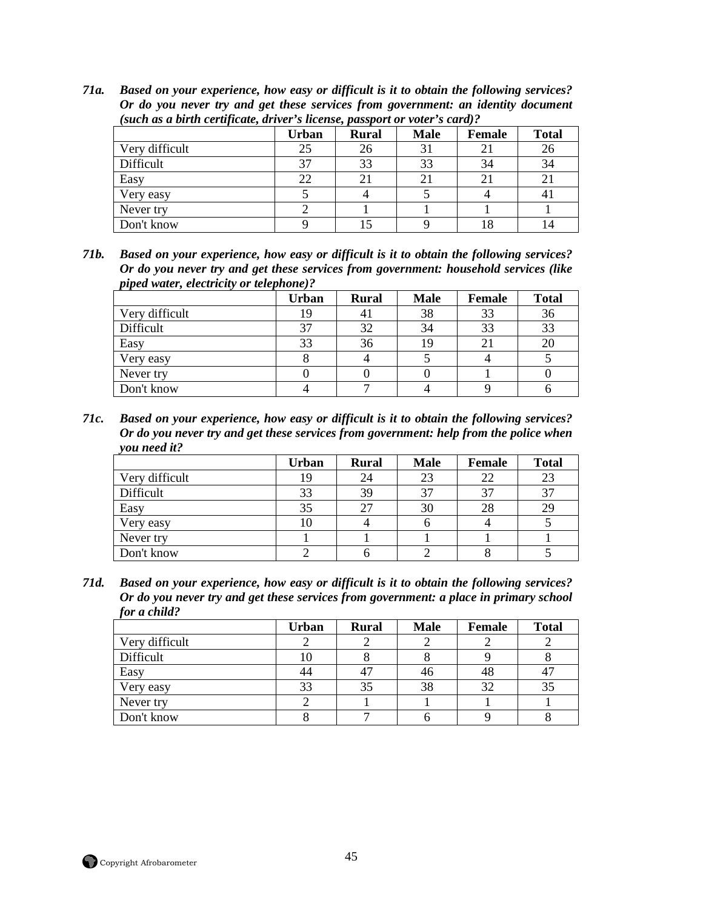***71a. Based on your experience, how easy or difficult is it to obtain the following services? Or do you never try and get these services from government: an identity document (such as a birth certificate, driver's license, passport or voter's card)?***

| | Urban | Rural | Male | Female | Total |
|---|---|---|---|---|---|
| Very difficult | 25 | 26 | 31 | 21 | 26 |
| Difficult | 37 | 33 | 33 | 34 | 34 |
| Easy | 22 | 21 | 21 | 21 | 21 |
| Very easy | 5 | 4 | 5 | 4 | 41 |
| Never try | 2 | 1 | 1 | 1 | 1 |
| Don't know | 9 | 15 | 9 | 18 | 14 |

***71b. Based on your experience, how easy or difficult is it to obtain the following services? Or do you never try and get these services from government: household services (like piped water, electricity or telephone)?***

| | Urban | Rural | Male | Female | Total |
|---|---|---|---|---|---|
| Very difficult | 19 | 41 | 38 | 33 | 36 |
| Difficult | 37 | 32 | 34 | 33 | 33 |
| Easy | 33 | 36 | 19 | 21 | 20 |
| Very easy | 8 | 4 | 5 | 4 | 5 |
| Never try | 0 | 0 | 0 | 1 | 0 |
| Don't know | 4 | 7 | 4 | 9 | 6 |

***71c. Based on your experience, how easy or difficult is it to obtain the following services? Or do you never try and get these services from government: help from the police when you need it?***

| | Urban | Rural | Male | Female | Total |
|---|---|---|---|---|---|
| Very difficult | 19 | 24 | 23 | 22 | 23 |
| Difficult | 33 | 39 | 37 | 37 | 37 |
| Easy | 35 | 27 | 30 | 28 | 29 |
| Very easy | 10 | 4 | 6 | 4 | 5 |
| Never try | 1 | 1 | 1 | 1 | 1 |
| Don't know | 2 | 6 | 2 | 8 | 5 |

***71d. Based on your experience, how easy or difficult is it to obtain the following services? Or do you never try and get these services from government: a place in primary school for a child?***

| | Urban | Rural | Male | Female | Total |
|---|---|---|---|---|---|
| Very difficult | 2 | 2 | 2 | 2 | 2 |
| Difficult | 10 | 8 | 8 | 9 | 8 |
| Easy | 44 | 47 | 46 | 48 | 47 |
| Very easy | 33 | 35 | 38 | 32 | 35 |
| Never try | 2 | 1 | 1 | 1 | 1 |
| Don't know | 8 | 7 | 6 | 9 | 8 |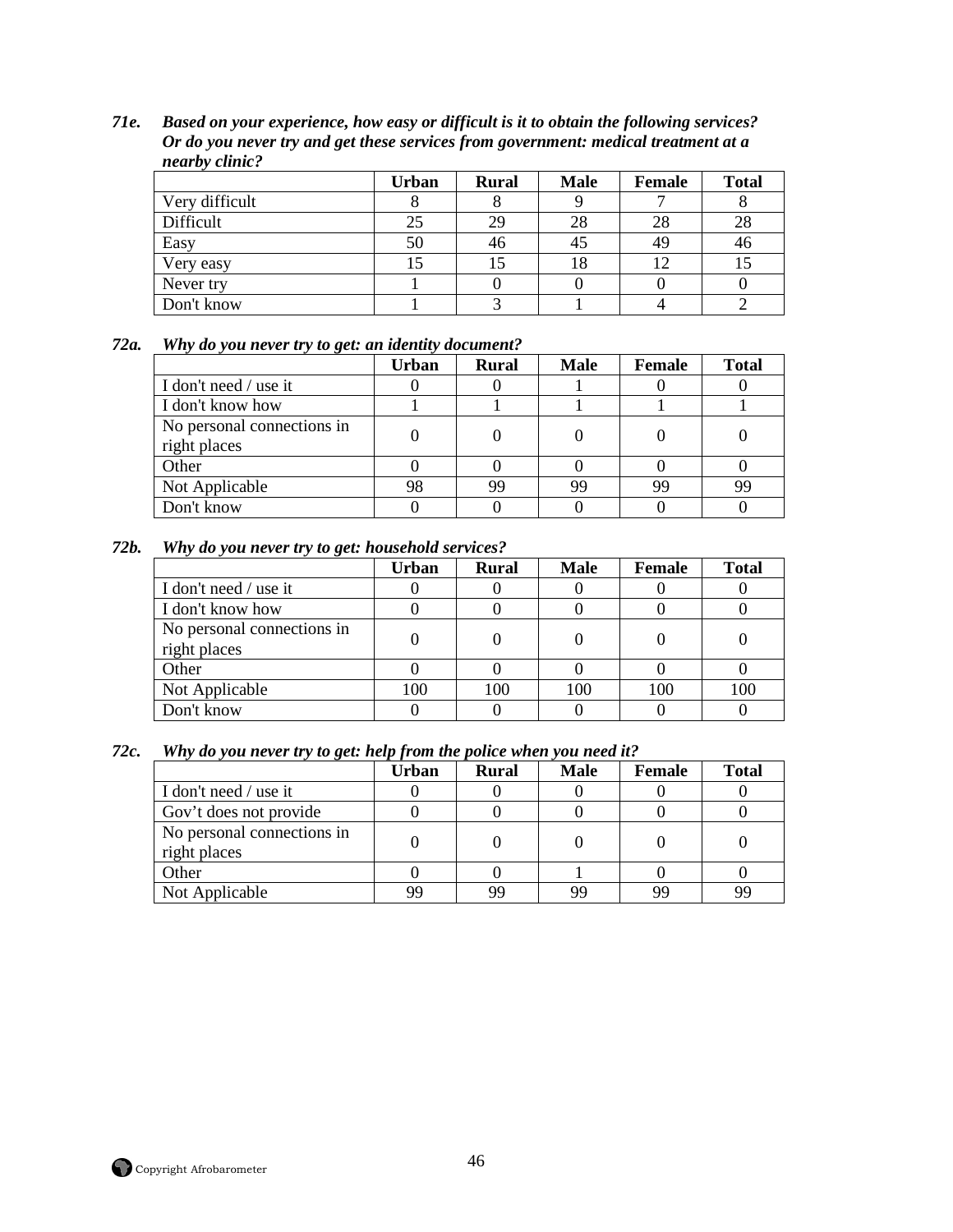***71e. Based on your experience, how easy or difficult is it to obtain the following services? Or do you never try and get these services from government: medical treatment at a nearby clinic?***

| | Urban | Rural | Male | Female | Total |
|---|---|---|---|---|---|
| Very difficult | 8 | 8 | 9 | 7 | 8 |
| Difficult | 25 | 29 | 28 | 28 | 28 |
| Easy | 50 | 46 | 45 | 49 | 46 |
| Very easy | 15 | 15 | 18 | 12 | 15 |
| Never try | 1 | 0 | 0 | 0 | 0 |
| Don't know | 1 | 3 | 1 | 4 | 2 |

***72a. Why do you never try to get: an identity document?***

| | Urban | Rural | Male | Female | Total |
|---|---|---|---|---|---|
| I don't need / use it | 0 | 0 | 1 | 0 | 0 |
| I don't know how | 1 | 1 | 1 | 1 | 1 |
| No personal connections in right places | 0 | 0 | 0 | 0 | 0 |
| Other | 0 | 0 | 0 | 0 | 0 |
| Not Applicable | 98 | 99 | 99 | 99 | 99 |
| Don't know | 0 | 0 | 0 | 0 | 0 |

***72b. Why do you never try to get: household services?***

| | Urban | Rural | Male | Female | Total |
|---|---|---|---|---|---|
| I don't need / use it | 0 | 0 | 0 | 0 | 0 |
| I don't know how | 0 | 0 | 0 | 0 | 0 |
| No personal connections in right places | 0 | 0 | 0 | 0 | 0 |
| Other | 0 | 0 | 0 | 0 | 0 |
| Not Applicable | 100 | 100 | 100 | 100 | 100 |
| Don't know | 0 | 0 | 0 | 0 | 0 |

***72c. Why do you never try to get: help from the police when you need it?***

| | Urban | Rural | Male | Female | Total |
|---|---|---|---|---|---|
| I don't need / use it | 0 | 0 | 0 | 0 | 0 |
| Gov't does not provide | 0 | 0 | 0 | 0 | 0 |
| No personal connections in right places | 0 | 0 | 0 | 0 | 0 |
| Other | 0 | 0 | 1 | 0 | 0 |
| Not Applicable | 99 | 99 | 99 | 99 | 99 |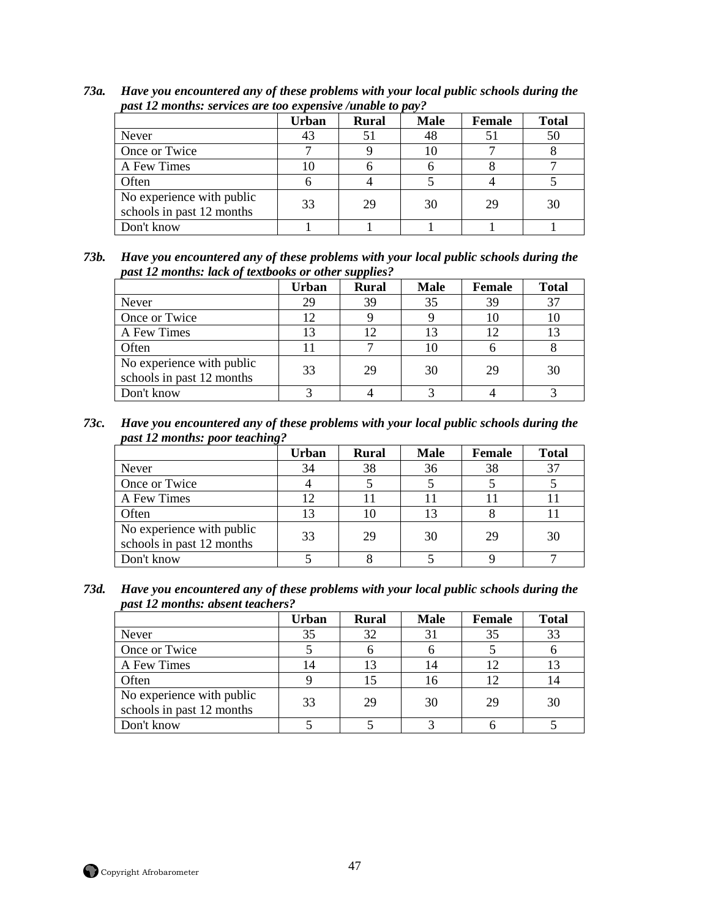***73a. Have you encountered any of these problems with your local public schools during the past 12 months: services are too expensive /unable to pay?***

| | Urban | Rural | Male | Female | Total |
|---|---|---|---|---|---|
| Never | 43 | 51 | 48 | 51 | 50 |
| Once or Twice | 7 | 9 | 10 | 7 | 8 |
| A Few Times | 10 | 6 | 6 | 8 | 7 |
| Often | 6 | 4 | 5 | 4 | 5 |
| No experience with public schools in past 12 months | 33 | 29 | 30 | 29 | 30 |
| Don't know | 1 | 1 | 1 | 1 | 1 |

***73b. Have you encountered any of these problems with your local public schools during the past 12 months: lack of textbooks or other supplies?***

| | Urban | Rural | Male | Female | Total |
|---|---|---|---|---|---|
| Never | 29 | 39 | 35 | 39 | 37 |
| Once or Twice | 12 | 9 | 9 | 10 | 10 |
| A Few Times | 13 | 12 | 13 | 12 | 13 |
| Often | 11 | 7 | 10 | 6 | 8 |
| No experience with public schools in past 12 months | 33 | 29 | 30 | 29 | 30 |
| Don't know | 3 | 4 | 3 | 4 | 3 |

***73c. Have you encountered any of these problems with your local public schools during the past 12 months: poor teaching?***

| | Urban | Rural | Male | Female | Total |
|---|---|---|---|---|---|
| Never | 34 | 38 | 36 | 38 | 37 |
| Once or Twice | 4 | 5 | 5 | 5 | 5 |
| A Few Times | 12 | 11 | 11 | 11 | 11 |
| Often | 13 | 10 | 13 | 8 | 11 |
| No experience with public schools in past 12 months | 33 | 29 | 30 | 29 | 30 |
| Don't know | 5 | 8 | 5 | 9 | 7 |

***73d. Have you encountered any of these problems with your local public schools during the past 12 months: absent teachers?***

| | Urban | Rural | Male | Female | Total |
|---|---|---|---|---|---|
| Never | 35 | 32 | 31 | 35 | 33 |
| Once or Twice | 5 | 6 | 6 | 5 | 6 |
| A Few Times | 14 | 13 | 14 | 12 | 13 |
| Often | 9 | 15 | 16 | 12 | 14 |
| No experience with public schools in past 12 months | 33 | 29 | 30 | 29 | 30 |
| Don't know | 5 | 5 | 3 | 6 | 5 |

Copyright Afrobarometer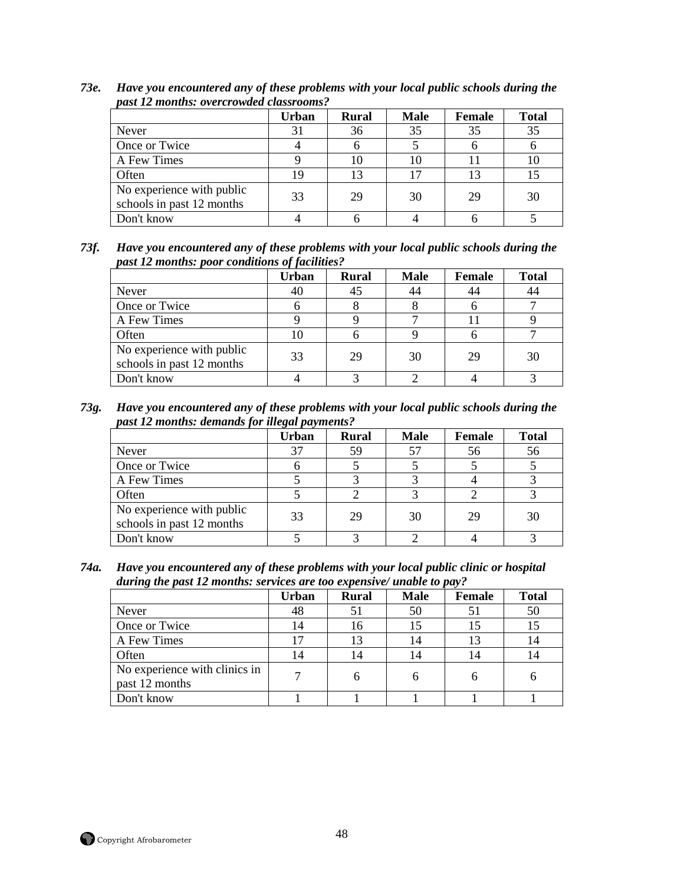***73e. Have you encountered any of these problems with your local public schools during the past 12 months: overcrowded classrooms?***

| | Urban | Rural | Male | Female | Total |
|---|---|---|---|---|---|
| Never | 31 | 36 | 35 | 35 | 35 |
| Once or Twice | 4 | 6 | 5 | 6 | 6 |
| A Few Times | 9 | 10 | 10 | 11 | 10 |
| Often | 19 | 13 | 17 | 13 | 15 |
| No experience with public schools in past 12 months | 33 | 29 | 30 | 29 | 30 |
| Don't know | 4 | 6 | 4 | 6 | 5 |

***73f. Have you encountered any of these problems with your local public schools during the past 12 months: poor conditions of facilities?***

| | Urban | Rural | Male | Female | Total |
|---|---|---|---|---|---|
| Never | 40 | 45 | 44 | 44 | 44 |
| Once or Twice | 6 | 8 | 8 | 6 | 7 |
| A Few Times | 9 | 9 | 7 | 11 | 9 |
| Often | 10 | 6 | 9 | 6 | 7 |
| No experience with public schools in past 12 months | 33 | 29 | 30 | 29 | 30 |
| Don't know | 4 | 3 | 2 | 4 | 3 |

***73g. Have you encountered any of these problems with your local public schools during the past 12 months: demands for illegal payments?***

| | Urban | Rural | Male | Female | Total |
|---|---|---|---|---|---|
| Never | 37 | 59 | 57 | 56 | 56 |
| Once or Twice | 6 | 5 | 5 | 5 | 5 |
| A Few Times | 5 | 3 | 3 | 4 | 3 |
| Often | 5 | 2 | 3 | 2 | 3 |
| No experience with public schools in past 12 months | 33 | 29 | 30 | 29 | 30 |
| Don't know | 5 | 3 | 2 | 4 | 3 |

***74a. Have you encountered any of these problems with your local public clinic or hospital during the past 12 months: services are too expensive/ unable to pay?***

| | Urban | Rural | Male | Female | Total |
|---|---|---|---|---|---|
| Never | 48 | 51 | 50 | 51 | 50 |
| Once or Twice | 14 | 16 | 15 | 15 | 15 |
| A Few Times | 17 | 13 | 14 | 13 | 14 |
| Often | 14 | 14 | 14 | 14 | 14 |
| No experience with clinics in past 12 months | 7 | 6 | 6 | 6 | 6 |
| Don't know | 1 | 1 | 1 | 1 | 1 |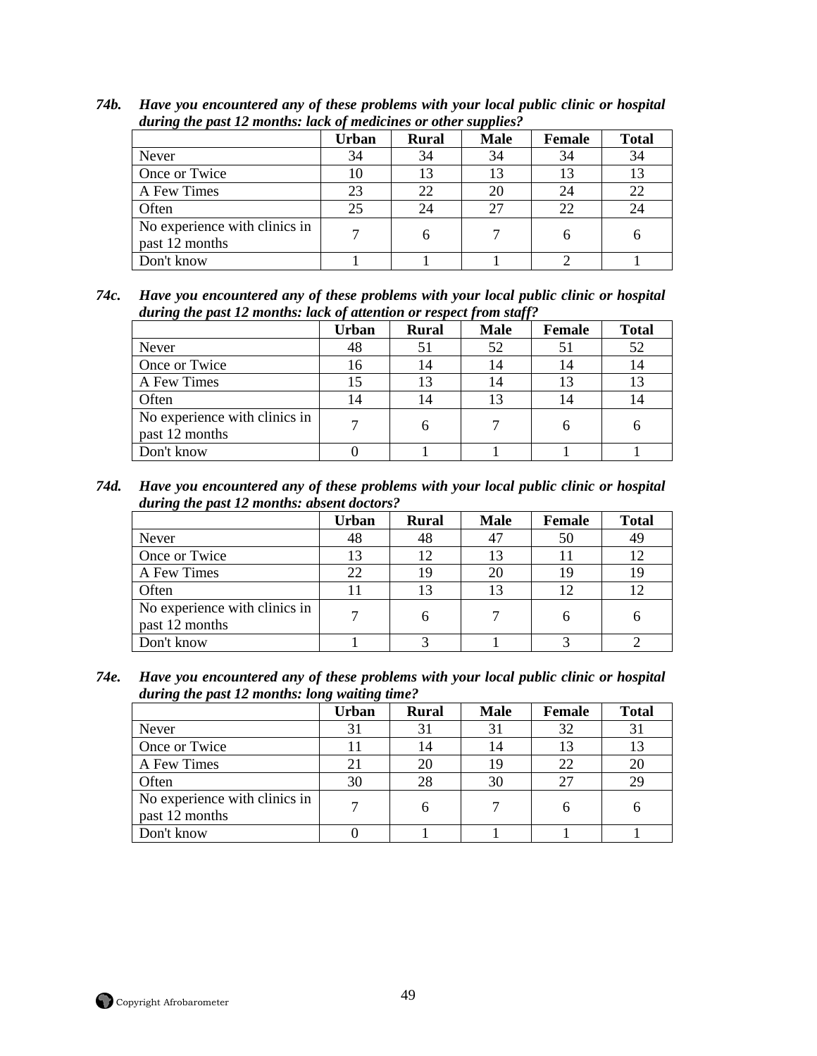***74b. Have you encountered any of these problems with your local public clinic or hospital during the past 12 months: lack of medicines or other supplies?***

| | Urban | Rural | Male | Female | Total |
|---|---|---|---|---|---|
| Never | 34 | 34 | 34 | 34 | 34 |
| Once or Twice | 10 | 13 | 13 | 13 | 13 |
| A Few Times | 23 | 22 | 20 | 24 | 22 |
| Often | 25 | 24 | 27 | 22 | 24 |
| No experience with clinics in past 12 months | 7 | 6 | 7 | 6 | 6 |
| Don't know | 1 | 1 | 1 | 2 | 1 |

***74c. Have you encountered any of these problems with your local public clinic or hospital during the past 12 months: lack of attention or respect from staff?***

| | Urban | Rural | Male | Female | Total |
|---|---|---|---|---|---|
| Never | 48 | 51 | 52 | 51 | 52 |
| Once or Twice | 16 | 14 | 14 | 14 | 14 |
| A Few Times | 15 | 13 | 14 | 13 | 13 |
| Often | 14 | 14 | 13 | 14 | 14 |
| No experience with clinics in past 12 months | 7 | 6 | 7 | 6 | 6 |
| Don't know | 0 | 1 | 1 | 1 | 1 |

***74d. Have you encountered any of these problems with your local public clinic or hospital during the past 12 months: absent doctors?***

| | Urban | Rural | Male | Female | Total |
|---|---|---|---|---|---|
| Never | 48 | 48 | 47 | 50 | 49 |
| Once or Twice | 13 | 12 | 13 | 11 | 12 |
| A Few Times | 22 | 19 | 20 | 19 | 19 |
| Often | 11 | 13 | 13 | 12 | 12 |
| No experience with clinics in past 12 months | 7 | 6 | 7 | 6 | 6 |
| Don't know | 1 | 3 | 1 | 3 | 2 |

***74e. Have you encountered any of these problems with your local public clinic or hospital during the past 12 months: long waiting time?***

| | Urban | Rural | Male | Female | Total |
|---|---|---|---|---|---|
| Never | 31 | 31 | 31 | 32 | 31 |
| Once or Twice | 11 | 14 | 14 | 13 | 13 |
| A Few Times | 21 | 20 | 19 | 22 | 20 |
| Often | 30 | 28 | 30 | 27 | 29 |
| No experience with clinics in past 12 months | 7 | 6 | 7 | 6 | 6 |
| Don't know | 0 | 1 | 1 | 1 | 1 |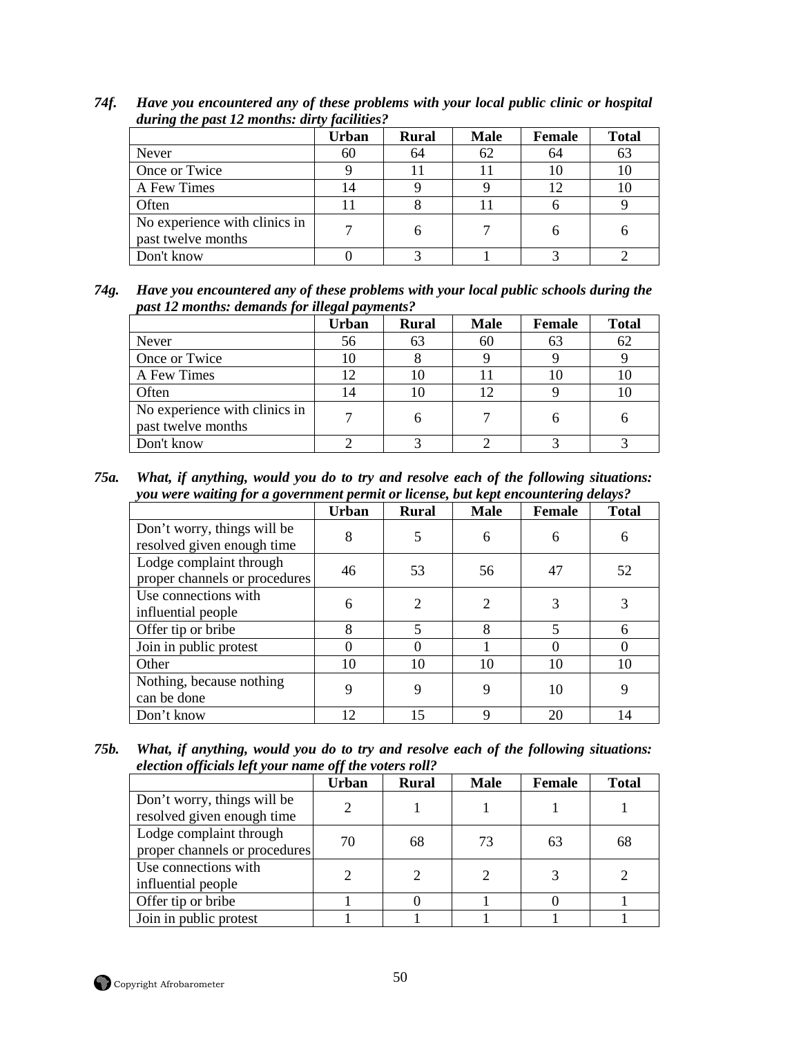***74f. Have you encountered any of these problems with your local public clinic or hospital during the past 12 months: dirty facilities?***

| | Urban | Rural | Male | Female | Total |
|---|---|---|---|---|---|
| Never | 60 | 64 | 62 | 64 | 63 |
| Once or Twice | 9 | 11 | 11 | 10 | 10 |
| A Few Times | 14 | 9 | 9 | 12 | 10 |
| Often | 11 | 8 | 11 | 6 | 9 |
| No experience with clinics in past twelve months | 7 | 6 | 7 | 6 | 6 |
| Don't know | 0 | 3 | 1 | 3 | 2 |

***74g. Have you encountered any of these problems with your local public schools during the past 12 months: demands for illegal payments?***

| | Urban | Rural | Male | Female | Total |
|---|---|---|---|---|---|
| Never | 56 | 63 | 60 | 63 | 62 |
| Once or Twice | 10 | 8 | 9 | 9 | 9 |
| A Few Times | 12 | 10 | 11 | 10 | 10 |
| Often | 14 | 10 | 12 | 9 | 10 |
| No experience with clinics in past twelve months | 7 | 6 | 7 | 6 | 6 |
| Don't know | 2 | 3 | 2 | 3 | 3 |

***75a. What, if anything, would you do to try and resolve each of the following situations: you were waiting for a government permit or license, but kept encountering delays?***

| | Urban | Rural | Male | Female | Total |
|---|---|---|---|---|---|
| Don't worry, things will be resolved given enough time | 8 | 5 | 6 | 6 | 6 |
| Lodge complaint through proper channels or procedures | 46 | 53 | 56 | 47 | 52 |
| Use connections with influential people | 6 | 2 | 2 | 3 | 3 |
| Offer tip or bribe | 8 | 5 | 8 | 5 | 6 |
| Join in public protest | 0 | 0 | 1 | 0 | 0 |
| Other | 10 | 10 | 10 | 10 | 10 |
| Nothing, because nothing can be done | 9 | 9 | 9 | 10 | 9 |
| Don't know | 12 | 15 | 9 | 20 | 14 |

***75b. What, if anything, would you do to try and resolve each of the following situations: election officials left your name off the voters roll?***

| | Urban | Rural | Male | Female | Total |
|---|---|---|---|---|---|
| Don't worry, things will be resolved given enough time | 2 | 1 | 1 | 1 | 1 |
| Lodge complaint through proper channels or procedures | 70 | 68 | 73 | 63 | 68 |
| Use connections with influential people | 2 | 2 | 2 | 3 | 2 |
| Offer tip or bribe | 1 | 0 | 1 | 0 | 1 |
| Join in public protest | 1 | 1 | 1 | 1 | 1 |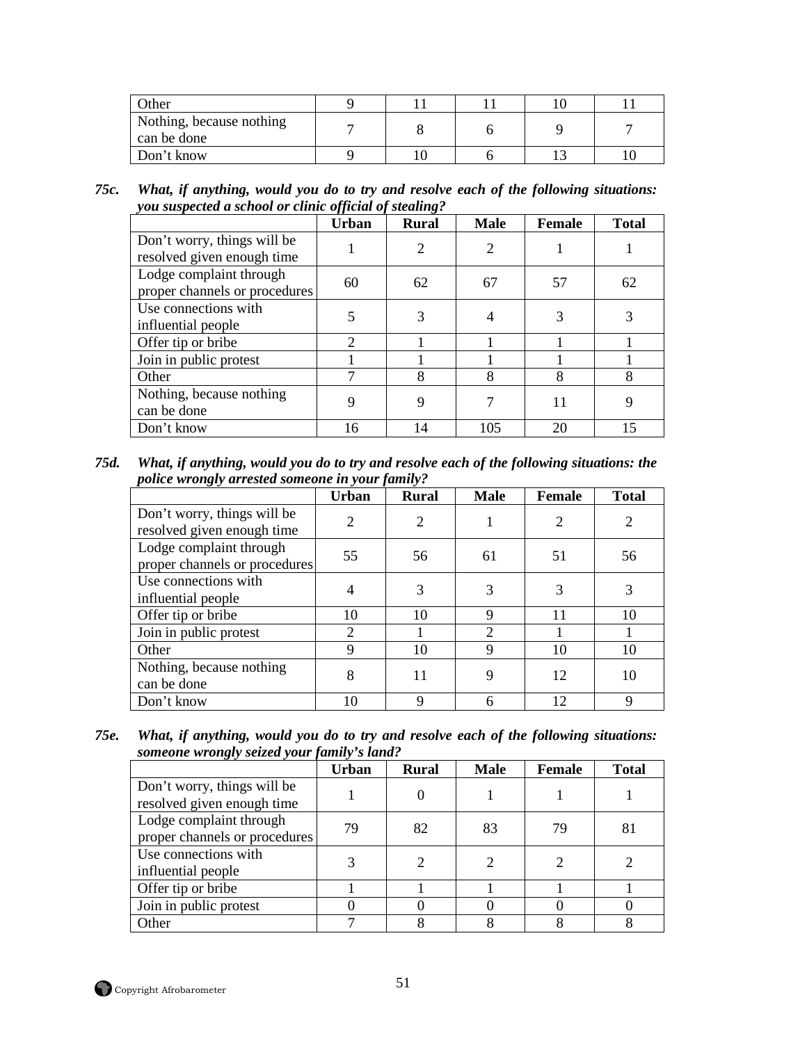| | | | | | |
|---|---|---|---|---|---|
| Other | 9 | 11 | 11 | 10 | 11 |
| Nothing, because nothing can be done | 7 | 8 | 6 | 9 | 7 |
| Don't know | 9 | 10 | 6 | 13 | 10 |

**75c.** ***What, if anything, would you do to try and resolve each of the following situations: you suspected a school or clinic official of stealing?***

| | Urban | Rural | Male | Female | Total |
|---|---|---|---|---|---|
| Don't worry, things will be resolved given enough time | 1 | 2 | 2 | 1 | 1 |
| Lodge complaint through proper channels or procedures | 60 | 62 | 67 | 57 | 62 |
| Use connections with influential people | 5 | 3 | 4 | 3 | 3 |
| Offer tip or bribe | 2 | 1 | 1 | 1 | 1 |
| Join in public protest | 1 | 1 | 1 | 1 | 1 |
| Other | 7 | 8 | 8 | 8 | 8 |
| Nothing, because nothing can be done | 9 | 9 | 7 | 11 | 9 |
| Don't know | 16 | 14 | 105 | 20 | 15 |

**75d.** ***What, if anything, would you do to try and resolve each of the following situations: the police wrongly arrested someone in your family?***

| | Urban | Rural | Male | Female | Total |
|---|---|---|---|---|---|
| Don't worry, things will be resolved given enough time | 2 | 2 | 1 | 2 | 2 |
| Lodge complaint through proper channels or procedures | 55 | 56 | 61 | 51 | 56 |
| Use connections with influential people | 4 | 3 | 3 | 3 | 3 |
| Offer tip or bribe | 10 | 10 | 9 | 11 | 10 |
| Join in public protest | 2 | 1 | 2 | 1 | 1 |
| Other | 9 | 10 | 9 | 10 | 10 |
| Nothing, because nothing can be done | 8 | 11 | 9 | 12 | 10 |
| Don't know | 10 | 9 | 6 | 12 | 9 |

**75e.** ***What, if anything, would you do to try and resolve each of the following situations: someone wrongly seized your family's land?***

| | Urban | Rural | Male | Female | Total |
|---|---|---|---|---|---|
| Don't worry, things will be resolved given enough time | 1 | 0 | 1 | 1 | 1 |
| Lodge complaint through proper channels or procedures | 79 | 82 | 83 | 79 | 81 |
| Use connections with influential people | 3 | 2 | 2 | 2 | 2 |
| Offer tip or bribe | 1 | 1 | 1 | 1 | 1 |
| Join in public protest | 0 | 0 | 0 | 0 | 0 |
| Other | 7 | 8 | 8 | 8 | 8 |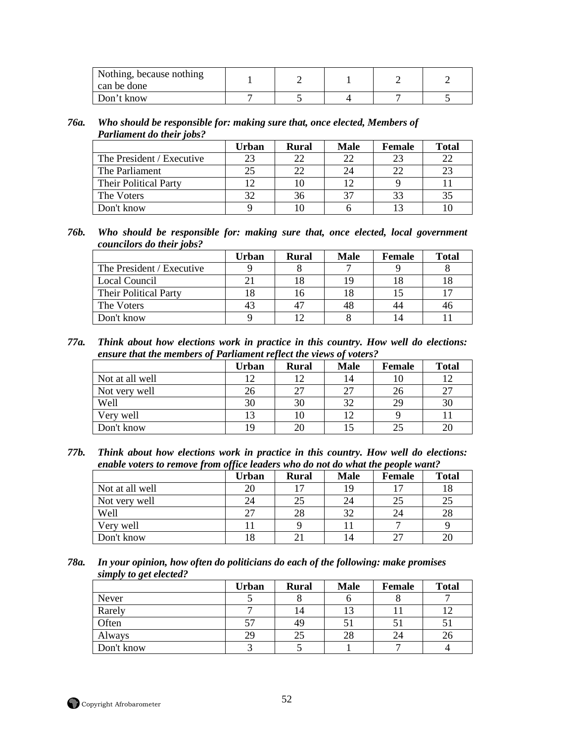| | | | | | |
|---|---|---|---|---|---|
| Nothing, because nothing can be done | 1 | 2 | 1 | 2 | 2 |
| Don't know | 7 | 5 | 4 | 7 | 5 |

**76a.** ***Who should be responsible for: making sure that, once elected, Members of Parliament do their jobs?***

| | Urban | Rural | Male | Female | Total |
|---|---|---|---|---|---|
| The President / Executive | 23 | 22 | 22 | 23 | 22 |
| The Parliament | 25 | 22 | 24 | 22 | 23 |
| Their Political Party | 12 | 10 | 12 | 9 | 11 |
| The Voters | 32 | 36 | 37 | 33 | 35 |
| Don't know | 9 | 10 | 6 | 13 | 10 |

**76b.** ***Who should be responsible for: making sure that, once elected, local government councilors do their jobs?***

| | Urban | Rural | Male | Female | Total |
|---|---|---|---|---|---|
| The President / Executive | 9 | 8 | 7 | 9 | 8 |
| Local Council | 21 | 18 | 19 | 18 | 18 |
| Their Political Party | 18 | 16 | 18 | 15 | 17 |
| The Voters | 43 | 47 | 48 | 44 | 46 |
| Don't know | 9 | 12 | 8 | 14 | 11 |

**77a.** ***Think about how elections work in practice in this country. How well do elections: ensure that the members of Parliament reflect the views of voters?***

| | Urban | Rural | Male | Female | Total |
|---|---|---|---|---|---|
| Not at all well | 12 | 12 | 14 | 10 | 12 |
| Not very well | 26 | 27 | 27 | 26 | 27 |
| Well | 30 | 30 | 32 | 29 | 30 |
| Very well | 13 | 10 | 12 | 9 | 11 |
| Don't know | 19 | 20 | 15 | 25 | 20 |

**77b.** ***Think about how elections work in practice in this country. How well do elections: enable voters to remove from office leaders who do not do what the people want?***

| | Urban | Rural | Male | Female | Total |
|---|---|---|---|---|---|
| Not at all well | 20 | 17 | 19 | 17 | 18 |
| Not very well | 24 | 25 | 24 | 25 | 25 |
| Well | 27 | 28 | 32 | 24 | 28 |
| Very well | 11 | 9 | 11 | 7 | 9 |
| Don't know | 18 | 21 | 14 | 27 | 20 |

**78a.** ***In your opinion, how often do politicians do each of the following: make promises simply to get elected?***

| | Urban | Rural | Male | Female | Total |
|---|---|---|---|---|---|
| Never | 5 | 8 | 6 | 8 | 7 |
| Rarely | 7 | 14 | 13 | 11 | 12 |
| Often | 57 | 49 | 51 | 51 | 51 |
| Always | 29 | 25 | 28 | 24 | 26 |
| Don't know | 3 | 5 | 1 | 7 | 4 |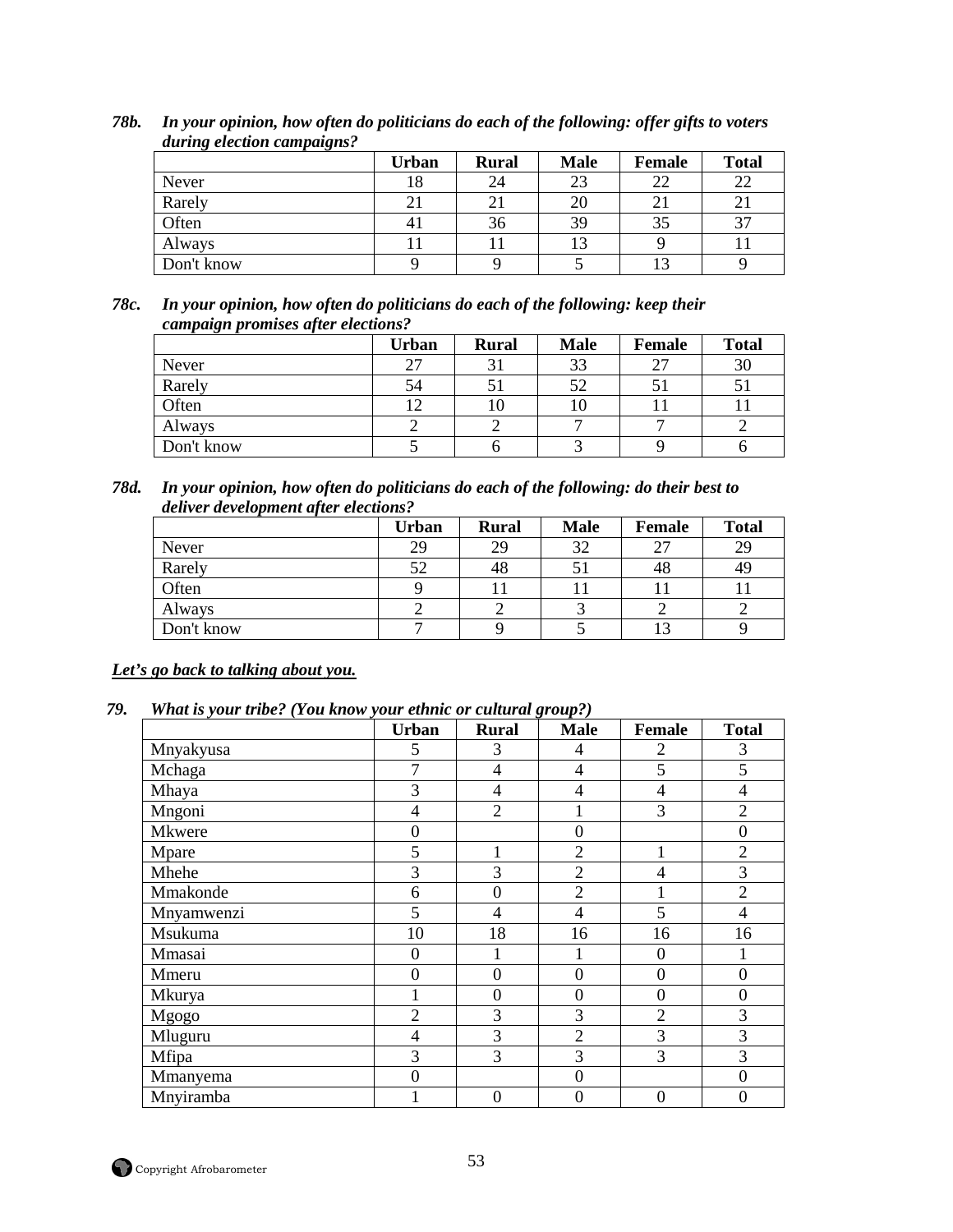***78b. In your opinion, how often do politicians do each of the following: offer gifts to voters during election campaigns?***

| | Urban | Rural | Male | Female | Total |
|---|---|---|---|---|---|
| Never | 18 | 24 | 23 | 22 | 22 |
| Rarely | 21 | 21 | 20 | 21 | 21 |
| Often | 41 | 36 | 39 | 35 | 37 |
| Always | 11 | 11 | 13 | 9 | 11 |
| Don't know | 9 | 9 | 5 | 13 | 9 |

***78c. In your opinion, how often do politicians do each of the following: keep their campaign promises after elections?***

| | Urban | Rural | Male | Female | Total |
|---|---|---|---|---|---|
| Never | 27 | 31 | 33 | 27 | 30 |
| Rarely | 54 | 51 | 52 | 51 | 51 |
| Often | 12 | 10 | 10 | 11 | 11 |
| Always | 2 | 2 | 7 | 7 | 2 |
| Don't know | 5 | 6 | 3 | 9 | 6 |

***78d. In your opinion, how often do politicians do each of the following: do their best to deliver development after elections?***

| | Urban | Rural | Male | Female | Total |
|---|---|---|---|---|---|
| Never | 29 | 29 | 32 | 27 | 29 |
| Rarely | 52 | 48 | 51 | 48 | 49 |
| Often | 9 | 11 | 11 | 11 | 11 |
| Always | 2 | 2 | 3 | 2 | 2 |
| Don't know | 7 | 9 | 5 | 13 | 9 |

***Let's go back to talking about you.***

***79. What is your tribe? (You know your ethnic or cultural group?)***

| | Urban | Rural | Male | Female | Total |
|---|---|---|---|---|---|
| Mnyakyusa | 5 | 3 | 4 | 2 | 3 |
| Mchaga | 7 | 4 | 4 | 5 | 5 |
| Mhaya | 3 | 4 | 4 | 4 | 4 |
| Mngoni | 4 | 2 | 1 | 3 | 2 |
| Mkwere | 0 | | 0 | | 0 |
| Mpare | 5 | 1 | 2 | 1 | 2 |
| Mhehe | 3 | 3 | 2 | 4 | 3 |
| Mmakonde | 6 | 0 | 2 | 1 | 2 |
| Mnyamwenzi | 5 | 4 | 4 | 5 | 4 |
| Msukuma | 10 | 18 | 16 | 16 | 16 |
| Mmasai | 0 | 1 | 1 | 0 | 1 |
| Mmeru | 0 | 0 | 0 | 0 | 0 |
| Mkurya | 1 | 0 | 0 | 0 | 0 |
| Mgogo | 2 | 3 | 3 | 2 | 3 |
| Mluguru | 4 | 3 | 2 | 3 | 3 |
| Mfipa | 3 | 3 | 3 | 3 | 3 |
| Mmanyema | 0 | | 0 | | 0 |
| Mnyiramba | 1 | 0 | 0 | 0 | 0 |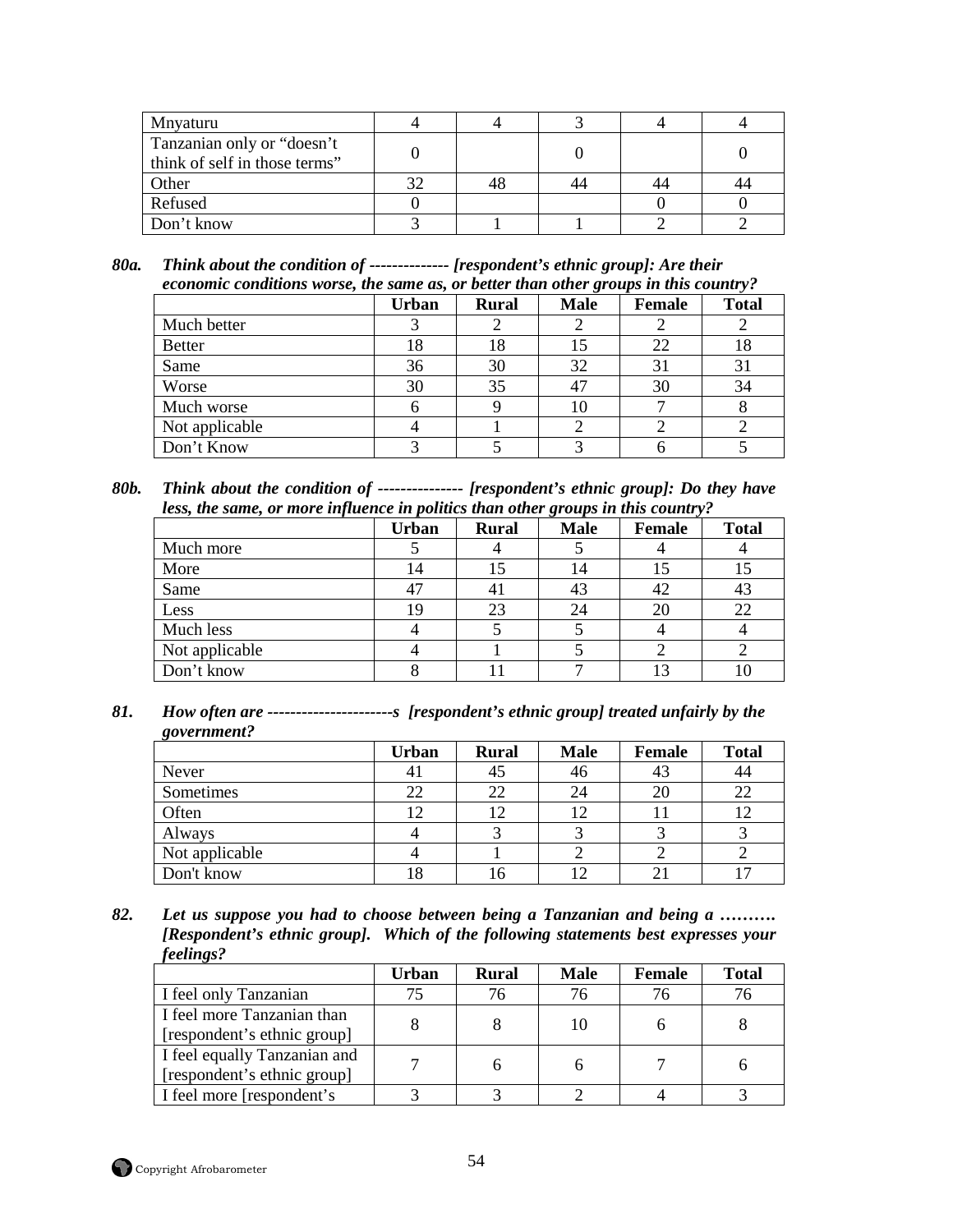| | | | | | |
|---|---|---|---|---|---|
| Mnyaturu | 4 | 4 | 3 | 4 | 4 |
| Tanzanian only or "doesn't think of self in those terms" | 0 | | 0 | | 0 |
| Other | 32 | 48 | 44 | 44 | 44 |
| Refused | 0 | | | 0 | 0 |
| Don't know | 3 | 1 | 1 | 2 | 2 |

***80a. Think about the condition of ------------- [respondent's ethnic group]: Are their economic conditions worse, the same as, or better than other groups in this country?***

| | Urban | Rural | Male | Female | Total |
|---|---|---|---|---|---|
| Much better | 3 | 2 | 2 | 2 | 2 |
| Better | 18 | 18 | 15 | 22 | 18 |
| Same | 36 | 30 | 32 | 31 | 31 |
| Worse | 30 | 35 | 47 | 30 | 34 |
| Much worse | 6 | 9 | 10 | 7 | 8 |
| Not applicable | 4 | 1 | 2 | 2 | 2 |
| Don't Know | 3 | 5 | 3 | 6 | 5 |

***80b. Think about the condition of --------------- [respondent's ethnic group]: Do they have less, the same, or more influence in politics than other groups in this country?***

| | Urban | Rural | Male | Female | Total |
|---|---|---|---|---|---|
| Much more | 5 | 4 | 5 | 4 | 4 |
| More | 14 | 15 | 14 | 15 | 15 |
| Same | 47 | 41 | 43 | 42 | 43 |
| Less | 19 | 23 | 24 | 20 | 22 |
| Much less | 4 | 5 | 5 | 4 | 4 |
| Not applicable | 4 | 1 | 5 | 2 | 2 |
| Don't know | 8 | 11 | 7 | 13 | 10 |

***81. How often are ----------------------s [respondent's ethnic group] treated unfairly by the government?***

| | Urban | Rural | Male | Female | Total |
|---|---|---|---|---|---|
| Never | 41 | 45 | 46 | 43 | 44 |
| Sometimes | 22 | 22 | 24 | 20 | 22 |
| Often | 12 | 12 | 12 | 11 | 12 |
| Always | 4 | 3 | 3 | 3 | 3 |
| Not applicable | 4 | 1 | 2 | 2 | 2 |
| Don't know | 18 | 16 | 12 | 21 | 17 |

***82. Let us suppose you had to choose between being a Tanzanian and being a ………. [Respondent's ethnic group]. Which of the following statements best expresses your feelings?***

| | Urban | Rural | Male | Female | Total |
|---|---|---|---|---|---|
| I feel only Tanzanian | 75 | 76 | 76 | 76 | 76 |
| I feel more Tanzanian than [respondent's ethnic group] | 8 | 8 | 10 | 6 | 8 |
| I feel equally Tanzanian and [respondent's ethnic group] | 7 | 6 | 6 | 7 | 6 |
| I feel more [respondent's | 3 | 3 | 2 | 4 | 3 |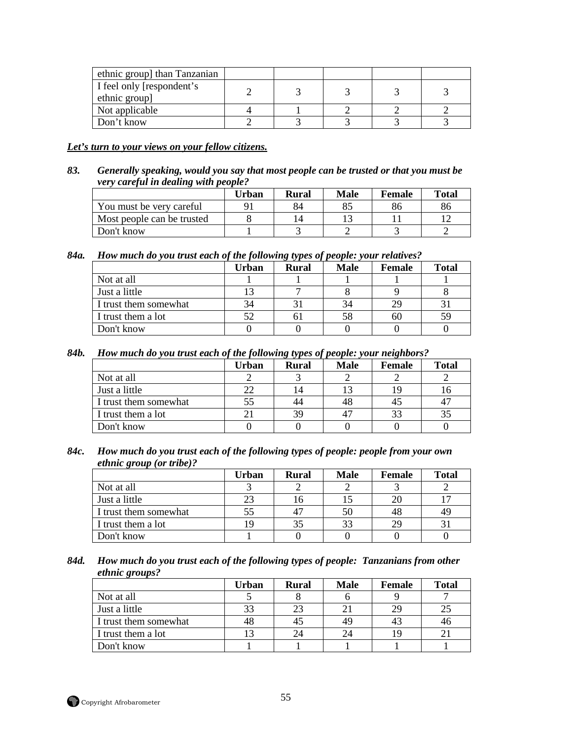| | | | | | |
|---|---|---|---|---|---|
| ethnic group] than Tanzanian | | | | | |
| I feel only [respondent's ethnic group] | 2 | 3 | 3 | 3 | 3 |
| Not applicable | 4 | 1 | 2 | 2 | 2 |
| Don't know | 2 | 3 | 3 | 3 | 3 |

***Let's turn to your views on your fellow citizens.***

***83. Generally speaking, would you say that most people can be trusted or that you must be very careful in dealing with people?***

| | Urban | Rural | Male | Female | Total |
|---|---|---|---|---|---|
| You must be very careful | 91 | 84 | 85 | 86 | 86 |
| Most people can be trusted | 8 | 14 | 13 | 11 | 12 |
| Don't know | 1 | 3 | 2 | 3 | 2 |

***84a. How much do you trust each of the following types of people: your relatives?***

| | Urban | Rural | Male | Female | Total |
|---|---|---|---|---|---|
| Not at all | 1 | 1 | 1 | 1 | 1 |
| Just a little | 13 | 7 | 8 | 9 | 8 |
| I trust them somewhat | 34 | 31 | 34 | 29 | 31 |
| I trust them a lot | 52 | 61 | 58 | 60 | 59 |
| Don't know | 0 | 0 | 0 | 0 | 0 |

***84b. How much do you trust each of the following types of people: your neighbors?***

| | Urban | Rural | Male | Female | Total |
|---|---|---|---|---|---|
| Not at all | 2 | 3 | 2 | 2 | 2 |
| Just a little | 22 | 14 | 13 | 19 | 16 |
| I trust them somewhat | 55 | 44 | 48 | 45 | 47 |
| I trust them a lot | 21 | 39 | 47 | 33 | 35 |
| Don't know | 0 | 0 | 0 | 0 | 0 |

***84c. How much do you trust each of the following types of people: people from your own ethnic group (or tribe)?***

| | Urban | Rural | Male | Female | Total |
|---|---|---|---|---|---|
| Not at all | 3 | 2 | 2 | 3 | 2 |
| Just a little | 23 | 16 | 15 | 20 | 17 |
| I trust them somewhat | 55 | 47 | 50 | 48 | 49 |
| I trust them a lot | 19 | 35 | 33 | 29 | 31 |
| Don't know | 1 | 0 | 0 | 0 | 0 |

***84d. How much do you trust each of the following types of people: Tanzanians from other ethnic groups?***

| | Urban | Rural | Male | Female | Total |
|---|---|---|---|---|---|
| Not at all | 5 | 8 | 6 | 9 | 7 |
| Just a little | 33 | 23 | 21 | 29 | 25 |
| I trust them somewhat | 48 | 45 | 49 | 43 | 46 |
| I trust them a lot | 13 | 24 | 24 | 19 | 21 |
| Don't know | 1 | 1 | 1 | 1 | 1 |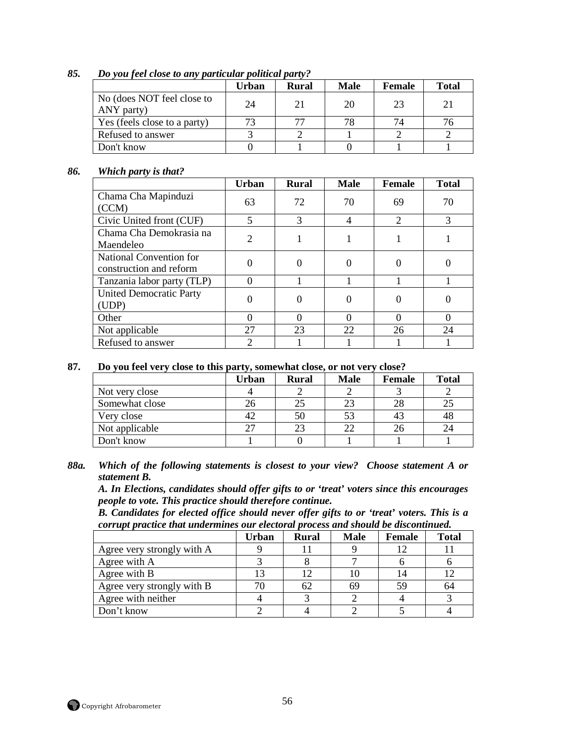***85. Do you feel close to any particular political party?***

| | Urban | Rural | Male | Female | Total |
|---|---|---|---|---|---|
| No (does NOT feel close to ANY party) | 24 | 21 | 20 | 23 | 21 |
| Yes (feels close to a party) | 73 | 77 | 78 | 74 | 76 |
| Refused to answer | 3 | 2 | 1 | 2 | 2 |
| Don't know | 0 | 1 | 0 | 1 | 1 |

***86. Which party is that?***

| | Urban | Rural | Male | Female | Total |
|---|---|---|---|---|---|
| Chama Cha Mapinduzi (CCM) | 63 | 72 | 70 | 69 | 70 |
| Civic United front (CUF) | 5 | 3 | 4 | 2 | 3 |
| Chama Cha Demokrasia na Maendeleo | 2 | 1 | 1 | 1 | 1 |
| National Convention for construction and reform | 0 | 0 | 0 | 0 | 0 |
| Tanzania labor party (TLP) | 0 | 1 | 1 | 1 | 1 |
| United Democratic Party (UDP) | 0 | 0 | 0 | 0 | 0 |
| Other | 0 | 0 | 0 | 0 | 0 |
| Not applicable | 27 | 23 | 22 | 26 | 24 |
| Refused to answer | 2 | 1 | 1 | 1 | 1 |

**87. Do you feel very close to this party, somewhat close, or not very close?**

| | Urban | Rural | Male | Female | Total |
|---|---|---|---|---|---|
| Not very close | 4 | 2 | 2 | 3 | 2 |
| Somewhat close | 26 | 25 | 23 | 28 | 25 |
| Very close | 42 | 50 | 53 | 43 | 48 |
| Not applicable | 27 | 23 | 22 | 26 | 24 |
| Don't know | 1 | 0 | 1 | 1 | 1 |

***88a. Which of the following statements is closest to your view? Choose statement A or statement B.***

***A. In Elections, candidates should offer gifts to or 'treat' voters since this encourages people to vote. This practice should therefore continue.***

***B. Candidates for elected office should never offer gifts to or 'treat' voters. This is a corrupt practice that undermines our electoral process and should be discontinued.***

| | Urban | Rural | Male | Female | Total |
|---|---|---|---|---|---|
| Agree very strongly with A | 9 | 11 | 9 | 12 | 11 |
| Agree with A | 3 | 8 | 7 | 6 | 6 |
| Agree with B | 13 | 12 | 10 | 14 | 12 |
| Agree very strongly with B | 70 | 62 | 69 | 59 | 64 |
| Agree with neither | 4 | 3 | 2 | 4 | 3 |
| Don't know | 2 | 4 | 2 | 5 | 4 |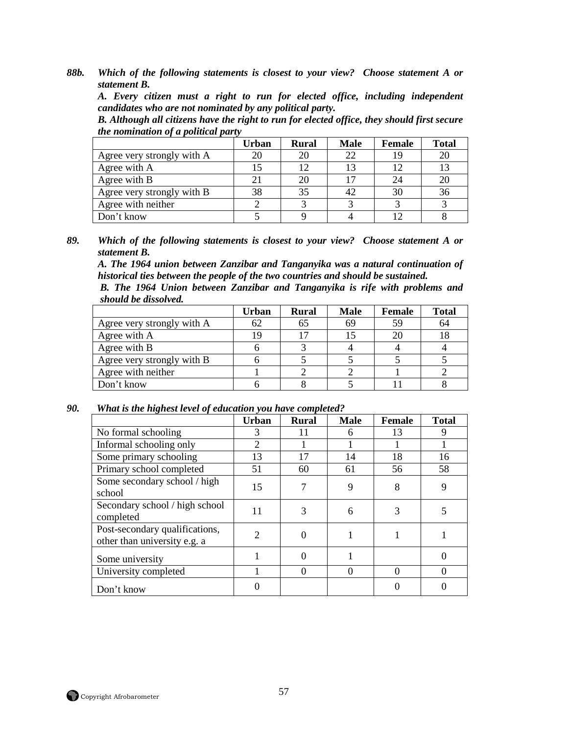***88b. Which of the following statements is closest to your view? Choose statement A or statement B.***

***A. Every citizen must a right to run for elected office, including independent candidates who are not nominated by any political party.***

***B. Although all citizens have the right to run for elected office, they should first secure the nomination of a political party***

| | Urban | Rural | Male | Female | Total |
|---|---|---|---|---|---|
| Agree very strongly with A | 20 | 20 | 22 | 19 | 20 |
| Agree with A | 15 | 12 | 13 | 12 | 13 |
| Agree with B | 21 | 20 | 17 | 24 | 20 |
| Agree very strongly with B | 38 | 35 | 42 | 30 | 36 |
| Agree with neither | 2 | 3 | 3 | 3 | 3 |
| Don't know | 5 | 9 | 4 | 12 | 8 |

***89. Which of the following statements is closest to your view? Choose statement A or statement B.***

***A. The 1964 union between Zanzibar and Tanganyika was a natural continuation of historical ties between the people of the two countries and should be sustained.***

***B. The 1964 Union between Zanzibar and Tanganyika is rife with problems and should be dissolved.***

| | Urban | Rural | Male | Female | Total |
|---|---|---|---|---|---|
| Agree very strongly with A | 62 | 65 | 69 | 59 | 64 |
| Agree with A | 19 | 17 | 15 | 20 | 18 |
| Agree with B | 6 | 3 | 4 | 4 | 4 |
| Agree very strongly with B | 6 | 5 | 5 | 5 | 5 |
| Agree with neither | 1 | 2 | 2 | 1 | 2 |
| Don't know | 6 | 8 | 5 | 11 | 8 |

***90. What is the highest level of education you have completed?***

| | Urban | Rural | Male | Female | Total |
|---|---|---|---|---|---|
| No formal schooling | 3 | 11 | 6 | 13 | 9 |
| Informal schooling only | 2 | 1 | 1 | 1 | 1 |
| Some primary schooling | 13 | 17 | 14 | 18 | 16 |
| Primary school completed | 51 | 60 | 61 | 56 | 58 |
| Some secondary school / high school | 15 | 7 | 9 | 8 | 9 |
| Secondary school / high school completed | 11 | 3 | 6 | 3 | 5 |
| Post-secondary qualifications, other than university e.g. a | 2 | 0 | 1 | 1 | 1 |
| Some university | 1 | 0 | 1 | | 0 |
| University completed | 1 | 0 | 0 | 0 | 0 |
| Don't know | 0 | | | 0 | 0 |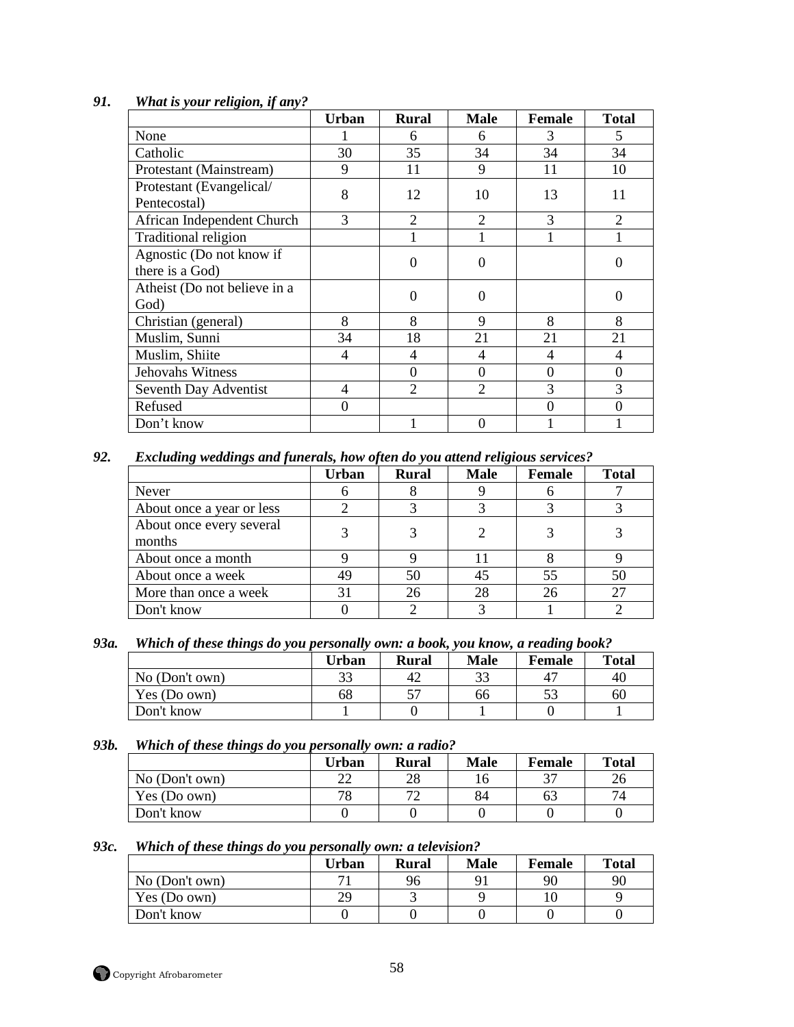***91. What is your religion, if any?***

| | Urban | Rural | Male | Female | Total |
|---|---|---|---|---|---|
| None | 1 | 6 | 6 | 3 | 5 |
| Catholic | 30 | 35 | 34 | 34 | 34 |
| Protestant (Mainstream) | 9 | 11 | 9 | 11 | 10 |
| Protestant (Evangelical/ Pentecostal) | 8 | 12 | 10 | 13 | 11 |
| African Independent Church | 3 | 2 | 2 | 3 | 2 |
| Traditional religion | | 1 | 1 | 1 | 1 |
| Agnostic (Do not know if there is a God) | | 0 | 0 | | 0 |
| Atheist (Do not believe in a God) | | 0 | 0 | | 0 |
| Christian (general) | 8 | 8 | 9 | 8 | 8 |
| Muslim, Sunni | 34 | 18 | 21 | 21 | 21 |
| Muslim, Shiite | 4 | 4 | 4 | 4 | 4 |
| Jehovahs Witness | | 0 | 0 | 0 | 0 |
| Seventh Day Adventist | 4 | 2 | 2 | 3 | 3 |
| Refused | 0 | | | 0 | 0 |
| Don't know | | 1 | 0 | 1 | 1 |

***92. Excluding weddings and funerals, how often do you attend religious services?***

| | Urban | Rural | Male | Female | Total |
|---|---|---|---|---|---|
| Never | 6 | 8 | 9 | 6 | 7 |
| About once a year or less | 2 | 3 | 3 | 3 | 3 |
| About once every several months | 3 | 3 | 2 | 3 | 3 |
| About once a month | 9 | 9 | 11 | 8 | 9 |
| About once a week | 49 | 50 | 45 | 55 | 50 |
| More than once a week | 31 | 26 | 28 | 26 | 27 |
| Don't know | 0 | 2 | 3 | 1 | 2 |

***93a. Which of these things do you personally own: a book, you know, a reading book?***

| | Urban | Rural | Male | Female | Total |
|---|---|---|---|---|---|
| No (Don't own) | 33 | 42 | 33 | 47 | 40 |
| Yes (Do own) | 68 | 57 | 66 | 53 | 60 |
| Don't know | 1 | 0 | 1 | 0 | 1 |

***93b. Which of these things do you personally own: a radio?***

| | Urban | Rural | Male | Female | Total |
|---|---|---|---|---|---|
| No (Don't own) | 22 | 28 | 16 | 37 | 26 |
| Yes (Do own) | 78 | 72 | 84 | 63 | 74 |
| Don't know | 0 | 0 | 0 | 0 | 0 |

***93c. Which of these things do you personally own: a television?***

| | Urban | Rural | Male | Female | Total |
|---|---|---|---|---|---|
| No (Don't own) | 71 | 96 | 91 | 90 | 90 |
| Yes (Do own) | 29 | 3 | 9 | 10 | 9 |
| Don't know | 0 | 0 | 0 | 0 | 0 |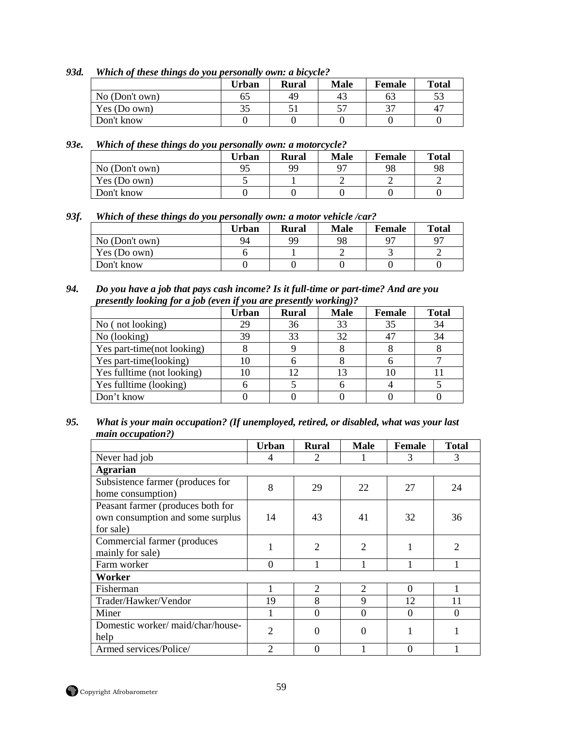***93d. Which of these things do you personally own: a bicycle?***

| | Urban | Rural | Male | Female | Total |
|---|---|---|---|---|---|
| No (Don't own) | 65 | 49 | 43 | 63 | 53 |
| Yes (Do own) | 35 | 51 | 57 | 37 | 47 |
| Don't know | 0 | 0 | 0 | 0 | 0 |

***93e. Which of these things do you personally own: a motorcycle?***

| | Urban | Rural | Male | Female | Total |
|---|---|---|---|---|---|
| No (Don't own) | 95 | 99 | 97 | 98 | 98 |
| Yes (Do own) | 5 | 1 | 2 | 2 | 2 |
| Don't know | 0 | 0 | 0 | 0 | 0 |

***93f. Which of these things do you personally own: a motor vehicle /car?***

| | Urban | Rural | Male | Female | Total |
|---|---|---|---|---|---|
| No (Don't own) | 94 | 99 | 98 | 97 | 97 |
| Yes (Do own) | 6 | 1 | 2 | 3 | 2 |
| Don't know | 0 | 0 | 0 | 0 | 0 |

***94. Do you have a job that pays cash income? Is it full-time or part-time? And are you presently looking for a job (even if you are presently working)?***

| | Urban | Rural | Male | Female | Total |
|---|---|---|---|---|---|
| No ( not looking) | 29 | 36 | 33 | 35 | 34 |
| No (looking) | 39 | 33 | 32 | 47 | 34 |
| Yes part-time(not looking) | 8 | 9 | 8 | 8 | 8 |
| Yes part-time(looking) | 10 | 6 | 8 | 6 | 7 |
| Yes fulltime (not looking) | 10 | 12 | 13 | 10 | 11 |
| Yes fulltime (looking) | 6 | 5 | 6 | 4 | 5 |
| Don't know | 0 | 0 | 0 | 0 | 0 |

***95. What is your main occupation? (If unemployed, retired, or disabled, what was your last main occupation?)***

| | Urban | Rural | Male | Female | Total |
|---|---|---|---|---|---|
| Never had job | 4 | 2 | 1 | 3 | 3 |
| **Agrarian** | | | | | |
| Subsistence farmer (produces for home consumption) | 8 | 29 | 22 | 27 | 24 |
| Peasant farmer (produces both for own consumption and some surplus for sale) | 14 | 43 | 41 | 32 | 36 |
| Commercial farmer (produces mainly for sale) | 1 | 2 | 2 | 1 | 2 |
| Farm worker | 0 | 1 | 1 | 1 | 1 |
| **Worker** | | | | | |
| Fisherman | 1 | 2 | 2 | 0 | 1 |
| Trader/Hawker/Vendor | 19 | 8 | 9 | 12 | 11 |
| Miner | 1 | 0 | 0 | 0 | 0 |
| Domestic worker/ maid/char/house-help | 2 | 0 | 0 | 1 | 1 |
| Armed services/Police/ | 2 | 0 | 1 | 0 | 1 |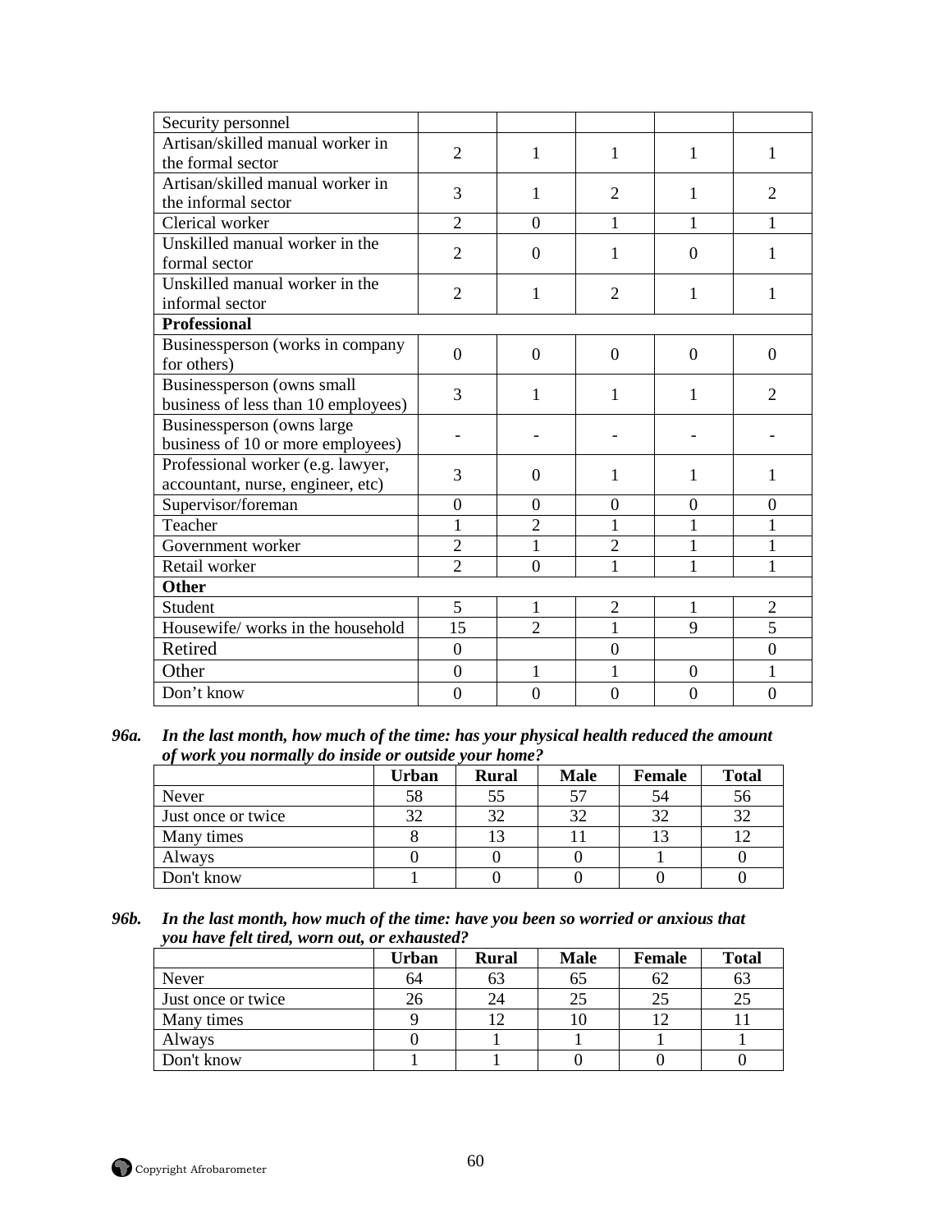| | | | | | |
|---|---|---|---|---|---|
| Security personnel | | | | | |
| Artisan/skilled manual worker in the formal sector | 2 | 1 | 1 | 1 | 1 |
| Artisan/skilled manual worker in the informal sector | 3 | 1 | 2 | 1 | 2 |
| Clerical worker | 2 | 0 | 1 | 1 | 1 |
| Unskilled manual worker in the formal sector | 2 | 0 | 1 | 0 | 1 |
| Unskilled manual worker in the informal sector | 2 | 1 | 2 | 1 | 1 |
| **Professional** | | | | | |
| Businessperson (works in company for others) | 0 | 0 | 0 | 0 | 0 |
| Businessperson (owns small business of less than 10 employees) | 3 | 1 | 1 | 1 | 2 |
| Businessperson (owns large business of 10 or more employees) | - | - | - | - | - |
| Professional worker (e.g. lawyer, accountant, nurse, engineer, etc) | 3 | 0 | 1 | 1 | 1 |
| Supervisor/foreman | 0 | 0 | 0 | 0 | 0 |
| Teacher | 1 | 2 | 1 | 1 | 1 |
| Government worker | 2 | 1 | 2 | 1 | 1 |
| Retail worker | 2 | 0 | 1 | 1 | 1 |
| **Other** | | | | | |
| Student | 5 | 1 | 2 | 1 | 2 |
| Housewife/ works in the household | 15 | 2 | 1 | 9 | 5 |
| Retired | 0 | | 0 | | 0 |
| Other | 0 | 1 | 1 | 0 | 1 |
| Don't know | 0 | 0 | 0 | 0 | 0 |

***96a. In the last month, how much of the time: has your physical health reduced the amount of work you normally do inside or outside your home?***

| | Urban | Rural | Male | Female | Total |
|---|---|---|---|---|---|
| Never | 58 | 55 | 57 | 54 | 56 |
| Just once or twice | 32 | 32 | 32 | 32 | 32 |
| Many times | 8 | 13 | 11 | 13 | 12 |
| Always | 0 | 0 | 0 | 1 | 0 |
| Don't know | 1 | 0 | 0 | 0 | 0 |

***96b. In the last month, how much of the time: have you been so worried or anxious that you have felt tired, worn out, or exhausted?***

| | Urban | Rural | Male | Female | Total |
|---|---|---|---|---|---|
| Never | 64 | 63 | 65 | 62 | 63 |
| Just once or twice | 26 | 24 | 25 | 25 | 25 |
| Many times | 9 | 12 | 10 | 12 | 11 |
| Always | 0 | 1 | 1 | 1 | 1 |
| Don't know | 1 | 1 | 0 | 0 | 0 |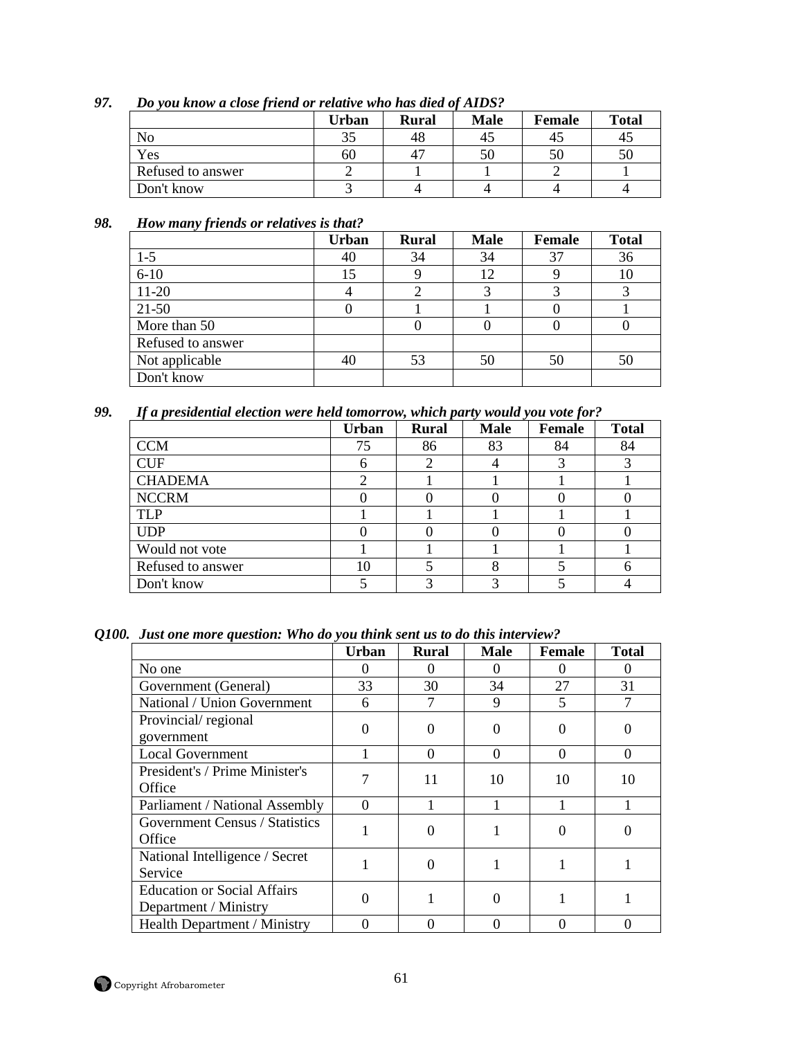### 97. *Do you know a close friend or relative who has died of AIDS?*

| | Urban | Rural | Male | Female | Total |
|---|---|---|---|---|---|
| No | 35 | 48 | 45 | 45 | 45 |
| Yes | 60 | 47 | 50 | 50 | 50 |
| Refused to answer | 2 | 1 | 1 | 2 | 1 |
| Don't know | 3 | 4 | 4 | 4 | 4 |

### 98. *How many friends or relatives is that?*

| | Urban | Rural | Male | Female | Total |
|---|---|---|---|---|---|
| 1-5 | 40 | 34 | 34 | 37 | 36 |
| 6-10 | 15 | 9 | 12 | 9 | 10 |
| 11-20 | 4 | 2 | 3 | 3 | 3 |
| 21-50 | 0 | 1 | 1 | 0 | 1 |
| More than 50 | | 0 | 0 | 0 | 0 |
| Refused to answer | | | | | |
| Not applicable | 40 | 53 | 50 | 50 | 50 |
| Don't know | | | | | |

### 99. *If a presidential election were held tomorrow, which party would you vote for?*

| | Urban | Rural | Male | Female | Total |
|---|---|---|---|---|---|
| CCM | 75 | 86 | 83 | 84 | 84 |
| CUF | 6 | 2 | 4 | 3 | 3 |
| CHADEMA | 2 | 1 | 1 | 1 | 1 |
| NCCRM | 0 | 0 | 0 | 0 | 0 |
| TLP | 1 | 1 | 1 | 1 | 1 |
| UDP | 0 | 0 | 0 | 0 | 0 |
| Would not vote | 1 | 1 | 1 | 1 | 1 |
| Refused to answer | 10 | 5 | 8 | 5 | 6 |
| Don't know | 5 | 3 | 3 | 5 | 4 |

### Q100. *Just one more question: Who do you think sent us to do this interview?*

| | Urban | Rural | Male | Female | Total |
|---|---|---|---|---|---|
| No one | 0 | 0 | 0 | 0 | 0 |
| Government (General) | 33 | 30 | 34 | 27 | 31 |
| National / Union Government | 6 | 7 | 9 | 5 | 7 |
| Provincial/ regional government | 0 | 0 | 0 | 0 | 0 |
| Local Government | 1 | 0 | 0 | 0 | 0 |
| President's / Prime Minister's Office | 7 | 11 | 10 | 10 | 10 |
| Parliament / National Assembly | 0 | 1 | 1 | 1 | 1 |
| Government Census / Statistics Office | 1 | 0 | 1 | 0 | 0 |
| National Intelligence / Secret Service | 1 | 0 | 1 | 1 | 1 |
| Education or Social Affairs Department / Ministry | 0 | 1 | 0 | 1 | 1 |
| Health Department / Ministry | 0 | 0 | 0 | 0 | 0 |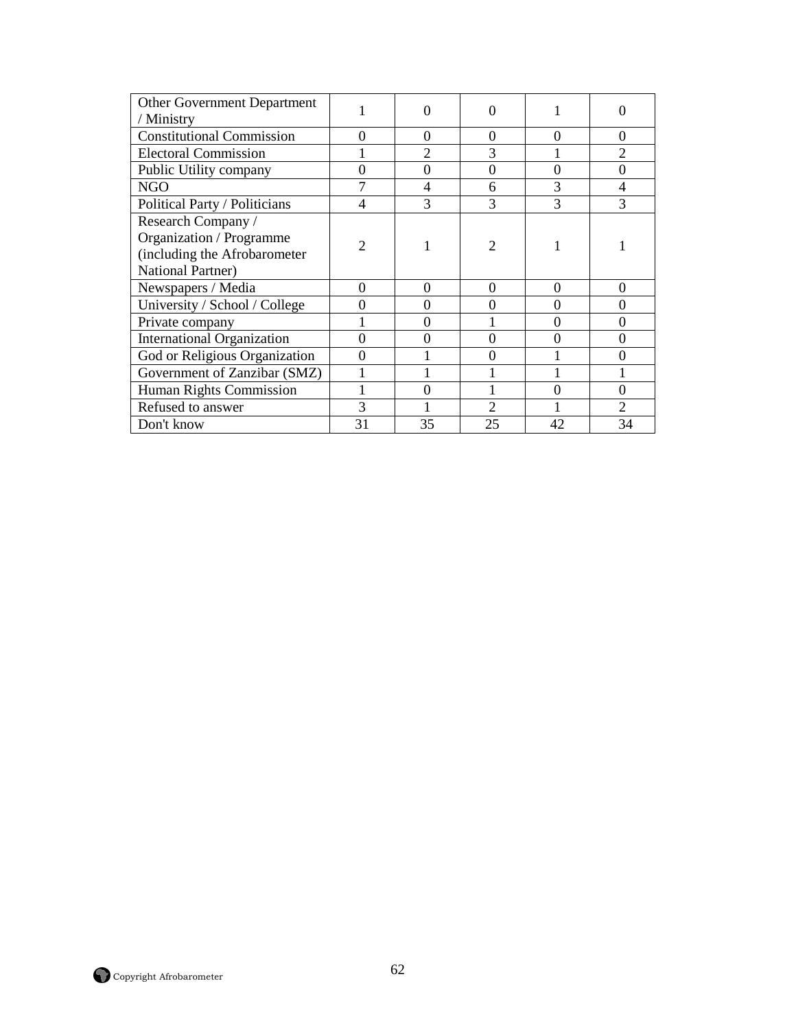| | | | | | |
|---|---|---|---|---|---|
| Other Government Department / Ministry | 1 | 0 | 0 | 1 | 0 |
| Constitutional Commission | 0 | 0 | 0 | 0 | 0 |
| Electoral Commission | 1 | 2 | 3 | 1 | 2 |
| Public Utility company | 0 | 0 | 0 | 0 | 0 |
| NGO | 7 | 4 | 6 | 3 | 4 |
| Political Party / Politicians | 4 | 3 | 3 | 3 | 3 |
| Research Company / Organization / Programme (including the Afrobarometer National Partner) | 2 | 1 | 2 | 1 | 1 |
| Newspapers / Media | 0 | 0 | 0 | 0 | 0 |
| University / School / College | 0 | 0 | 0 | 0 | 0 |
| Private company | 1 | 0 | 1 | 0 | 0 |
| International Organization | 0 | 0 | 0 | 0 | 0 |
| God or Religious Organization | 0 | 1 | 0 | 1 | 0 |
| Government of Zanzibar (SMZ) | 1 | 1 | 1 | 1 | 1 |
| Human Rights Commission | 1 | 0 | 1 | 0 | 0 |
| Refused to answer | 3 | 1 | 2 | 1 | 2 |
| Don't know | 31 | 35 | 25 | 42 | 34 |

Copyright Afrobarometer